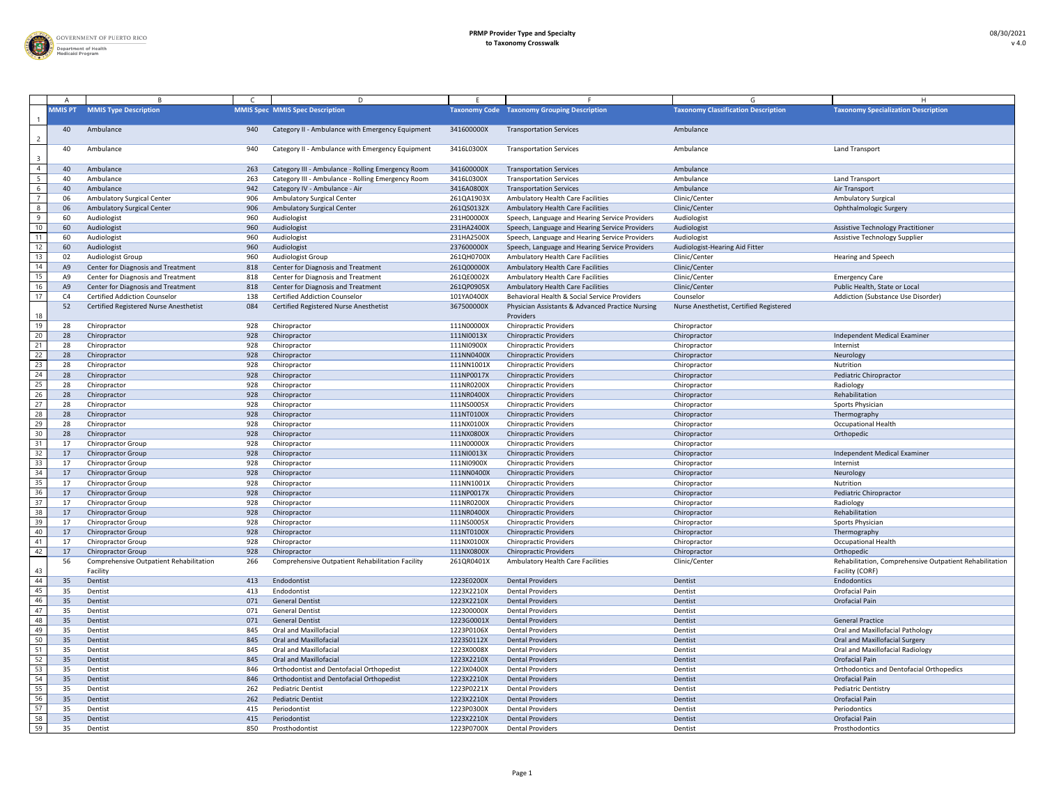GOVERNMENT OF PUERTO RICO
Department of Health
Medicaid Program

**PRMP Provider Type and Specialty to Taxonomy Crosswalk**

08/30/2021
v 4.0

| MMIS PT | MMIS Type Description | MMIS Spec | MMIS Spec Description | Taxonomy Code | Taxonomy Grouping Description | Taxonomy Classification Description | Taxonomy Specialization Description |
|---|---|---|---|---|---|---|---|
| 40 | Ambulance | 940 | Category II - Ambulance with Emergency Equipment | 341600000X | Transportation Services | Ambulance | |
| 40 | Ambulance | 940 | Category II - Ambulance with Emergency Equipment | 3416L0300X | Transportation Services | Ambulance | Land Transport |
| 40 | Ambulance | 263 | Category III - Ambulance - Rolling Emergency Room | 341600000X | Transportation Services | Ambulance | |
| 40 | Ambulance | 263 | Category III - Ambulance - Rolling Emergency Room | 3416L0300X | Transportation Services | Ambulance | Land Transport |
| 40 | Ambulance | 942 | Category IV - Ambulance - Air | 3416A0800X | Transportation Services | Ambulance | Air Transport |
| 06 | Ambulatory Surgical Center | 906 | Ambulatory Surgical Center | 261QA1903X | Ambulatory Health Care Facilities | Clinic/Center | Ambulatory Surgical |
| 06 | Ambulatory Surgical Center | 906 | Ambulatory Surgical Center | 261QS0132X | Ambulatory Health Care Facilities | Clinic/Center | Ophthalmologic Surgery |
| 60 | Audiologist | 960 | Audiologist | 231H00000X | Speech, Language and Hearing Service Providers | Audiologist | |
| 60 | Audiologist | 960 | Audiologist | 231HA2400X | Speech, Language and Hearing Service Providers | Audiologist | Assistive Technology Practitioner |
| 60 | Audiologist | 960 | Audiologist | 231HA2500X | Speech, Language and Hearing Service Providers | Audiologist | Assistive Technology Supplier |
| 60 | Audiologist | 960 | Audiologist | 237600000X | Speech, Language and Hearing Service Providers | Audiologist-Hearing Aid Fitter | |
| 02 | Audiologist Group | 960 | Audiologist Group | 261QH0700X | Ambulatory Health Care Facilities | Clinic/Center | Hearing and Speech |
| A9 | Center for Diagnosis and Treatment | 818 | Center for Diagnosis and Treatment | 261Q00000X | Ambulatory Health Care Facilities | Clinic/Center | |
| A9 | Center for Diagnosis and Treatment | 818 | Center for Diagnosis and Treatment | 261QE0002X | Ambulatory Health Care Facilities | Clinic/Center | Emergency Care |
| A9 | Center for Diagnosis and Treatment | 818 | Center for Diagnosis and Treatment | 261QP0905X | Ambulatory Health Care Facilities | Clinic/Center | Public Health, State or Local |
| C4 | Certified Addiction Counselor | 138 | Certified Addiction Counselor | 101YA0400X | Behavioral Health & Social Service Providers | Counselor | Addiction (Substance Use Disorder) |
| 52 | Certified Registered Nurse Anesthetist | 084 | Certified Registered Nurse Anesthetist | 367500000X | Physician Assistants & Advanced Practice Nursing Providers | Nurse Anesthetist, Certified Registered | |
| 28 | Chiropractor | 928 | Chiropractor | 111N00000X | Chiropractic Providers | Chiropractor | |
| 28 | Chiropractor | 928 | Chiropractor | 111NI0013X | Chiropractic Providers | Chiropractor | Independent Medical Examiner |
| 28 | Chiropractor | 928 | Chiropractor | 111NI0900X | Chiropractic Providers | Chiropractor | Internist |
| 28 | Chiropractor | 928 | Chiropractor | 111NN0400X | Chiropractic Providers | Chiropractor | Neurology |
| 28 | Chiropractor | 928 | Chiropractor | 111NN1001X | Chiropractic Providers | Chiropractor | Nutrition |
| 28 | Chiropractor | 928 | Chiropractor | 111NP0017X | Chiropractic Providers | Chiropractor | Pediatric Chiropractor |
| 28 | Chiropractor | 928 | Chiropractor | 111NR0200X | Chiropractic Providers | Chiropractor | Radiology |
| 28 | Chiropractor | 928 | Chiropractor | 111NR0400X | Chiropractic Providers | Chiropractor | Rehabilitation |
| 28 | Chiropractor | 928 | Chiropractor | 111NS0005X | Chiropractic Providers | Chiropractor | Sports Physician |
| 28 | Chiropractor | 928 | Chiropractor | 111NT0100X | Chiropractic Providers | Chiropractor | Thermography |
| 28 | Chiropractor | 928 | Chiropractor | 111NX0100X | Chiropractic Providers | Chiropractor | Occupational Health |
| 28 | Chiropractor | 928 | Chiropractor | 111NX0800X | Chiropractic Providers | Chiropractor | Orthopedic |
| 17 | Chiropractor Group | 928 | Chiropractor | 111N00000X | Chiropractic Providers | Chiropractor | |
| 17 | Chiropractor Group | 928 | Chiropractor | 111NI0013X | Chiropractic Providers | Chiropractor | Independent Medical Examiner |
| 17 | Chiropractor Group | 928 | Chiropractor | 111NI0900X | Chiropractic Providers | Chiropractor | Internist |
| 17 | Chiropractor Group | 928 | Chiropractor | 111NN0400X | Chiropractic Providers | Chiropractor | Neurology |
| 17 | Chiropractor Group | 928 | Chiropractor | 111NN1001X | Chiropractic Providers | Chiropractor | Nutrition |
| 17 | Chiropractor Group | 928 | Chiropractor | 111NP0017X | Chiropractic Providers | Chiropractor | Pediatric Chiropractor |
| 17 | Chiropractor Group | 928 | Chiropractor | 111NR0200X | Chiropractic Providers | Chiropractor | Radiology |
| 17 | Chiropractor Group | 928 | Chiropractor | 111NR0400X | Chiropractic Providers | Chiropractor | Rehabilitation |
| 17 | Chiropractor Group | 928 | Chiropractor | 111NS0005X | Chiropractic Providers | Chiropractor | Sports Physician |
| 17 | Chiropractor Group | 928 | Chiropractor | 111NT0100X | Chiropractic Providers | Chiropractor | Thermography |
| 17 | Chiropractor Group | 928 | Chiropractor | 111NX0100X | Chiropractic Providers | Chiropractor | Occupational Health |
| 17 | Chiropractor Group | 928 | Chiropractor | 111NX0800X | Chiropractic Providers | Chiropractor | Orthopedic |
| 56 | Comprehensive Outpatient Rehabilitation Facility | 266 | Comprehensive Outpatient Rehabilitation Facility | 261QR0401X | Ambulatory Health Care Facilities | Clinic/Center | Rehabilitation, Comprehensive Outpatient Rehabilitation Facility (CORF) |
| 35 | Dentist | 413 | Endodontist | 1223E0200X | Dental Providers | Dentist | Endodontics |
| 35 | Dentist | 413 | Endodontist | 1223X2210X | Dental Providers | Dentist | Orofacial Pain |
| 35 | Dentist | 071 | General Dentist | 1223X2210X | Dental Providers | Dentist | Orofacial Pain |
| 35 | Dentist | 071 | General Dentist | 122300000X | Dental Providers | Dentist | |
| 35 | Dentist | 071 | General Dentist | 1223G0001X | Dental Providers | Dentist | General Practice |
| 35 | Dentist | 845 | Oral and Maxillofacial | 1223P0106X | Dental Providers | Dentist | Oral and Maxillofacial Pathology |
| 35 | Dentist | 845 | Oral and Maxillofacial | 1223S0112X | Dental Providers | Dentist | Oral and Maxillofacial Surgery |
| 35 | Dentist | 845 | Oral and Maxillofacial | 1223X0008X | Dental Providers | Dentist | Oral and Maxillofacial Radiology |
| 35 | Dentist | 845 | Oral and Maxillofacial | 1223X2210X | Dental Providers | Dentist | Orofacial Pain |
| 35 | Dentist | 846 | Orthodontist and Dentofacial Orthopedist | 1223X0400X | Dental Providers | Dentist | Orthodontics and Dentofacial Orthopedics |
| 35 | Dentist | 846 | Orthodontist and Dentofacial Orthopedist | 1223X2210X | Dental Providers | Dentist | Orofacial Pain |
| 35 | Dentist | 262 | Pediatric Dentist | 1223P0221X | Dental Providers | Dentist | Pediatric Dentistry |
| 35 | Dentist | 262 | Pediatric Dentist | 1223X2210X | Dental Providers | Dentist | Orofacial Pain |
| 35 | Dentist | 415 | Periodontist | 1223P0300X | Dental Providers | Dentist | Periodontics |
| 35 | Dentist | 415 | Periodontist | 1223X2210X | Dental Providers | Dentist | Orofacial Pain |
| 35 | Dentist | 850 | Prosthodontist | 1223P0700X | Dental Providers | Dentist | Prosthodontics |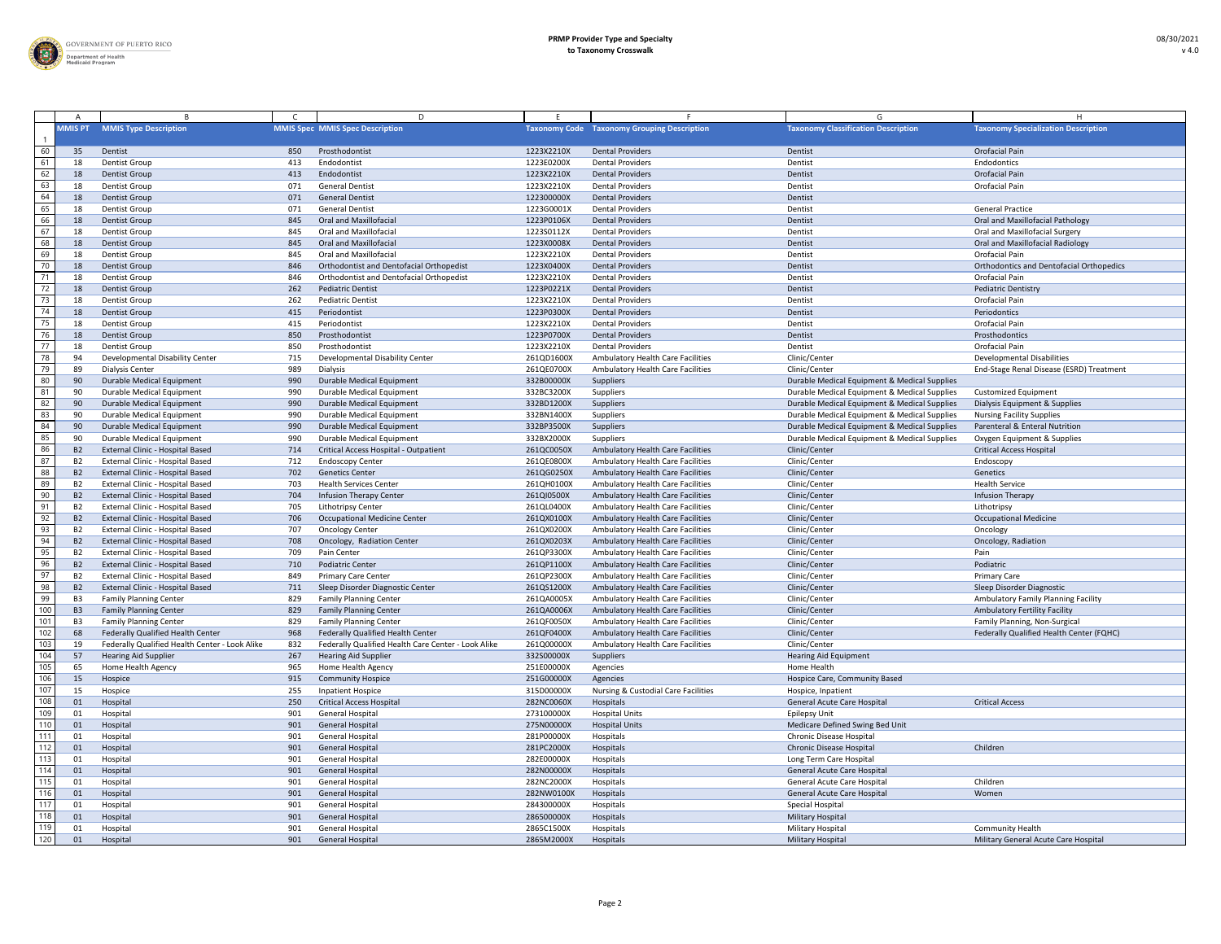# PRMP Provider Type and Specialty to Taxonomy Crosswalk

08/30/2021
v 4.0

| | A | B | C | D | E | F | G | H |
|---|---|---|---|---|---|---|---|---|
| 1 | MMIS PT | MMIS Type Description | MMIS Spec | MMIS Spec Description | Taxonomy Code | Taxonomy Grouping Description | Taxonomy Classification Description | Taxonomy Specialization Description |
| 60 | 35 | Dentist | 850 | Prosthodontist | 1223X2210X | Dental Providers | Dentist | Orofacial Pain |
| 61 | 18 | Dentist Group | 413 | Endodontist | 1223E0200X | Dental Providers | Dentist | Endodontics |
| 62 | 18 | Dentist Group | 413 | Endodontist | 1223X2210X | Dental Providers | Dentist | Orofacial Pain |
| 63 | 18 | Dentist Group | 071 | General Dentist | 1223X2210X | Dental Providers | Dentist | Orofacial Pain |
| 64 | 18 | Dentist Group | 071 | General Dentist | 122300000X | Dental Providers | Dentist | |
| 65 | 18 | Dentist Group | 071 | General Dentist | 1223G0001X | Dental Providers | Dentist | General Practice |
| 66 | 18 | Dentist Group | 845 | Oral and Maxillofacial | 1223P0106X | Dental Providers | Dentist | Oral and Maxillofacial Pathology |
| 67 | 18 | Dentist Group | 845 | Oral and Maxillofacial | 1223S0112X | Dental Providers | Dentist | Oral and Maxillofacial Surgery |
| 68 | 18 | Dentist Group | 845 | Oral and Maxillofacial | 1223X0008X | Dental Providers | Dentist | Oral and Maxillofacial Radiology |
| 69 | 18 | Dentist Group | 845 | Oral and Maxillofacial | 1223X2210X | Dental Providers | Dentist | Orofacial Pain |
| 70 | 18 | Dentist Group | 846 | Orthodontist and Dentofacial Orthopedist | 1223X0400X | Dental Providers | Dentist | Orthodontics and Dentofacial Orthopedics |
| 71 | 18 | Dentist Group | 846 | Orthodontist and Dentofacial Orthopedist | 1223X2210X | Dental Providers | Dentist | Orofacial Pain |
| 72 | 18 | Dentist Group | 262 | Pediatric Dentist | 1223P0221X | Dental Providers | Dentist | Pediatric Dentistry |
| 73 | 18 | Dentist Group | 262 | Pediatric Dentist | 1223X2210X | Dental Providers | Dentist | Orofacial Pain |
| 74 | 18 | Dentist Group | 415 | Periodontist | 1223P0300X | Dental Providers | Dentist | Periodontics |
| 75 | 18 | Dentist Group | 415 | Periodontist | 1223X2210X | Dental Providers | Dentist | Orofacial Pain |
| 76 | 18 | Dentist Group | 850 | Prosthodontist | 1223P0700X | Dental Providers | Dentist | Prosthodontics |
| 77 | 18 | Dentist Group | 850 | Prosthodontist | 1223X2210X | Dental Providers | Dentist | Orofacial Pain |
| 78 | 94 | Developmental Disability Center | 715 | Developmental Disability Center | 261QD1600X | Ambulatory Health Care Facilities | Clinic/Center | Developmental Disabilities |
| 79 | 89 | Dialysis Center | 989 | Dialysis | 261QE0700X | Ambulatory Health Care Facilities | Clinic/Center | End-Stage Renal Disease (ESRD) Treatment |
| 80 | 90 | Durable Medical Equipment | 990 | Durable Medical Equipment | 332B00000X | Suppliers | Durable Medical Equipment & Medical Supplies | |
| 81 | 90 | Durable Medical Equipment | 990 | Durable Medical Equipment | 332BC3200X | Suppliers | Durable Medical Equipment & Medical Supplies | Customized Equipment |
| 82 | 90 | Durable Medical Equipment | 990 | Durable Medical Equipment | 332BD1200X | Suppliers | Durable Medical Equipment & Medical Supplies | Dialysis Equipment & Supplies |
| 83 | 90 | Durable Medical Equipment | 990 | Durable Medical Equipment | 332BN1400X | Suppliers | Durable Medical Equipment & Medical Supplies | Nursing Facility Supplies |
| 84 | 90 | Durable Medical Equipment | 990 | Durable Medical Equipment | 332BP3500X | Suppliers | Durable Medical Equipment & Medical Supplies | Parenteral & Enteral Nutrition |
| 85 | 90 | Durable Medical Equipment | 990 | Durable Medical Equipment | 332BX2000X | Suppliers | Durable Medical Equipment & Medical Supplies | Oxygen Equipment & Supplies |
| 86 | B2 | External Clinic - Hospital Based | 714 | Critical Access Hospital - Outpatient | 261QC0050X | Ambulatory Health Care Facilities | Clinic/Center | Critical Access Hospital |
| 87 | B2 | External Clinic - Hospital Based | 712 | Endoscopy Center | 261QE0800X | Ambulatory Health Care Facilities | Clinic/Center | Endoscopy |
| 88 | B2 | External Clinic - Hospital Based | 702 | Genetics Center | 261QG0250X | Ambulatory Health Care Facilities | Clinic/Center | Genetics |
| 89 | B2 | External Clinic - Hospital Based | 703 | Health Services Center | 261QH0100X | Ambulatory Health Care Facilities | Clinic/Center | Health Service |
| 90 | B2 | External Clinic - Hospital Based | 704 | Infusion Therapy Center | 261QI0500X | Ambulatory Health Care Facilities | Clinic/Center | Infusion Therapy |
| 91 | B2 | External Clinic - Hospital Based | 705 | Lithotripsy Center | 261QL0400X | Ambulatory Health Care Facilities | Clinic/Center | Lithotripsy |
| 92 | B2 | External Clinic - Hospital Based | 706 | Occupational Medicine Center | 261QX0100X | Ambulatory Health Care Facilities | Clinic/Center | Occupational Medicine |
| 93 | B2 | External Clinic - Hospital Based | 707 | Oncology Center | 261QX0200X | Ambulatory Health Care Facilities | Clinic/Center | Oncology |
| 94 | B2 | External Clinic - Hospital Based | 708 | Oncology, Radiation Center | 261QX0203X | Ambulatory Health Care Facilities | Clinic/Center | Oncology, Radiation |
| 95 | B2 | External Clinic - Hospital Based | 709 | Pain Center | 261QP3300X | Ambulatory Health Care Facilities | Clinic/Center | Pain |
| 96 | B2 | External Clinic - Hospital Based | 710 | Podiatric Center | 261QP1100X | Ambulatory Health Care Facilities | Clinic/Center | Podiatric |
| 97 | B2 | External Clinic - Hospital Based | 849 | Primary Care Center | 261QP2300X | Ambulatory Health Care Facilities | Clinic/Center | Primary Care |
| 98 | B2 | External Clinic - Hospital Based | 711 | Sleep Disorder Diagnostic Center | 261QS1200X | Ambulatory Health Care Facilities | Clinic/Center | Sleep Disorder Diagnostic |
| 99 | B3 | Family Planning Center | 829 | Family Planning Center | 261QA0005X | Ambulatory Health Care Facilities | Clinic/Center | Ambulatory Family Planning Facility |
| 100 | B3 | Family Planning Center | 829 | Family Planning Center | 261QA0006X | Ambulatory Health Care Facilities | Clinic/Center | Ambulatory Fertility Facility |
| 101 | B3 | Family Planning Center | 829 | Family Planning Center | 261QF0050X | Ambulatory Health Care Facilities | Clinic/Center | Family Planning, Non-Surgical |
| 102 | 68 | Federally Qualified Health Center | 968 | Federally Qualified Health Center | 261QF0400X | Ambulatory Health Care Facilities | Clinic/Center | Federally Qualified Health Center (FQHC) |
| 103 | 19 | Federally Qualified Health Center - Look Alike | 832 | Federally Qualified Health Care Center - Look Alike | 261Q00000X | Ambulatory Health Care Facilities | Clinic/Center | |
| 104 | 57 | Hearing Aid Supplier | 267 | Hearing Aid Supplier | 332S00000X | Suppliers | Hearing Aid Equipment | |
| 105 | 65 | Home Health Agency | 965 | Home Health Agency | 251E00000X | Agencies | Home Health | |
| 106 | 15 | Hospice | 915 | Community Hospice | 251G00000X | Agencies | Hospice Care, Community Based | |
| 107 | 15 | Hospice | 255 | Inpatient Hospice | 315D00000X | Nursing & Custodial Care Facilities | Hospice, Inpatient | |
| 108 | 01 | Hospital | 250 | Critical Access Hospital | 282NC0060X | Hospitals | General Acute Care Hospital | Critical Access |
| 109 | 01 | Hospital | 901 | General Hospital | 273100000X | Hospital Units | Epilepsy Unit | |
| 110 | 01 | Hospital | 901 | General Hospital | 275N00000X | Hospital Units | Medicare Defined Swing Bed Unit | |
| 111 | 01 | Hospital | 901 | General Hospital | 281P00000X | Hospitals | Chronic Disease Hospital | |
| 112 | 01 | Hospital | 901 | General Hospital | 281PC2000X | Hospitals | Chronic Disease Hospital | Children |
| 113 | 01 | Hospital | 901 | General Hospital | 282E00000X | Hospitals | Long Term Care Hospital | |
| 114 | 01 | Hospital | 901 | General Hospital | 282N00000X | Hospitals | General Acute Care Hospital | |
| 115 | 01 | Hospital | 901 | General Hospital | 282NC2000X | Hospitals | General Acute Care Hospital | Children |
| 116 | 01 | Hospital | 901 | General Hospital | 282NW0100X | Hospitals | General Acute Care Hospital | Women |
| 117 | 01 | Hospital | 901 | General Hospital | 284300000X | Hospitals | Special Hospital | |
| 118 | 01 | Hospital | 901 | General Hospital | 286500000X | Hospitals | Military Hospital | |
| 119 | 01 | Hospital | 901 | General Hospital | 2865C1500X | Hospitals | Military Hospital | Community Health |
| 120 | 01 | Hospital | 901 | General Hospital | 2865M2000X | Hospitals | Military Hospital | Military General Acute Care Hospital |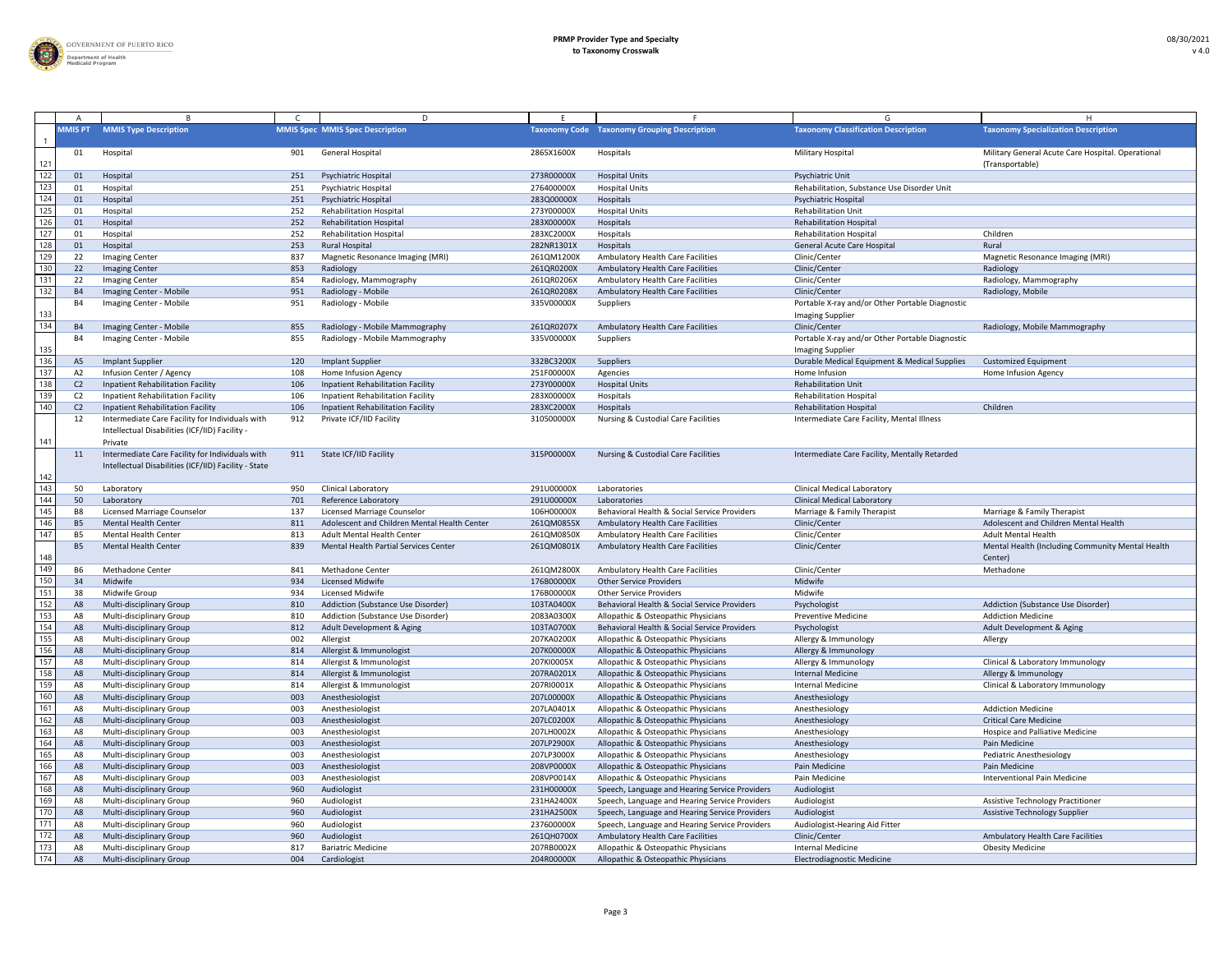| | A | B | C | D | E | F | G | H |
|---|---|---|---|---|---|---|---|---|
| 1 | MMIS PT | MMIS Type Description | MMIS Spec | MMIS Spec Description | Taxonomy Code | Taxonomy Grouping Description | Taxonomy Classification Description | Taxonomy Specialization Description |
| 121 | 01 | Hospital | 901 | General Hospital | 2865X1600X | Hospitals | Military Hospital | Military General Acute Care Hospital. Operational (Transportable) |
| 122 | 01 | Hospital | 251 | Psychiatric Hospital | 273R00000X | Hospital Units | Psychiatric Unit | |
| 123 | 01 | Hospital | 251 | Psychiatric Hospital | 276400000X | Hospital Units | Rehabilitation, Substance Use Disorder Unit | |
| 124 | 01 | Hospital | 251 | Psychiatric Hospital | 283Q00000X | Hospitals | Psychiatric Hospital | |
| 125 | 01 | Hospital | 252 | Rehabilitation Hospital | 273Y00000X | Hospital Units | Rehabilitation Unit | |
| 126 | 01 | Hospital | 252 | Rehabilitation Hospital | 283X00000X | Hospitals | Rehabilitation Hospital | |
| 127 | 01 | Hospital | 252 | Rehabilitation Hospital | 283XC2000X | Hospitals | Rehabilitation Hospital | Children |
| 128 | 01 | Hospital | 253 | Rural Hospital | 282NR1301X | Hospitals | General Acute Care Hospital | Rural |
| 129 | 22 | Imaging Center | 837 | Magnetic Resonance Imaging (MRI) | 261QM1200X | Ambulatory Health Care Facilities | Clinic/Center | Magnetic Resonance Imaging (MRI) |
| 130 | 22 | Imaging Center | 853 | Radiology | 261QR0200X | Ambulatory Health Care Facilities | Clinic/Center | Radiology |
| 131 | 22 | Imaging Center | 854 | Radiology, Mammography | 261QR0206X | Ambulatory Health Care Facilities | Clinic/Center | Radiology, Mammography |
| 132 | B4 | Imaging Center - Mobile | 951 | Radiology - Mobile | 261QR0208X | Ambulatory Health Care Facilities | Clinic/Center | Radiology, Mobile |
| 133 | B4 | Imaging Center - Mobile | 951 | Radiology - Mobile | 335V00000X | Suppliers | Portable X-ray and/or Other Portable Diagnostic Imaging Supplier | |
| 134 | B4 | Imaging Center - Mobile | 855 | Radiology - Mobile Mammography | 261QR0207X | Ambulatory Health Care Facilities | Clinic/Center | Radiology, Mobile Mammography |
| 135 | B4 | Imaging Center - Mobile | 855 | Radiology - Mobile Mammography | 335V00000X | Suppliers | Portable X-ray and/or Other Portable Diagnostic Imaging Supplier | |
| 136 | A5 | Implant Supplier | 120 | Implant Supplier | 332BC3200X | Suppliers | Durable Medical Equipment & Medical Supplies | Customized Equipment |
| 137 | A2 | Infusion Center / Agency | 108 | Home Infusion Agency | 251F00000X | Agencies | Home Infusion | Home Infusion Agency |
| 138 | C2 | Inpatient Rehabilitation Facility | 106 | Inpatient Rehabilitation Facility | 273Y00000X | Hospital Units | Rehabilitation Unit | |
| 139 | C2 | Inpatient Rehabilitation Facility | 106 | Inpatient Rehabilitation Facility | 283X00000X | Hospitals | Rehabilitation Hospital | |
| 140 | C2 | Inpatient Rehabilitation Facility | 106 | Inpatient Rehabilitation Facility | 283XC2000X | Hospitals | Rehabilitation Hospital | Children |
| 141 | 12 | Intermediate Care Facility for Individuals with Intellectual Disabilities (ICF/IID) Facility - Private | 912 | Private ICF/IID Facility | 310500000X | Nursing & Custodial Care Facilities | Intermediate Care Facility, Mental Illness | |
| 142 | 11 | Intermediate Care Facility for Individuals with Intellectual Disabilities (ICF/IID) Facility - State | 911 | State ICF/IID Facility | 315P00000X | Nursing & Custodial Care Facilities | Intermediate Care Facility, Mentally Retarded | |
| 143 | 50 | Laboratory | 950 | Clinical Laboratory | 291U00000X | Laboratories | Clinical Medical Laboratory | |
| 144 | 50 | Laboratory | 701 | Reference Laboratory | 291U00000X | Laboratories | Clinical Medical Laboratory | |
| 145 | B8 | Licensed Marriage Counselor | 137 | Licensed Marriage Counselor | 106H00000X | Behavioral Health & Social Service Providers | Marriage & Family Therapist | Marriage & Family Therapist |
| 146 | B5 | Mental Health Center | 811 | Adolescent and Children Mental Health Center | 261QM0855X | Ambulatory Health Care Facilities | Clinic/Center | Adolescent and Children Mental Health |
| 147 | B5 | Mental Health Center | 813 | Adult Mental Health Center | 261QM0850X | Ambulatory Health Care Facilities | Clinic/Center | Adult Mental Health |
| 148 | B5 | Mental Health Center | 839 | Mental Health Partial Services Center | 261QM0801X | Ambulatory Health Care Facilities | Clinic/Center | Mental Health (Including Community Mental Health Center) |
| 149 | B6 | Methadone Center | 841 | Methadone Center | 261QM2800X | Ambulatory Health Care Facilities | Clinic/Center | Methadone |
| 150 | 34 | Midwife | 934 | Licensed Midwife | 176B00000X | Other Service Providers | Midwife | |
| 151 | 38 | Midwife Group | 934 | Licensed Midwife | 176B00000X | Other Service Providers | Midwife | |
| 152 | A8 | Multi-disciplinary Group | 810 | Addiction (Substance Use Disorder) | 103TA0400X | Behavioral Health & Social Service Providers | Psychologist | Addiction (Substance Use Disorder) |
| 153 | A8 | Multi-disciplinary Group | 810 | Addiction (Substance Use Disorder) | 2083A0300X | Allopathic & Osteopathic Physicians | Preventive Medicine | Addiction Medicine |
| 154 | A8 | Multi-disciplinary Group | 812 | Adult Development & Aging | 103TA0700X | Behavioral Health & Social Service Providers | Psychologist | Adult Development & Aging |
| 155 | A8 | Multi-disciplinary Group | 002 | Allergist | 207KA0200X | Allopathic & Osteopathic Physicians | Allergy & Immunology | Allergy |
| 156 | A8 | Multi-disciplinary Group | 814 | Allergist & Immunologist | 207K00000X | Allopathic & Osteopathic Physicians | Allergy & Immunology | |
| 157 | A8 | Multi-disciplinary Group | 814 | Allergist & Immunologist | 207KI0005X | Allopathic & Osteopathic Physicians | Allergy & Immunology | Clinical & Laboratory Immunology |
| 158 | A8 | Multi-disciplinary Group | 814 | Allergist & Immunologist | 207RA0201X | Allopathic & Osteopathic Physicians | Internal Medicine | Allergy & Immunology |
| 159 | A8 | Multi-disciplinary Group | 814 | Allergist & Immunologist | 207RI0001X | Allopathic & Osteopathic Physicians | Internal Medicine | Clinical & Laboratory Immunology |
| 160 | A8 | Multi-disciplinary Group | 003 | Anesthesiologist | 207L00000X | Allopathic & Osteopathic Physicians | Anesthesiology | |
| 161 | A8 | Multi-disciplinary Group | 003 | Anesthesiologist | 207LA0401X | Allopathic & Osteopathic Physicians | Anesthesiology | Addiction Medicine |
| 162 | A8 | Multi-disciplinary Group | 003 | Anesthesiologist | 207LC0200X | Allopathic & Osteopathic Physicians | Anesthesiology | Critical Care Medicine |
| 163 | A8 | Multi-disciplinary Group | 003 | Anesthesiologist | 207LH0002X | Allopathic & Osteopathic Physicians | Anesthesiology | Hospice and Palliative Medicine |
| 164 | A8 | Multi-disciplinary Group | 003 | Anesthesiologist | 207LP2900X | Allopathic & Osteopathic Physicians | Anesthesiology | Pain Medicine |
| 165 | A8 | Multi-disciplinary Group | 003 | Anesthesiologist | 207LP3000X | Allopathic & Osteopathic Physicians | Anesthesiology | Pediatric Anesthesiology |
| 166 | A8 | Multi-disciplinary Group | 003 | Anesthesiologist | 208VP0000X | Allopathic & Osteopathic Physicians | Pain Medicine | Pain Medicine |
| 167 | A8 | Multi-disciplinary Group | 003 | Anesthesiologist | 208VP0014X | Allopathic & Osteopathic Physicians | Pain Medicine | Interventional Pain Medicine |
| 168 | A8 | Multi-disciplinary Group | 960 | Audiologist | 231H00000X | Speech, Language and Hearing Service Providers | Audiologist | |
| 169 | A8 | Multi-disciplinary Group | 960 | Audiologist | 231HA2400X | Speech, Language and Hearing Service Providers | Audiologist | Assistive Technology Practitioner |
| 170 | A8 | Multi-disciplinary Group | 960 | Audiologist | 231HA2500X | Speech, Language and Hearing Service Providers | Audiologist | Assistive Technology Supplier |
| 171 | A8 | Multi-disciplinary Group | 960 | Audiologist | 237600000X | Speech, Language and Hearing Service Providers | Audiologist-Hearing Aid Fitter | |
| 172 | A8 | Multi-disciplinary Group | 960 | Audiologist | 261QH0700X | Ambulatory Health Care Facilities | Clinic/Center | Ambulatory Health Care Facilities |
| 173 | A8 | Multi-disciplinary Group | 817 | Bariatric Medicine | 207RB0002X | Allopathic & Osteopathic Physicians | Internal Medicine | Obesity Medicine |
| 174 | A8 | Multi-disciplinary Group | 004 | Cardiologist | 204R00000X | Allopathic & Osteopathic Physicians | Electrodiagnostic Medicine | |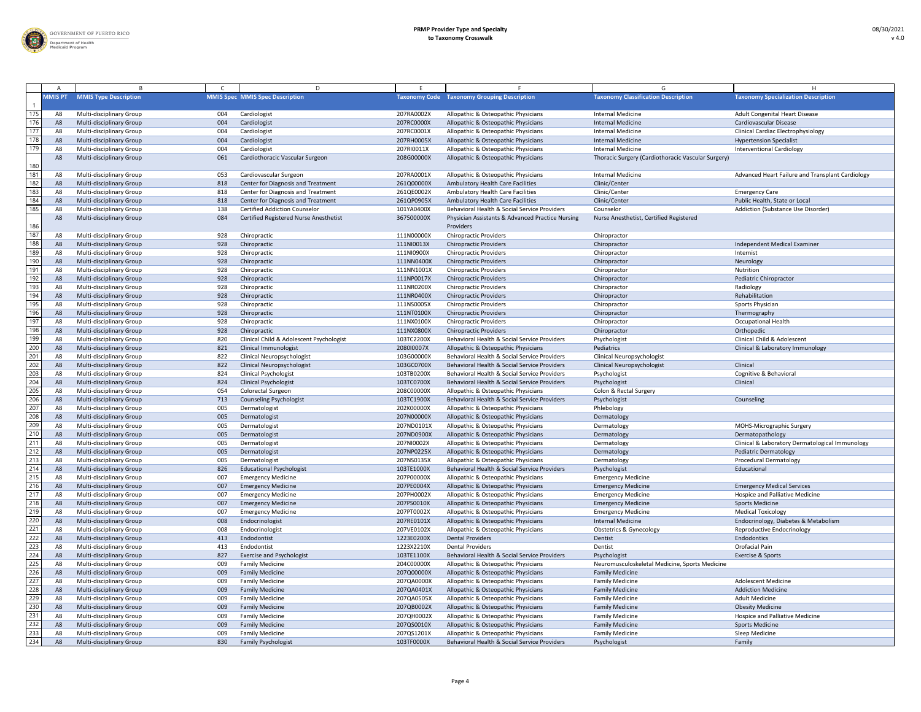# PRMP Provider Type and Specialty to Taxonomy Crosswalk

|  | A | B | C | D | E | F | G | H |
|---|---|---|---|---|---|---|---|---|
| 1 | MMIS PT | MMIS Type Description | MMIS Spec | MMIS Spec Description | Taxonomy Code | Taxonomy Grouping Description | Taxonomy Classification Description | Taxonomy Specialization Description |
| 175 | A8 | Multi-disciplinary Group | 004 | Cardiologist | 207RA0002X | Allopathic & Osteopathic Physicians | Internal Medicine | Adult Congenital Heart Disease |
| 176 | A8 | Multi-disciplinary Group | 004 | Cardiologist | 207RC0000X | Allopathic & Osteopathic Physicians | Internal Medicine | Cardiovascular Disease |
| 177 | A8 | Multi-disciplinary Group | 004 | Cardiologist | 207RC0001X | Allopathic & Osteopathic Physicians | Internal Medicine | Clinical Cardiac Electrophysiology |
| 178 | A8 | Multi-disciplinary Group | 004 | Cardiologist | 207RH0005X | Allopathic & Osteopathic Physicians | Internal Medicine | Hypertension Specialist |
| 179 | A8 | Multi-disciplinary Group | 004 | Cardiologist | 207RI0011X | Allopathic & Osteopathic Physicians | Internal Medicine | Interventional Cardiology |
| 180 | A8 | Multi-disciplinary Group | 061 | Cardiothoracic Vascular Surgeon | 208G00000X | Allopathic & Osteopathic Physicians | Thoracic Surgery (Cardiothoracic Vascular Surgery) | |
| 181 | A8 | Multi-disciplinary Group | 053 | Cardiovascular Surgeon | 207RA0001X | Allopathic & Osteopathic Physicians | Internal Medicine | Advanced Heart Failure and Transplant Cardiology |
| 182 | A8 | Multi-disciplinary Group | 818 | Center for Diagnosis and Treatment | 261Q00000X | Ambulatory Health Care Facilities | Clinic/Center | |
| 183 | A8 | Multi-disciplinary Group | 818 | Center for Diagnosis and Treatment | 261QE0002X | Ambulatory Health Care Facilities | Clinic/Center | Emergency Care |
| 184 | A8 | Multi-disciplinary Group | 818 | Center for Diagnosis and Treatment | 261QP0905X | Ambulatory Health Care Facilities | Clinic/Center | Public Health, State or Local |
| 185 | A8 | Multi-disciplinary Group | 138 | Certified Addiction Counselor | 101YA0400X | Behavioral Health & Social Service Providers | Counselor | Addiction (Substance Use Disorder) |
| 186 | A8 | Multi-disciplinary Group | 084 | Certified Registered Nurse Anesthetist | 367500000X | Physician Assistants & Advanced Practice Nursing Providers | Nurse Anesthetist, Certified Registered | |
| 187 | A8 | Multi-disciplinary Group | 928 | Chiropractic | 111N00000X | Chiropractic Providers | Chiropractor | |
| 188 | A8 | Multi-disciplinary Group | 928 | Chiropractic | 111NI0013X | Chiropractic Providers | Chiropractor | Independent Medical Examiner |
| 189 | A8 | Multi-disciplinary Group | 928 | Chiropractic | 111NI0900X | Chiropractic Providers | Chiropractor | Internist |
| 190 | A8 | Multi-disciplinary Group | 928 | Chiropractic | 111NN0400X | Chiropractic Providers | Chiropractor | Neurology |
| 191 | A8 | Multi-disciplinary Group | 928 | Chiropractic | 111NN1001X | Chiropractic Providers | Chiropractor | Nutrition |
| 192 | A8 | Multi-disciplinary Group | 928 | Chiropractic | 111NP0017X | Chiropractic Providers | Chiropractor | Pediatric Chiropractor |
| 193 | A8 | Multi-disciplinary Group | 928 | Chiropractic | 111NR0200X | Chiropractic Providers | Chiropractor | Radiology |
| 194 | A8 | Multi-disciplinary Group | 928 | Chiropractic | 111NR0400X | Chiropractic Providers | Chiropractor | Rehabilitation |
| 195 | A8 | Multi-disciplinary Group | 928 | Chiropractic | 111NS0005X | Chiropractic Providers | Chiropractor | Sports Physician |
| 196 | A8 | Multi-disciplinary Group | 928 | Chiropractic | 111NT0100X | Chiropractic Providers | Chiropractor | Thermography |
| 197 | A8 | Multi-disciplinary Group | 928 | Chiropractic | 111NX0100X | Chiropractic Providers | Chiropractor | Occupational Health |
| 198 | A8 | Multi-disciplinary Group | 928 | Chiropractic | 111NX0800X | Chiropractic Providers | Chiropractor | Orthopedic |
| 199 | A8 | Multi-disciplinary Group | 820 | Clinical Child & Adolescent Psychologist | 103TC2200X | Behavioral Health & Social Service Providers | Psychologist | Clinical Child & Adolescent |
| 200 | A8 | Multi-disciplinary Group | 821 | Clinical Immunologist | 2080I0007X | Allopathic & Osteopathic Physicians | Pediatrics | Clinical & Laboratory Immunology |
| 201 | A8 | Multi-disciplinary Group | 822 | Clinical Neuropsychologist | 103G00000X | Behavioral Health & Social Service Providers | Clinical Neuropsychologist | |
| 202 | A8 | Multi-disciplinary Group | 822 | Clinical Neuropsychologist | 103GC0700X | Behavioral Health & Social Service Providers | Clinical Neuropsychologist | Clinical |
| 203 | A8 | Multi-disciplinary Group | 824 | Clinical Psychologist | 103TB0200X | Behavioral Health & Social Service Providers | Psychologist | Cognitive & Behavioral |
| 204 | A8 | Multi-disciplinary Group | 824 | Clinical Psychologist | 103TC0700X | Behavioral Health & Social Service Providers | Psychologist | Clinical |
| 205 | A8 | Multi-disciplinary Group | 054 | Colorectal Surgeon | 208C00000X | Allopathic & Osteopathic Physicians | Colon & Rectal Surgery | |
| 206 | A8 | Multi-disciplinary Group | 713 | Counseling Psychologist | 103TC1900X | Behavioral Health & Social Service Providers | Psychologist | Counseling |
| 207 | A8 | Multi-disciplinary Group | 005 | Dermatologist | 202K00000X | Allopathic & Osteopathic Physicians | Phlebology | |
| 208 | A8 | Multi-disciplinary Group | 005 | Dermatologist | 207N00000X | Allopathic & Osteopathic Physicians | Dermatology | |
| 209 | A8 | Multi-disciplinary Group | 005 | Dermatologist | 207ND0101X | Allopathic & Osteopathic Physicians | Dermatology | MOHS-Micrographic Surgery |
| 210 | A8 | Multi-disciplinary Group | 005 | Dermatologist | 207ND0900X | Allopathic & Osteopathic Physicians | Dermatology | Dermatopathology |
| 211 | A8 | Multi-disciplinary Group | 005 | Dermatologist | 207NI0002X | Allopathic & Osteopathic Physicians | Dermatology | Clinical & Laboratory Dermatological Immunology |
| 212 | A8 | Multi-disciplinary Group | 005 | Dermatologist | 207NP0225X | Allopathic & Osteopathic Physicians | Dermatology | Pediatric Dermatology |
| 213 | A8 | Multi-disciplinary Group | 005 | Dermatologist | 207NS0135X | Allopathic & Osteopathic Physicians | Dermatology | Procedural Dermatology |
| 214 | A8 | Multi-disciplinary Group | 826 | Educational Psychologist | 103TE1000X | Behavioral Health & Social Service Providers | Psychologist | Educational |
| 215 | A8 | Multi-disciplinary Group | 007 | Emergency Medicine | 207P00000X | Allopathic & Osteopathic Physicians | Emergency Medicine | |
| 216 | A8 | Multi-disciplinary Group | 007 | Emergency Medicine | 207PE0004X | Allopathic & Osteopathic Physicians | Emergency Medicine | Emergency Medical Services |
| 217 | A8 | Multi-disciplinary Group | 007 | Emergency Medicine | 207PH0002X | Allopathic & Osteopathic Physicians | Emergency Medicine | Hospice and Palliative Medicine |
| 218 | A8 | Multi-disciplinary Group | 007 | Emergency Medicine | 207PS0010X | Allopathic & Osteopathic Physicians | Emergency Medicine | Sports Medicine |
| 219 | A8 | Multi-disciplinary Group | 007 | Emergency Medicine | 207PT0002X | Allopathic & Osteopathic Physicians | Emergency Medicine | Medical Toxicology |
| 220 | A8 | Multi-disciplinary Group | 008 | Endocrinologist | 207RE0101X | Allopathic & Osteopathic Physicians | Internal Medicine | Endocrinology, Diabetes & Metabolism |
| 221 | A8 | Multi-disciplinary Group | 008 | Endocrinologist | 207VE0102X | Allopathic & Osteopathic Physicians | Obstetrics & Gynecology | Reproductive Endocrinology |
| 222 | A8 | Multi-disciplinary Group | 413 | Endodontist | 1223E0200X | Dental Providers | Dentist | Endodontics |
| 223 | A8 | Multi-disciplinary Group | 413 | Endodontist | 1223X2210X | Dental Providers | Dentist | Orofacial Pain |
| 224 | A8 | Multi-disciplinary Group | 827 | Exercise and Psychologist | 103TE1100X | Behavioral Health & Social Service Providers | Psychologist | Exercise & Sports |
| 225 | A8 | Multi-disciplinary Group | 009 | Family Medicine | 204C00000X | Allopathic & Osteopathic Physicians | Neuromusculoskeletal Medicine, Sports Medicine | |
| 226 | A8 | Multi-disciplinary Group | 009 | Family Medicine | 207Q00000X | Allopathic & Osteopathic Physicians | Family Medicine | |
| 227 | A8 | Multi-disciplinary Group | 009 | Family Medicine | 207QA0000X | Allopathic & Osteopathic Physicians | Family Medicine | Adolescent Medicine |
| 228 | A8 | Multi-disciplinary Group | 009 | Family Medicine | 207QA0401X | Allopathic & Osteopathic Physicians | Family Medicine | Addiction Medicine |
| 229 | A8 | Multi-disciplinary Group | 009 | Family Medicine | 207QA0505X | Allopathic & Osteopathic Physicians | Family Medicine | Adult Medicine |
| 230 | A8 | Multi-disciplinary Group | 009 | Family Medicine | 207QB0002X | Allopathic & Osteopathic Physicians | Family Medicine | Obesity Medicine |
| 231 | A8 | Multi-disciplinary Group | 009 | Family Medicine | 207QH0002X | Allopathic & Osteopathic Physicians | Family Medicine | Hospice and Palliative Medicine |
| 232 | A8 | Multi-disciplinary Group | 009 | Family Medicine | 207QS0010X | Allopathic & Osteopathic Physicians | Family Medicine | Sports Medicine |
| 233 | A8 | Multi-disciplinary Group | 009 | Family Medicine | 207QS1201X | Allopathic & Osteopathic Physicians | Family Medicine | Sleep Medicine |
| 234 | A8 | Multi-disciplinary Group | 830 | Family Psychologist | 103TF0000X | Behavioral Health & Social Service Providers | Psychologist | Family |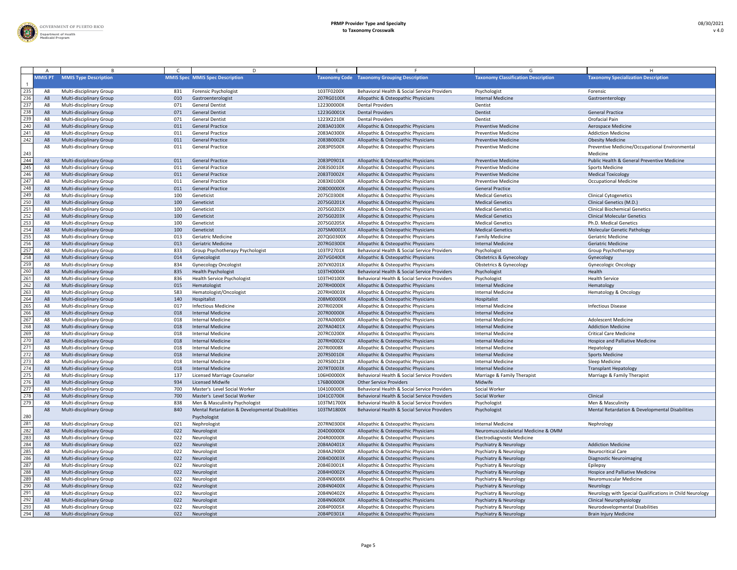| | A | B | C | D | E | F | G | H |
|---|---|---|---|---|---|---|---|---|
| 1 | MMIS PT | MMIS Type Description | MMIS Spec | MMIS Spec Description | Taxonomy Code | Taxonomy Grouping Description | Taxonomy Classification Description | Taxonomy Specialization Description |
| 235 | A8 | Multi-disciplinary Group | 831 | Forensic Psychologist | 103TF0200X | Behavioral Health & Social Service Providers | Psychologist | Forensic |
| 236 | A8 | Multi-disciplinary Group | 010 | Gastroenterologist | 207RG0100X | Allopathic & Osteopathic Physicians | Internal Medicine | Gastroenterology |
| 237 | A8 | Multi-disciplinary Group | 071 | General Dentist | 122300000X | Dental Providers | Dentist | |
| 238 | A8 | Multi-disciplinary Group | 071 | General Dentist | 1223G0001X | Dental Providers | Dentist | General Practice |
| 239 | A8 | Multi-disciplinary Group | 071 | General Dentist | 1223X2210X | Dental Providers | Dentist | Orofacial Pain |
| 240 | A8 | Multi-disciplinary Group | 011 | General Practice | 2083A0100X | Allopathic & Osteopathic Physicians | Preventive Medicine | Aerospace Medicine |
| 241 | A8 | Multi-disciplinary Group | 011 | General Practice | 2083A0300X | Allopathic & Osteopathic Physicians | Preventive Medicine | Addiction Medicine |
| 242 | A8 | Multi-disciplinary Group | 011 | General Practice | 2083B0002X | Allopathic & Osteopathic Physicians | Preventive Medicine | Obesity Medicine |
| 243 | A8 | Multi-disciplinary Group | 011 | General Practice | 2083P0500X | Allopathic & Osteopathic Physicians | Preventive Medicine | Preventive Medicine/Occupational Environmental Medicine |
| 244 | A8 | Multi-disciplinary Group | 011 | General Practice | 2083P0901X | Allopathic & Osteopathic Physicians | Preventive Medicine | Public Health & General Preventive Medicine |
| 245 | A8 | Multi-disciplinary Group | 011 | General Practice | 2083S0010X | Allopathic & Osteopathic Physicians | Preventive Medicine | Sports Medicine |
| 246 | A8 | Multi-disciplinary Group | 011 | General Practice | 2083T0002X | Allopathic & Osteopathic Physicians | Preventive Medicine | Medical Toxicology |
| 247 | A8 | Multi-disciplinary Group | 011 | General Practice | 2083X0100X | Allopathic & Osteopathic Physicians | Preventive Medicine | Occupational Medicine |
| 248 | A8 | Multi-disciplinary Group | 011 | General Practice | 208D00000X | Allopathic & Osteopathic Physicians | General Practice | |
| 249 | A8 | Multi-disciplinary Group | 100 | Geneticist | 207SC0300X | Allopathic & Osteopathic Physicians | Medical Genetics | Clinical Cytogenetics |
| 250 | A8 | Multi-disciplinary Group | 100 | Geneticist | 207SG0201X | Allopathic & Osteopathic Physicians | Medical Genetics | Clinical Genetics (M.D.) |
| 251 | A8 | Multi-disciplinary Group | 100 | Geneticist | 207SG0202X | Allopathic & Osteopathic Physicians | Medical Genetics | Clinical Biochemical Genetics |
| 252 | A8 | Multi-disciplinary Group | 100 | Geneticist | 207SG0203X | Allopathic & Osteopathic Physicians | Medical Genetics | Clinical Molecular Genetics |
| 253 | A8 | Multi-disciplinary Group | 100 | Geneticist | 207SG0205X | Allopathic & Osteopathic Physicians | Medical Genetics | Ph.D. Medical Genetics |
| 254 | A8 | Multi-disciplinary Group | 100 | Geneticist | 207SM0001X | Allopathic & Osteopathic Physicians | Medical Genetics | Molecular Genetic Pathology |
| 255 | A8 | Multi-disciplinary Group | 013 | Geriatric Medicine | 207QG0300X | Allopathic & Osteopathic Physicians | Family Medicine | Geriatric Medicine |
| 256 | A8 | Multi-disciplinary Group | 013 | Geriatric Medicine | 207RG0300X | Allopathic & Osteopathic Physicians | Internal Medicine | Geriatric Medicine |
| 257 | A8 | Multi-disciplinary Group | 833 | Group Psychotherapy Psychologist | 103TP2701X | Behavioral Health & Social Service Providers | Psychologist | Group Psychotherapy |
| 258 | A8 | Multi-disciplinary Group | 014 | Gynecologist | 207VG0400X | Allopathic & Osteopathic Physicians | Obstetrics & Gynecology | Gynecology |
| 259 | A8 | Multi-disciplinary Group | 834 | Gynecology Oncologist | 207VX0201X | Allopathic & Osteopathic Physicians | Obstetrics & Gynecology | Gynecologic Oncology |
| 260 | A8 | Multi-disciplinary Group | 835 | Health Psychologist | 103TH0004X | Behavioral Health & Social Service Providers | Psychologist | Health |
| 261 | A8 | Multi-disciplinary Group | 836 | Health Service Psychologist | 103TH0100X | Behavioral Health & Social Service Providers | Psychologist | Health Service |
| 262 | A8 | Multi-disciplinary Group | 015 | Hematologist | 207RH0000X | Allopathic & Osteopathic Physicians | Internal Medicine | Hematology |
| 263 | A8 | Multi-disciplinary Group | 583 | Hematologist/Oncologist | 207RH0003X | Allopathic & Osteopathic Physicians | Internal Medicine | Hematology & Oncology |
| 264 | A8 | Multi-disciplinary Group | 140 | Hospitalist | 208M00000X | Allopathic & Osteopathic Physicians | Hospitalist | |
| 265 | A8 | Multi-disciplinary Group | 017 | Infectious Medicine | 207RI0200X | Allopathic & Osteopathic Physicians | Internal Medicine | Infectious Disease |
| 266 | A8 | Multi-disciplinary Group | 018 | Internal Medicine | 207R00000X | Allopathic & Osteopathic Physicians | Internal Medicine | |
| 267 | A8 | Multi-disciplinary Group | 018 | Internal Medicine | 207RA0000X | Allopathic & Osteopathic Physicians | Internal Medicine | Adolescent Medicine |
| 268 | A8 | Multi-disciplinary Group | 018 | Internal Medicine | 207RA0401X | Allopathic & Osteopathic Physicians | Internal Medicine | Addiction Medicine |
| 269 | A8 | Multi-disciplinary Group | 018 | Internal Medicine | 207RC0200X | Allopathic & Osteopathic Physicians | Internal Medicine | Critical Care Medicine |
| 270 | A8 | Multi-disciplinary Group | 018 | Internal Medicine | 207RH0002X | Allopathic & Osteopathic Physicians | Internal Medicine | Hospice and Palliative Medicine |
| 271 | A8 | Multi-disciplinary Group | 018 | Internal Medicine | 207RI0008X | Allopathic & Osteopathic Physicians | Internal Medicine | Hepatology |
| 272 | A8 | Multi-disciplinary Group | 018 | Internal Medicine | 207RS0010X | Allopathic & Osteopathic Physicians | Internal Medicine | Sports Medicine |
| 273 | A8 | Multi-disciplinary Group | 018 | Internal Medicine | 207RS0012X | Allopathic & Osteopathic Physicians | Internal Medicine | Sleep Medicine |
| 274 | A8 | Multi-disciplinary Group | 018 | Internal Medicine | 207RT0003X | Allopathic & Osteopathic Physicians | Internal Medicine | Transplant Hepatology |
| 275 | A8 | Multi-disciplinary Group | 137 | Licensed Marriage Counselor | 106H00000X | Behavioral Health & Social Service Providers | Marriage & Family Therapist | Marriage & Family Therapist |
| 276 | A8 | Multi-disciplinary Group | 934 | Licensed Midwife | 176B00000X | Other Service Providers | Midwife | |
| 277 | A8 | Multi-disciplinary Group | 700 | Master's Level Social Worker | 104100000X | Behavioral Health & Social Service Providers | Social Worker | |
| 278 | A8 | Multi-disciplinary Group | 700 | Master's Level Social Worker | 1041C0700X | Behavioral Health & Social Service Providers | Social Worker | Clinical |
| 279 | A8 | Multi-disciplinary Group | 838 | Men & Masculinity Psychologist | 103TM1700X | Behavioral Health & Social Service Providers | Psychologist | Men & Masculinity |
| 280 | A8 | Multi-disciplinary Group | 840 | Mental Retardation & Developmental Disabilities Psychologist | 103TM1800X | Behavioral Health & Social Service Providers | Psychologist | Mental Retardation & Developmental Disabilities |
| 281 | A8 | Multi-disciplinary Group | 021 | Nephrologist | 207RN0300X | Allopathic & Osteopathic Physicians | Internal Medicine | Nephrology |
| 282 | A8 | Multi-disciplinary Group | 022 | Neurologist | 204D00000X | Allopathic & Osteopathic Physicians | Neuromusculoskeletal Medicine & OMM | |
| 283 | A8 | Multi-disciplinary Group | 022 | Neurologist | 204R00000X | Allopathic & Osteopathic Physicians | Electrodiagnostic Medicine | |
| 284 | A8 | Multi-disciplinary Group | 022 | Neurologist | 2084A0401X | Allopathic & Osteopathic Physicians | Psychiatry & Neurology | Addiction Medicine |
| 285 | A8 | Multi-disciplinary Group | 022 | Neurologist | 2084A2900X | Allopathic & Osteopathic Physicians | Psychiatry & Neurology | Neurocritical Care |
| 286 | A8 | Multi-disciplinary Group | 022 | Neurologist | 2084D0003X | Allopathic & Osteopathic Physicians | Psychiatry & Neurology | Diagnostic Neuroimaging |
| 287 | A8 | Multi-disciplinary Group | 022 | Neurologist | 2084E0001X | Allopathic & Osteopathic Physicians | Psychiatry & Neurology | Epilepsy |
| 288 | A8 | Multi-disciplinary Group | 022 | Neurologist | 2084H0002X | Allopathic & Osteopathic Physicians | Psychiatry & Neurology | Hospice and Palliative Medicine |
| 289 | A8 | Multi-disciplinary Group | 022 | Neurologist | 2084N0008X | Allopathic & Osteopathic Physicians | Psychiatry & Neurology | Neuromuscular Medicine |
| 290 | A8 | Multi-disciplinary Group | 022 | Neurologist | 2084N0400X | Allopathic & Osteopathic Physicians | Psychiatry & Neurology | Neurology |
| 291 | A8 | Multi-disciplinary Group | 022 | Neurologist | 2084N0402X | Allopathic & Osteopathic Physicians | Psychiatry & Neurology | Neurology with Special Qualifications in Child Neurology |
| 292 | A8 | Multi-disciplinary Group | 022 | Neurologist | 2084N0600X | Allopathic & Osteopathic Physicians | Psychiatry & Neurology | Clinical Neurophysiology |
| 293 | A8 | Multi-disciplinary Group | 022 | Neurologist | 2084P0005X | Allopathic & Osteopathic Physicians | Psychiatry & Neurology | Neurodevelopmental Disabilities |
| 294 | A8 | Multi-disciplinary Group | 022 | Neurologist | 2084P0301X | Allopathic & Osteopathic Physicians | Psychiatry & Neurology | Brain Injury Medicine |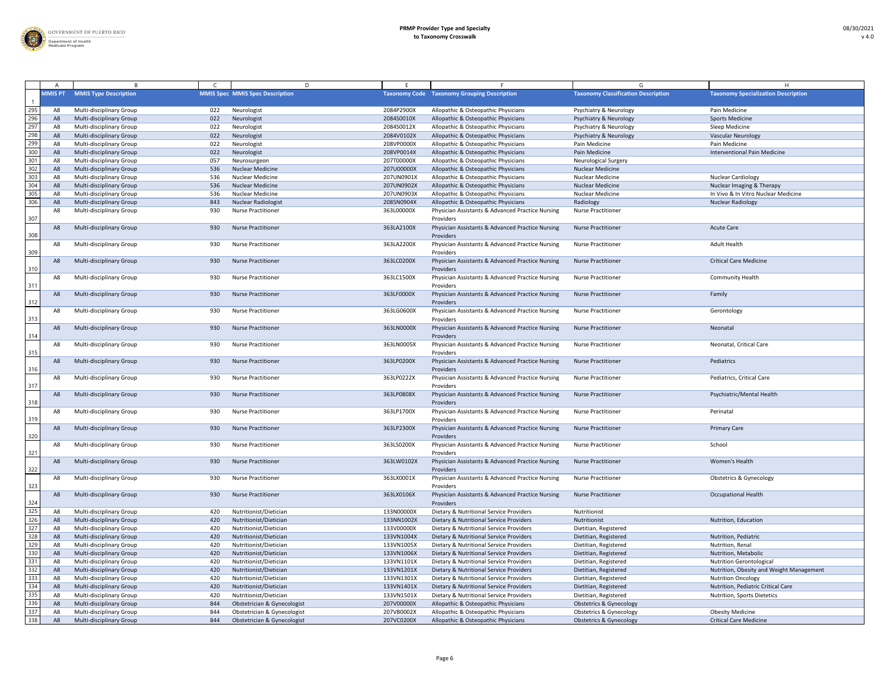| | A | B | C | D | E | F | G | H |
|---|---|---|---|---|---|---|---|---|
| 1 | MMIS PT | MMIS Type Description | MMIS Spec | MMIS Spec Description | Taxonomy Code | Taxonomy Grouping Description | Taxonomy Classification Description | Taxonomy Specialization Description |
| 295 | A8 | Multi-disciplinary Group | 022 | Neurologist | 2084P2900X | Allopathic & Osteopathic Physicians | Psychiatry & Neurology | Pain Medicine |
| 296 | A8 | Multi-disciplinary Group | 022 | Neurologist | 2084S0010X | Allopathic & Osteopathic Physicians | Psychiatry & Neurology | Sports Medicine |
| 297 | A8 | Multi-disciplinary Group | 022 | Neurologist | 2084S0012X | Allopathic & Osteopathic Physicians | Psychiatry & Neurology | Sleep Medicine |
| 298 | A8 | Multi-disciplinary Group | 022 | Neurologist | 2084V0102X | Allopathic & Osteopathic Physicians | Psychiatry & Neurology | Vascular Neurology |
| 299 | A8 | Multi-disciplinary Group | 022 | Neurologist | 208VP0000X | Allopathic & Osteopathic Physicians | Pain Medicine | Pain Medicine |
| 300 | A8 | Multi-disciplinary Group | 022 | Neurologist | 208VP0014X | Allopathic & Osteopathic Physicians | Pain Medicine | Interventional Pain Medicine |
| 301 | A8 | Multi-disciplinary Group | 057 | Neurosurgeon | 207T00000X | Allopathic & Osteopathic Physicians | Neurological Surgery | |
| 302 | A8 | Multi-disciplinary Group | 536 | Nuclear Medicine | 207U00000X | Allopathic & Osteopathic Physicians | Nuclear Medicine | |
| 303 | A8 | Multi-disciplinary Group | 536 | Nuclear Medicine | 207UN0901X | Allopathic & Osteopathic Physicians | Nuclear Medicine | Nuclear Cardiology |
| 304 | A8 | Multi-disciplinary Group | 536 | Nuclear Medicine | 207UN0902X | Allopathic & Osteopathic Physicians | Nuclear Medicine | Nuclear Imaging & Therapy |
| 305 | A8 | Multi-disciplinary Group | 536 | Nuclear Medicine | 207UN0903X | Allopathic & Osteopathic Physicians | Nuclear Medicine | In Vivo & In Vitro Nuclear Medicine |
| 306 | A8 | Multi-disciplinary Group | 843 | Nuclear Radiologist | 2085N0904X | Allopathic & Osteopathic Physicians | Radiology | Nuclear Radiology |
| 307 | A8 | Multi-disciplinary Group | 930 | Nurse Practitioner | 363L00000X | Physician Assistants & Advanced Practice Nursing Providers | Nurse Practitioner | |
| 308 | A8 | Multi-disciplinary Group | 930 | Nurse Practitioner | 363LA2100X | Physician Assistants & Advanced Practice Nursing Providers | Nurse Practitioner | Acute Care |
| 309 | A8 | Multi-disciplinary Group | 930 | Nurse Practitioner | 363LA2200X | Physician Assistants & Advanced Practice Nursing Providers | Nurse Practitioner | Adult Health |
| 310 | A8 | Multi-disciplinary Group | 930 | Nurse Practitioner | 363LC0200X | Physician Assistants & Advanced Practice Nursing Providers | Nurse Practitioner | Critical Care Medicine |
| 311 | A8 | Multi-disciplinary Group | 930 | Nurse Practitioner | 363LC1500X | Physician Assistants & Advanced Practice Nursing Providers | Nurse Practitioner | Community Health |
| 312 | A8 | Multi-disciplinary Group | 930 | Nurse Practitioner | 363LF0000X | Physician Assistants & Advanced Practice Nursing Providers | Nurse Practitioner | Family |
| 313 | A8 | Multi-disciplinary Group | 930 | Nurse Practitioner | 363LG0600X | Physician Assistants & Advanced Practice Nursing Providers | Nurse Practitioner | Gerontology |
| 314 | A8 | Multi-disciplinary Group | 930 | Nurse Practitioner | 363LN0000X | Physician Assistants & Advanced Practice Nursing Providers | Nurse Practitioner | Neonatal |
| 315 | A8 | Multi-disciplinary Group | 930 | Nurse Practitioner | 363LN0005X | Physician Assistants & Advanced Practice Nursing Providers | Nurse Practitioner | Neonatal, Critical Care |
| 316 | A8 | Multi-disciplinary Group | 930 | Nurse Practitioner | 363LP0200X | Physician Assistants & Advanced Practice Nursing Providers | Nurse Practitioner | Pediatrics |
| 317 | A8 | Multi-disciplinary Group | 930 | Nurse Practitioner | 363LP0222X | Physician Assistants & Advanced Practice Nursing Providers | Nurse Practitioner | Pediatrics, Critical Care |
| 318 | A8 | Multi-disciplinary Group | 930 | Nurse Practitioner | 363LP0808X | Physician Assistants & Advanced Practice Nursing Providers | Nurse Practitioner | Psychiatric/Mental Health |
| 319 | A8 | Multi-disciplinary Group | 930 | Nurse Practitioner | 363LP1700X | Physician Assistants & Advanced Practice Nursing Providers | Nurse Practitioner | Perinatal |
| 320 | A8 | Multi-disciplinary Group | 930 | Nurse Practitioner | 363LP2300X | Physician Assistants & Advanced Practice Nursing Providers | Nurse Practitioner | Primary Care |
| 321 | A8 | Multi-disciplinary Group | 930 | Nurse Practitioner | 363LS0200X | Physician Assistants & Advanced Practice Nursing Providers | Nurse Practitioner | School |
| 322 | A8 | Multi-disciplinary Group | 930 | Nurse Practitioner | 363LW0102X | Physician Assistants & Advanced Practice Nursing Providers | Nurse Practitioner | Women's Health |
| 323 | A8 | Multi-disciplinary Group | 930 | Nurse Practitioner | 363LX0001X | Physician Assistants & Advanced Practice Nursing Providers | Nurse Practitioner | Obstetrics & Gynecology |
| 324 | A8 | Multi-disciplinary Group | 930 | Nurse Practitioner | 363LX0106X | Physician Assistants & Advanced Practice Nursing Providers | Nurse Practitioner | Occupational Health |
| 325 | A8 | Multi-disciplinary Group | 420 | Nutritionist/Dietician | 133N00000X | Dietary & Nutritional Service Providers | Nutritionist | |
| 326 | A8 | Multi-disciplinary Group | 420 | Nutritionist/Dietician | 133NN1002X | Dietary & Nutritional Service Providers | Nutritionist | Nutrition, Education |
| 327 | A8 | Multi-disciplinary Group | 420 | Nutritionist/Dietician | 133V00000X | Dietary & Nutritional Service Providers | Dietitian, Registered | |
| 328 | A8 | Multi-disciplinary Group | 420 | Nutritionist/Dietician | 133VN1004X | Dietary & Nutritional Service Providers | Dietitian, Registered | Nutrition, Pediatric |
| 329 | A8 | Multi-disciplinary Group | 420 | Nutritionist/Dietician | 133VN1005X | Dietary & Nutritional Service Providers | Dietitian, Registered | Nutrition, Renal |
| 330 | A8 | Multi-disciplinary Group | 420 | Nutritionist/Dietician | 133VN1006X | Dietary & Nutritional Service Providers | Dietitian, Registered | Nutrition, Metabolic |
| 331 | A8 | Multi-disciplinary Group | 420 | Nutritionist/Dietician | 133VN1101X | Dietary & Nutritional Service Providers | Dietitian, Registered | Nutrition Gerontological |
| 332 | A8 | Multi-disciplinary Group | 420 | Nutritionist/Dietician | 133VN1201X | Dietary & Nutritional Service Providers | Dietitian, Registered | Nutrition, Obesity and Weight Management |
| 333 | A8 | Multi-disciplinary Group | 420 | Nutritionist/Dietician | 133VN1301X | Dietary & Nutritional Service Providers | Dietitian, Registered | Nutrition Oncology |
| 334 | A8 | Multi-disciplinary Group | 420 | Nutritionist/Dietician | 133VN1401X | Dietary & Nutritional Service Providers | Dietitian, Registered | Nutrition, Pediatric Critical Care |
| 335 | A8 | Multi-disciplinary Group | 420 | Nutritionist/Dietician | 133VN1501X | Dietary & Nutritional Service Providers | Dietitian, Registered | Nutrition, Sports Dietetics |
| 336 | A8 | Multi-disciplinary Group | 844 | Obstetrician & Gynecologist | 207V00000X | Allopathic & Osteopathic Physicians | Obstetrics & Gynecology | |
| 337 | A8 | Multi-disciplinary Group | 844 | Obstetrician & Gynecologist | 207VB0002X | Allopathic & Osteopathic Physicians | Obstetrics & Gynecology | Obesity Medicine |
| 338 | A8 | Multi-disciplinary Group | 844 | Obstetrician & Gynecologist | 207VC0200X | Allopathic & Osteopathic Physicians | Obstetrics & Gynecology | Critical Care Medicine |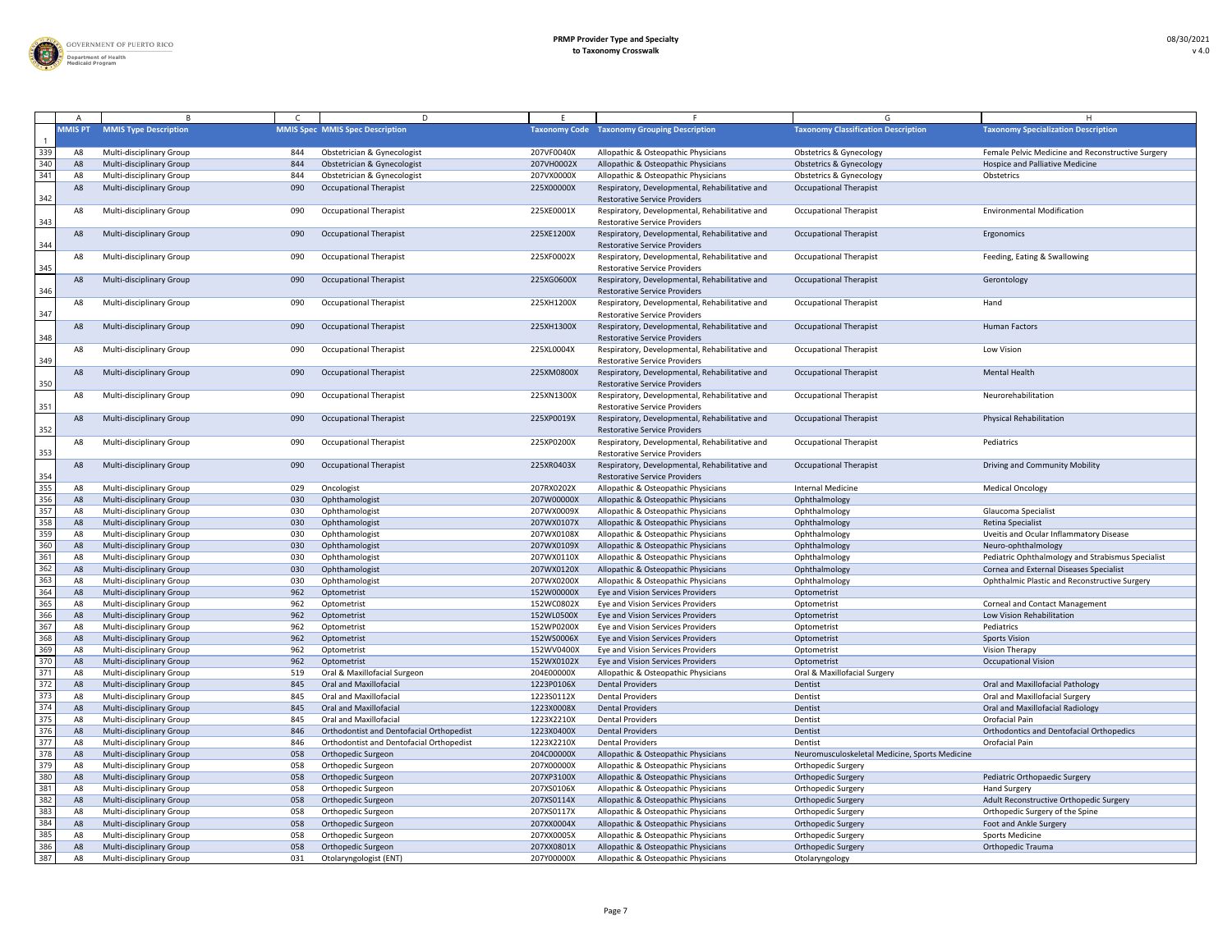| MMIS PT | MMIS Type Description | MMIS Spec | MMIS Spec Description | Taxonomy Code | Taxonomy Grouping Description | Taxonomy Classification Description | Taxonomy Specialization Description |
|---|---|---|---|---|---|---|---|
| A8 | Multi-disciplinary Group | 844 | Obstetrician & Gynecologist | 207VF0040X | Allopathic & Osteopathic Physicians | Obstetrics & Gynecology | Female Pelvic Medicine and Reconstructive Surgery |
| A8 | Multi-disciplinary Group | 844 | Obstetrician & Gynecologist | 207VH0002X | Allopathic & Osteopathic Physicians | Obstetrics & Gynecology | Hospice and Palliative Medicine |
| A8 | Multi-disciplinary Group | 844 | Obstetrician & Gynecologist | 207VX0000X | Allopathic & Osteopathic Physicians | Obstetrics & Gynecology | Obstetrics |
| A8 | Multi-disciplinary Group | 090 | Occupational Therapist | 225X00000X | Respiratory, Developmental, Rehabilitative and Restorative Service Providers | Occupational Therapist | |
| A8 | Multi-disciplinary Group | 090 | Occupational Therapist | 225XE0001X | Respiratory, Developmental, Rehabilitative and Restorative Service Providers | Occupational Therapist | Environmental Modification |
| A8 | Multi-disciplinary Group | 090 | Occupational Therapist | 225XE1200X | Respiratory, Developmental, Rehabilitative and Restorative Service Providers | Occupational Therapist | Ergonomics |
| A8 | Multi-disciplinary Group | 090 | Occupational Therapist | 225XF0002X | Respiratory, Developmental, Rehabilitative and Restorative Service Providers | Occupational Therapist | Feeding, Eating & Swallowing |
| A8 | Multi-disciplinary Group | 090 | Occupational Therapist | 225XG0600X | Respiratory, Developmental, Rehabilitative and Restorative Service Providers | Occupational Therapist | Gerontology |
| A8 | Multi-disciplinary Group | 090 | Occupational Therapist | 225XH1200X | Respiratory, Developmental, Rehabilitative and Restorative Service Providers | Occupational Therapist | Hand |
| A8 | Multi-disciplinary Group | 090 | Occupational Therapist | 225XH1300X | Respiratory, Developmental, Rehabilitative and Restorative Service Providers | Occupational Therapist | Human Factors |
| A8 | Multi-disciplinary Group | 090 | Occupational Therapist | 225XL0004X | Respiratory, Developmental, Rehabilitative and Restorative Service Providers | Occupational Therapist | Low Vision |
| A8 | Multi-disciplinary Group | 090 | Occupational Therapist | 225XM0800X | Respiratory, Developmental, Rehabilitative and Restorative Service Providers | Occupational Therapist | Mental Health |
| A8 | Multi-disciplinary Group | 090 | Occupational Therapist | 225XN1300X | Respiratory, Developmental, Rehabilitative and Restorative Service Providers | Occupational Therapist | Neurorehabilitation |
| A8 | Multi-disciplinary Group | 090 | Occupational Therapist | 225XP0019X | Respiratory, Developmental, Rehabilitative and Restorative Service Providers | Occupational Therapist | Physical Rehabilitation |
| A8 | Multi-disciplinary Group | 090 | Occupational Therapist | 225XP0200X | Respiratory, Developmental, Rehabilitative and Restorative Service Providers | Occupational Therapist | Pediatrics |
| A8 | Multi-disciplinary Group | 090 | Occupational Therapist | 225XR0403X | Respiratory, Developmental, Rehabilitative and Restorative Service Providers | Occupational Therapist | Driving and Community Mobility |
| A8 | Multi-disciplinary Group | 029 | Oncologist | 207RX0202X | Allopathic & Osteopathic Physicians | Internal Medicine | Medical Oncology |
| A8 | Multi-disciplinary Group | 030 | Ophthamologist | 207W00000X | Allopathic & Osteopathic Physicians | Ophthalmology | |
| A8 | Multi-disciplinary Group | 030 | Ophthamologist | 207WX0009X | Allopathic & Osteopathic Physicians | Ophthalmology | Glaucoma Specialist |
| A8 | Multi-disciplinary Group | 030 | Ophthamologist | 207WX0107X | Allopathic & Osteopathic Physicians | Ophthalmology | Retina Specialist |
| A8 | Multi-disciplinary Group | 030 | Ophthamologist | 207WX0108X | Allopathic & Osteopathic Physicians | Ophthalmology | Uveitis and Ocular Inflammatory Disease |
| A8 | Multi-disciplinary Group | 030 | Ophthamologist | 207WX0109X | Allopathic & Osteopathic Physicians | Ophthalmology | Neuro-ophthalmology |
| A8 | Multi-disciplinary Group | 030 | Ophthamologist | 207WX0110X | Allopathic & Osteopathic Physicians | Ophthalmology | Pediatric Ophthalmology and Strabismus Specialist |
| A8 | Multi-disciplinary Group | 030 | Ophthamologist | 207WX0120X | Allopathic & Osteopathic Physicians | Ophthalmology | Cornea and External Diseases Specialist |
| A8 | Multi-disciplinary Group | 030 | Ophthamologist | 207WX0200X | Allopathic & Osteopathic Physicians | Ophthalmology | Ophthalmic Plastic and Reconstructive Surgery |
| A8 | Multi-disciplinary Group | 962 | Optometrist | 152W00000X | Eye and Vision Services Providers | Optometrist | |
| A8 | Multi-disciplinary Group | 962 | Optometrist | 152WC0802X | Eye and Vision Services Providers | Optometrist | Corneal and Contact Management |
| A8 | Multi-disciplinary Group | 962 | Optometrist | 152WL0500X | Eye and Vision Services Providers | Optometrist | Low Vision Rehabilitation |
| A8 | Multi-disciplinary Group | 962 | Optometrist | 152WP0200X | Eye and Vision Services Providers | Optometrist | Pediatrics |
| A8 | Multi-disciplinary Group | 962 | Optometrist | 152WS0006X | Eye and Vision Services Providers | Optometrist | Sports Vision |
| A8 | Multi-disciplinary Group | 962 | Optometrist | 152WV0400X | Eye and Vision Services Providers | Optometrist | Vision Therapy |
| A8 | Multi-disciplinary Group | 962 | Optometrist | 152WX0102X | Eye and Vision Services Providers | Optometrist | Occupational Vision |
| A8 | Multi-disciplinary Group | 519 | Oral & Maxillofacial Surgeon | 204E00000X | Allopathic & Osteopathic Physicians | Oral & Maxillofacial Surgery | |
| A8 | Multi-disciplinary Group | 845 | Oral and Maxillofacial | 1223P0106X | Dental Providers | Dentist | Oral and Maxillofacial Pathology |
| A8 | Multi-disciplinary Group | 845 | Oral and Maxillofacial | 1223S0112X | Dental Providers | Dentist | Oral and Maxillofacial Surgery |
| A8 | Multi-disciplinary Group | 845 | Oral and Maxillofacial | 1223X0008X | Dental Providers | Dentist | Oral and Maxillofacial Radiology |
| A8 | Multi-disciplinary Group | 845 | Oral and Maxillofacial | 1223X2210X | Dental Providers | Dentist | Orofacial Pain |
| A8 | Multi-disciplinary Group | 846 | Orthodontist and Dentofacial Orthopedist | 1223X0400X | Dental Providers | Dentist | Orthodontics and Dentofacial Orthopedics |
| A8 | Multi-disciplinary Group | 846 | Orthodontist and Dentofacial Orthopedist | 1223X2210X | Dental Providers | Dentist | Orofacial Pain |
| A8 | Multi-disciplinary Group | 058 | Orthopedic Surgeon | 204C00000X | Allopathic & Osteopathic Physicians | Neuromusculoskeletal Medicine, Sports Medicine | |
| A8 | Multi-disciplinary Group | 058 | Orthopedic Surgeon | 207X00000X | Allopathic & Osteopathic Physicians | Orthopedic Surgery | |
| A8 | Multi-disciplinary Group | 058 | Orthopedic Surgeon | 207XP3100X | Allopathic & Osteopathic Physicians | Orthopedic Surgery | Pediatric Orthopaedic Surgery |
| A8 | Multi-disciplinary Group | 058 | Orthopedic Surgeon | 207XS0106X | Allopathic & Osteopathic Physicians | Orthopedic Surgery | Hand Surgery |
| A8 | Multi-disciplinary Group | 058 | Orthopedic Surgeon | 207XS0114X | Allopathic & Osteopathic Physicians | Orthopedic Surgery | Adult Reconstructive Orthopedic Surgery |
| A8 | Multi-disciplinary Group | 058 | Orthopedic Surgeon | 207XS0117X | Allopathic & Osteopathic Physicians | Orthopedic Surgery | Orthopedic Surgery of the Spine |
| A8 | Multi-disciplinary Group | 058 | Orthopedic Surgeon | 207XX0004X | Allopathic & Osteopathic Physicians | Orthopedic Surgery | Foot and Ankle Surgery |
| A8 | Multi-disciplinary Group | 058 | Orthopedic Surgeon | 207XX0005X | Allopathic & Osteopathic Physicians | Orthopedic Surgery | Sports Medicine |
| A8 | Multi-disciplinary Group | 058 | Orthopedic Surgeon | 207XX0801X | Allopathic & Osteopathic Physicians | Orthopedic Surgery | Orthopedic Trauma |
| A8 | Multi-disciplinary Group | 031 | Otolaryngologist (ENT) | 207Y00000X | Allopathic & Osteopathic Physicians | Otolaryngology | |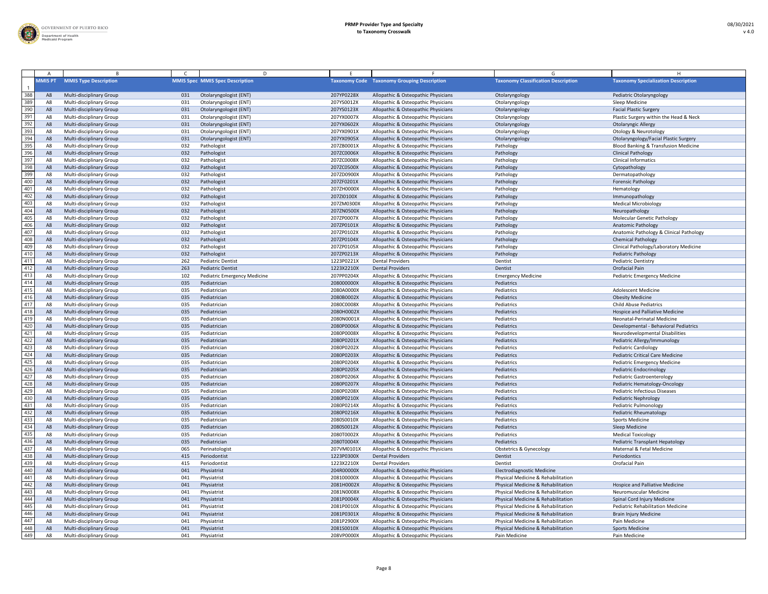| | A | B | C | D | E | F | G | H |
|---|---|---|---|---|---|---|---|---|
| 1 | MMIS PT | MMIS Type Description | MMIS Spec | MMIS Spec Description | Taxonomy Code | Taxonomy Grouping Description | Taxonomy Classification Description | Taxonomy Specialization Description |
| 388 | A8 | Multi-disciplinary Group | 031 | Otolaryngologist (ENT) | 207YP0228X | Allopathic & Osteopathic Physicians | Otolaryngology | Pediatric Otolaryngology |
| 389 | A8 | Multi-disciplinary Group | 031 | Otolaryngologist (ENT) | 207YS0012X | Allopathic & Osteopathic Physicians | Otolaryngology | Sleep Medicine |
| 390 | A8 | Multi-disciplinary Group | 031 | Otolaryngologist (ENT) | 207YS0123X | Allopathic & Osteopathic Physicians | Otolaryngology | Facial Plastic Surgery |
| 391 | A8 | Multi-disciplinary Group | 031 | Otolaryngologist (ENT) | 207YX0007X | Allopathic & Osteopathic Physicians | Otolaryngology | Plastic Surgery within the Head & Neck |
| 392 | A8 | Multi-disciplinary Group | 031 | Otolaryngologist (ENT) | 207YX0602X | Allopathic & Osteopathic Physicians | Otolaryngology | Otolaryngic Allergy |
| 393 | A8 | Multi-disciplinary Group | 031 | Otolaryngologist (ENT) | 207YX0901X | Allopathic & Osteopathic Physicians | Otolaryngology | Otology & Neurotology |
| 394 | A8 | Multi-disciplinary Group | 031 | Otolaryngologist (ENT) | 207YX0905X | Allopathic & Osteopathic Physicians | Otolaryngology | Otolaryngology/Facial Plastic Surgery |
| 395 | A8 | Multi-disciplinary Group | 032 | Pathologist | 207ZB0001X | Allopathic & Osteopathic Physicians | Pathology | Blood Banking & Transfusion Medicine |
| 396 | A8 | Multi-disciplinary Group | 032 | Pathologist | 207ZC0006X | Allopathic & Osteopathic Physicians | Pathology | Clinical Pathology |
| 397 | A8 | Multi-disciplinary Group | 032 | Pathologist | 207ZC0008X | Allopathic & Osteopathic Physicians | Pathology | Clinical Informatics |
| 398 | A8 | Multi-disciplinary Group | 032 | Pathologist | 207ZC0500X | Allopathic & Osteopathic Physicians | Pathology | Cytopathology |
| 399 | A8 | Multi-disciplinary Group | 032 | Pathologist | 207ZD0900X | Allopathic & Osteopathic Physicians | Pathology | Dermatopathology |
| 400 | A8 | Multi-disciplinary Group | 032 | Pathologist | 207ZF0201X | Allopathic & Osteopathic Physicians | Pathology | Forensic Pathology |
| 401 | A8 | Multi-disciplinary Group | 032 | Pathologist | 207ZH0000X | Allopathic & Osteopathic Physicians | Pathology | Hematology |
| 402 | A8 | Multi-disciplinary Group | 032 | Pathologist | 207ZI0100X | Allopathic & Osteopathic Physicians | Pathology | Immunopathology |
| 403 | A8 | Multi-disciplinary Group | 032 | Pathologist | 207ZM0300X | Allopathic & Osteopathic Physicians | Pathology | Medical Microbiology |
| 404 | A8 | Multi-disciplinary Group | 032 | Pathologist | 207ZN0500X | Allopathic & Osteopathic Physicians | Pathology | Neuropathology |
| 405 | A8 | Multi-disciplinary Group | 032 | Pathologist | 207ZP0007X | Allopathic & Osteopathic Physicians | Pathology | Molecular Genetic Pathology |
| 406 | A8 | Multi-disciplinary Group | 032 | Pathologist | 207ZP0101X | Allopathic & Osteopathic Physicians | Pathology | Anatomic Pathology |
| 407 | A8 | Multi-disciplinary Group | 032 | Pathologist | 207ZP0102X | Allopathic & Osteopathic Physicians | Pathology | Anatomic Pathology & Clinical Pathology |
| 408 | A8 | Multi-disciplinary Group | 032 | Pathologist | 207ZP0104X | Allopathic & Osteopathic Physicians | Pathology | Chemical Pathology |
| 409 | A8 | Multi-disciplinary Group | 032 | Pathologist | 207ZP0105X | Allopathic & Osteopathic Physicians | Pathology | Clinical Pathology/Laboratory Medicine |
| 410 | A8 | Multi-disciplinary Group | 032 | Pathologist | 207ZP0213X | Allopathic & Osteopathic Physicians | Pathology | Pediatric Pathology |
| 411 | A8 | Multi-disciplinary Group | 262 | Pediatric Dentist | 1223P0221X | Dental Providers | Dentist | Pediatric Dentistry |
| 412 | A8 | Multi-disciplinary Group | 263 | Pediatric Dentist | 1223X2210X | Dental Providers | Dentist | Orofacial Pain |
| 413 | A8 | Multi-disciplinary Group | 102 | Pediatric Emergency Medicine | 207PP0204X | Allopathic & Osteopathic Physicians | Emergency Medicine | Pediatric Emergency Medicine |
| 414 | A8 | Multi-disciplinary Group | 035 | Pediatrician | 208000000X | Allopathic & Osteopathic Physicians | Pediatrics | |
| 415 | A8 | Multi-disciplinary Group | 035 | Pediatrician | 2080A0000X | Allopathic & Osteopathic Physicians | Pediatrics | Adolescent Medicine |
| 416 | A8 | Multi-disciplinary Group | 035 | Pediatrician | 2080B0002X | Allopathic & Osteopathic Physicians | Pediatrics | Obesity Medicine |
| 417 | A8 | Multi-disciplinary Group | 035 | Pediatrician | 2080C0008X | Allopathic & Osteopathic Physicians | Pediatrics | Child Abuse Pediatrics |
| 418 | A8 | Multi-disciplinary Group | 035 | Pediatrician | 2080H0002X | Allopathic & Osteopathic Physicians | Pediatrics | Hospice and Palliative Medicine |
| 419 | A8 | Multi-disciplinary Group | 035 | Pediatrician | 2080N0001X | Allopathic & Osteopathic Physicians | Pediatrics | Neonatal-Perinatal Medicine |
| 420 | A8 | Multi-disciplinary Group | 035 | Pediatrician | 2080P0006X | Allopathic & Osteopathic Physicians | Pediatrics | Developmental - Behavioral Pediatrics |
| 421 | A8 | Multi-disciplinary Group | 035 | Pediatrician | 2080P0008X | Allopathic & Osteopathic Physicians | Pediatrics | Neurodevelopmental Disabilities |
| 422 | A8 | Multi-disciplinary Group | 035 | Pediatrician | 2080P0201X | Allopathic & Osteopathic Physicians | Pediatrics | Pediatric Allergy/Immunology |
| 423 | A8 | Multi-disciplinary Group | 035 | Pediatrician | 2080P0202X | Allopathic & Osteopathic Physicians | Pediatrics | Pediatric Cardiology |
| 424 | A8 | Multi-disciplinary Group | 035 | Pediatrician | 2080P0203X | Allopathic & Osteopathic Physicians | Pediatrics | Pediatric Critical Care Medicine |
| 425 | A8 | Multi-disciplinary Group | 035 | Pediatrician | 2080P0204X | Allopathic & Osteopathic Physicians | Pediatrics | Pediatric Emergency Medicine |
| 426 | A8 | Multi-disciplinary Group | 035 | Pediatrician | 2080P0205X | Allopathic & Osteopathic Physicians | Pediatrics | Pediatric Endocrinology |
| 427 | A8 | Multi-disciplinary Group | 035 | Pediatrician | 2080P0206X | Allopathic & Osteopathic Physicians | Pediatrics | Pediatric Gastroenterology |
| 428 | A8 | Multi-disciplinary Group | 035 | Pediatrician | 2080P0207X | Allopathic & Osteopathic Physicians | Pediatrics | Pediatric Hematology-Oncology |
| 429 | A8 | Multi-disciplinary Group | 035 | Pediatrician | 2080P0208X | Allopathic & Osteopathic Physicians | Pediatrics | Pediatric Infectious Diseases |
| 430 | A8 | Multi-disciplinary Group | 035 | Pediatrician | 2080P0210X | Allopathic & Osteopathic Physicians | Pediatrics | Pediatric Nephrology |
| 431 | A8 | Multi-disciplinary Group | 035 | Pediatrician | 2080P0214X | Allopathic & Osteopathic Physicians | Pediatrics | Pediatric Pulmonology |
| 432 | A8 | Multi-disciplinary Group | 035 | Pediatrician | 2080P0216X | Allopathic & Osteopathic Physicians | Pediatrics | Pediatric Rheumatology |
| 433 | A8 | Multi-disciplinary Group | 035 | Pediatrician | 2080S0010X | Allopathic & Osteopathic Physicians | Pediatrics | Sports Medicine |
| 434 | A8 | Multi-disciplinary Group | 035 | Pediatrician | 2080S0012X | Allopathic & Osteopathic Physicians | Pediatrics | Sleep Medicine |
| 435 | A8 | Multi-disciplinary Group | 035 | Pediatrician | 2080T0002X | Allopathic & Osteopathic Physicians | Pediatrics | Medical Toxicology |
| 436 | A8 | Multi-disciplinary Group | 035 | Pediatrician | 2080T0004X | Allopathic & Osteopathic Physicians | Pediatrics | Pediatric Transplant Hepatology |
| 437 | A8 | Multi-disciplinary Group | 065 | Perinatologist | 207VM0101X | Allopathic & Osteopathic Physicians | Obstetrics & Gynecology | Maternal & Fetal Medicine |
| 438 | A8 | Multi-disciplinary Group | 415 | Periodontist | 1223P0300X | Dental Providers | Dentist | Periodontics |
| 439 | A8 | Multi-disciplinary Group | 415 | Periodontist | 1223X2210X | Dental Providers | Dentist | Orofacial Pain |
| 440 | A8 | Multi-disciplinary Group | 041 | Physiatrist | 204R00000X | Allopathic & Osteopathic Physicians | Electrodiagnostic Medicine | |
| 441 | A8 | Multi-disciplinary Group | 041 | Physiatrist | 208100000X | Allopathic & Osteopathic Physicians | Physical Medicine & Rehabilitation | |
| 442 | A8 | Multi-disciplinary Group | 041 | Physiatrist | 2081H0002X | Allopathic & Osteopathic Physicians | Physical Medicine & Rehabilitation | Hospice and Palliative Medicine |
| 443 | A8 | Multi-disciplinary Group | 041 | Physiatrist | 2081N0008X | Allopathic & Osteopathic Physicians | Physical Medicine & Rehabilitation | Neuromuscular Medicine |
| 444 | A8 | Multi-disciplinary Group | 041 | Physiatrist | 2081P0004X | Allopathic & Osteopathic Physicians | Physical Medicine & Rehabilitation | Spinal Cord Injury Medicine |
| 445 | A8 | Multi-disciplinary Group | 041 | Physiatrist | 2081P0010X | Allopathic & Osteopathic Physicians | Physical Medicine & Rehabilitation | Pediatric Rehabilitation Medicine |
| 446 | A8 | Multi-disciplinary Group | 041 | Physiatrist | 2081P0301X | Allopathic & Osteopathic Physicians | Physical Medicine & Rehabilitation | Brain Injury Medicine |
| 447 | A8 | Multi-disciplinary Group | 041 | Physiatrist | 2081P2900X | Allopathic & Osteopathic Physicians | Physical Medicine & Rehabilitation | Pain Medicine |
| 448 | A8 | Multi-disciplinary Group | 041 | Physiatrist | 2081S0010X | Allopathic & Osteopathic Physicians | Physical Medicine & Rehabilitation | Sports Medicine |
| 449 | A8 | Multi-disciplinary Group | 041 | Physiatrist | 208VP0000X | Allopathic & Osteopathic Physicians | Pain Medicine | Pain Medicine |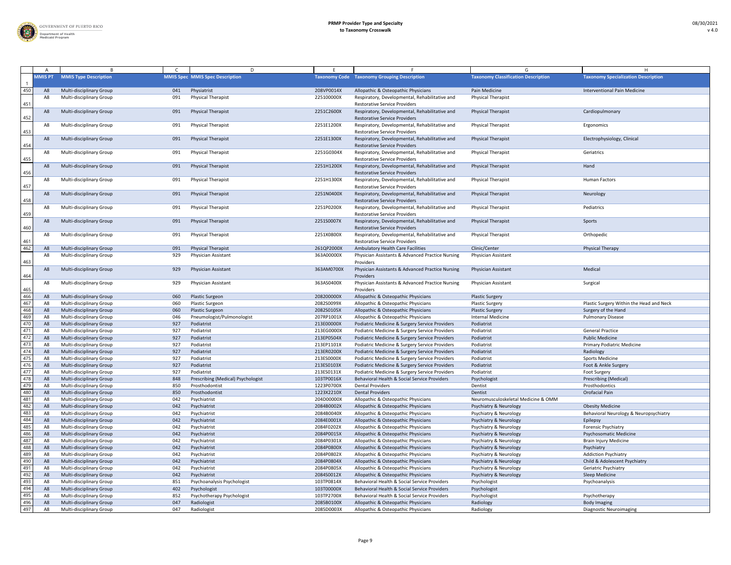| | A | B | C | D | E | F | G | H |
|---|---|---|---|---|---|---|---|---|
| 1 | MMIS PT | MMIS Type Description | MMIS Spec | MMIS Spec Description | Taxonomy Code | Taxonomy Grouping Description | Taxonomy Classification Description | Taxonomy Specialization Description |
| 450 | A8 | Multi-disciplinary Group | 041 | Physiatrist | 208VP0014X | Allopathic & Osteopathic Physicians | Pain Medicine | Interventional Pain Medicine |
| 451 | A8 | Multi-disciplinary Group | 091 | Physical Therapist | 225100000X | Respiratory, Developmental, Rehabilitative and Restorative Service Providers | Physical Therapist | |
| 452 | A8 | Multi-disciplinary Group | 091 | Physical Therapist | 2251C2600X | Respiratory, Developmental, Rehabilitative and Restorative Service Providers | Physical Therapist | Cardiopulmonary |
| 453 | A8 | Multi-disciplinary Group | 091 | Physical Therapist | 2251E1200X | Respiratory, Developmental, Rehabilitative and Restorative Service Providers | Physical Therapist | Ergonomics |
| 454 | A8 | Multi-disciplinary Group | 091 | Physical Therapist | 2251E1300X | Respiratory, Developmental, Rehabilitative and Restorative Service Providers | Physical Therapist | Electrophysiology, Clinical |
| 455 | A8 | Multi-disciplinary Group | 091 | Physical Therapist | 2251G0304X | Respiratory, Developmental, Rehabilitative and Restorative Service Providers | Physical Therapist | Geriatrics |
| 456 | A8 | Multi-disciplinary Group | 091 | Physical Therapist | 2251H1200X | Respiratory, Developmental, Rehabilitative and Restorative Service Providers | Physical Therapist | Hand |
| 457 | A8 | Multi-disciplinary Group | 091 | Physical Therapist | 2251H1300X | Respiratory, Developmental, Rehabilitative and Restorative Service Providers | Physical Therapist | Human Factors |
| 458 | A8 | Multi-disciplinary Group | 091 | Physical Therapist | 2251N0400X | Respiratory, Developmental, Rehabilitative and Restorative Service Providers | Physical Therapist | Neurology |
| 459 | A8 | Multi-disciplinary Group | 091 | Physical Therapist | 2251P0200X | Respiratory, Developmental, Rehabilitative and Restorative Service Providers | Physical Therapist | Pediatrics |
| 460 | A8 | Multi-disciplinary Group | 091 | Physical Therapist | 2251S0007X | Respiratory, Developmental, Rehabilitative and Restorative Service Providers | Physical Therapist | Sports |
| 461 | A8 | Multi-disciplinary Group | 091 | Physical Therapist | 2251X0800X | Respiratory, Developmental, Rehabilitative and Restorative Service Providers | Physical Therapist | Orthopedic |
| 462 | A8 | Multi-disciplinary Group | 091 | Physical Therapist | 261QP2000X | Ambulatory Health Care Facilities | Clinic/Center | Physical Therapy |
| 463 | A8 | Multi-disciplinary Group | 929 | Physician Assistant | 363A00000X | Physician Assistants & Advanced Practice Nursing Providers | Physician Assistant | |
| 464 | A8 | Multi-disciplinary Group | 929 | Physician Assistant | 363AM0700X | Physician Assistants & Advanced Practice Nursing Providers | Physician Assistant | Medical |
| 465 | A8 | Multi-disciplinary Group | 929 | Physician Assistant | 363AS0400X | Physician Assistants & Advanced Practice Nursing Providers | Physician Assistant | Surgical |
| 466 | A8 | Multi-disciplinary Group | 060 | Plastic Surgeon | 208200000X | Allopathic & Osteopathic Physicians | Plastic Surgery | |
| 467 | A8 | Multi-disciplinary Group | 060 | Plastic Surgeon | 2082S0099X | Allopathic & Osteopathic Physicians | Plastic Surgery | Plastic Surgery Within the Head and Neck |
| 468 | A8 | Multi-disciplinary Group | 060 | Plastic Surgeon | 2082S0105X | Allopathic & Osteopathic Physicians | Plastic Surgery | Surgery of the Hand |
| 469 | A8 | Multi-disciplinary Group | 046 | Pneumologist/Pulmonologist | 207RP1001X | Allopathic & Osteopathic Physicians | Internal Medicine | Pulmonary Disease |
| 470 | A8 | Multi-disciplinary Group | 927 | Podiatrist | 213E00000X | Podiatric Medicine & Surgery Service Providers | Podiatrist | |
| 471 | A8 | Multi-disciplinary Group | 927 | Podiatrist | 213EG0000X | Podiatric Medicine & Surgery Service Providers | Podiatrist | General Practice |
| 472 | A8 | Multi-disciplinary Group | 927 | Podiatrist | 213EP0504X | Podiatric Medicine & Surgery Service Providers | Podiatrist | Public Medicine |
| 473 | A8 | Multi-disciplinary Group | 927 | Podiatrist | 213EP1101X | Podiatric Medicine & Surgery Service Providers | Podiatrist | Primary Podiatric Medicine |
| 474 | A8 | Multi-disciplinary Group | 927 | Podiatrist | 213ER0200X | Podiatric Medicine & Surgery Service Providers | Podiatrist | Radiology |
| 475 | A8 | Multi-disciplinary Group | 927 | Podiatrist | 213ES0000X | Podiatric Medicine & Surgery Service Providers | Podiatrist | Sports Medicine |
| 476 | A8 | Multi-disciplinary Group | 927 | Podiatrist | 213ES0103X | Podiatric Medicine & Surgery Service Providers | Podiatrist | Foot & Ankle Surgery |
| 477 | A8 | Multi-disciplinary Group | 927 | Podiatrist | 213ES0131X | Podiatric Medicine & Surgery Service Providers | Podiatrist | Foot Surgery |
| 478 | A8 | Multi-disciplinary Group | 848 | Prescribing (Medical) Psychologist | 103TP0016X | Behavioral Health & Social Service Providers | Psychologist | Prescribing (Medical) |
| 479 | A8 | Multi-disciplinary Group | 850 | Prosthodontist | 1223P0700X | Dental Providers | Dentist | Prosthodontics |
| 480 | A8 | Multi-disciplinary Group | 850 | Prosthodontist | 1223X2210X | Dental Providers | Dentist | Orofacial Pain |
| 481 | A8 | Multi-disciplinary Group | 042 | Psychiatrist | 204D00000X | Allopathic & Osteopathic Physicians | Neuromusculoskeletal Medicine & OMM | |
| 482 | A8 | Multi-disciplinary Group | 042 | Psychiatrist | 2084B0002X | Allopathic & Osteopathic Physicians | Psychiatry & Neurology | Obesity Medicine |
| 483 | A8 | Multi-disciplinary Group | 042 | Psychiatrist | 2084B0040X | Allopathic & Osteopathic Physicians | Psychiatry & Neurology | Behavioral Neurology & Neuropsychiatry |
| 484 | A8 | Multi-disciplinary Group | 042 | Psychiatrist | 2084E0001X | Allopathic & Osteopathic Physicians | Psychiatry & Neurology | Epilepsy |
| 485 | A8 | Multi-disciplinary Group | 042 | Psychiatrist | 2084F0202X | Allopathic & Osteopathic Physicians | Psychiatry & Neurology | Forensic Psychiatry |
| 486 | A8 | Multi-disciplinary Group | 042 | Psychiatrist | 2084P0015X | Allopathic & Osteopathic Physicians | Psychiatry & Neurology | Psychosomatic Medicine |
| 487 | A8 | Multi-disciplinary Group | 042 | Psychiatrist | 2084P0301X | Allopathic & Osteopathic Physicians | Psychiatry & Neurology | Brain Injury Medicine |
| 488 | A8 | Multi-disciplinary Group | 042 | Psychiatrist | 2084P0800X | Allopathic & Osteopathic Physicians | Psychiatry & Neurology | Psychiatry |
| 489 | A8 | Multi-disciplinary Group | 042 | Psychiatrist | 2084P0802X | Allopathic & Osteopathic Physicians | Psychiatry & Neurology | Addiction Psychiatry |
| 490 | A8 | Multi-disciplinary Group | 042 | Psychiatrist | 2084P0804X | Allopathic & Osteopathic Physicians | Psychiatry & Neurology | Child & Adolescent Psychiatry |
| 491 | A8 | Multi-disciplinary Group | 042 | Psychiatrist | 2084P0805X | Allopathic & Osteopathic Physicians | Psychiatry & Neurology | Geriatric Psychiatry |
| 492 | A8 | Multi-disciplinary Group | 042 | Psychiatrist | 2084S0012X | Allopathic & Osteopathic Physicians | Psychiatry & Neurology | Sleep Medicine |
| 493 | A8 | Multi-disciplinary Group | 851 | Psychoanalysis Psychologist | 103TP0814X | Behavioral Health & Social Service Providers | Psychologist | Psychoanalysis |
| 494 | A8 | Multi-disciplinary Group | 402 | Psychologist | 103T00000X | Behavioral Health & Social Service Providers | Psychologist | |
| 495 | A8 | Multi-disciplinary Group | 852 | Psychotherapy Psychologist | 103TP2700X | Behavioral Health & Social Service Providers | Psychologist | Psychotherapy |
| 496 | A8 | Multi-disciplinary Group | 047 | Radiologist | 2085B0100X | Allopathic & Osteopathic Physicians | Radiology | Body Imaging |
| 497 | A8 | Multi-disciplinary Group | 047 | Radiologist | 2085D0003X | Allopathic & Osteopathic Physicians | Radiology | Diagnostic Neuroimaging |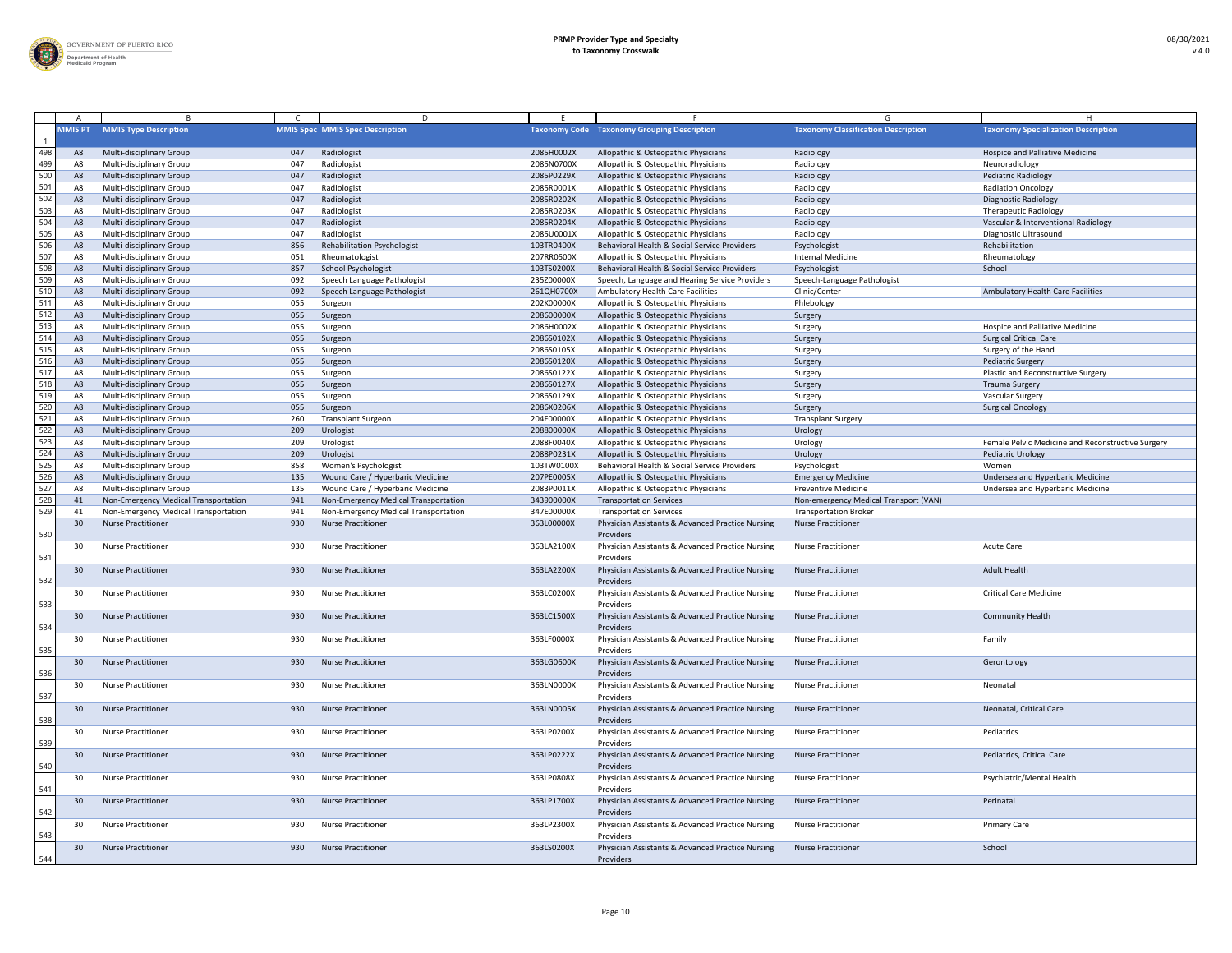| | A | B | C | D | E | F | G | H |
|---|---|---|---|---|---|---|---|---|
| 1 | MMIS PT | MMIS Type Description | MMIS Spec | MMIS Spec Description | Taxonomy Code | Taxonomy Grouping Description | Taxonomy Classification Description | Taxonomy Specialization Description |
| 498 | A8 | Multi-disciplinary Group | 047 | Radiologist | 2085H0002X | Allopathic & Osteopathic Physicians | Radiology | Hospice and Palliative Medicine |
| 499 | A8 | Multi-disciplinary Group | 047 | Radiologist | 2085N0700X | Allopathic & Osteopathic Physicians | Radiology | Neuroradiology |
| 500 | A8 | Multi-disciplinary Group | 047 | Radiologist | 2085P0229X | Allopathic & Osteopathic Physicians | Radiology | Pediatric Radiology |
| 501 | A8 | Multi-disciplinary Group | 047 | Radiologist | 2085R0001X | Allopathic & Osteopathic Physicians | Radiology | Radiation Oncology |
| 502 | A8 | Multi-disciplinary Group | 047 | Radiologist | 2085R0202X | Allopathic & Osteopathic Physicians | Radiology | Diagnostic Radiology |
| 503 | A8 | Multi-disciplinary Group | 047 | Radiologist | 2085R0203X | Allopathic & Osteopathic Physicians | Radiology | Therapeutic Radiology |
| 504 | A8 | Multi-disciplinary Group | 047 | Radiologist | 2085R0204X | Allopathic & Osteopathic Physicians | Radiology | Vascular & Interventional Radiology |
| 505 | A8 | Multi-disciplinary Group | 047 | Radiologist | 2085U0001X | Allopathic & Osteopathic Physicians | Radiology | Diagnostic Ultrasound |
| 506 | A8 | Multi-disciplinary Group | 856 | Rehabilitation Psychologist | 103TR0400X | Behavioral Health & Social Service Providers | Psychologist | Rehabilitation |
| 507 | A8 | Multi-disciplinary Group | 051 | Rheumatologist | 207RR0500X | Allopathic & Osteopathic Physicians | Internal Medicine | Rheumatology |
| 508 | A8 | Multi-disciplinary Group | 857 | School Psychologist | 103TS0200X | Behavioral Health & Social Service Providers | Psychologist | School |
| 509 | A8 | Multi-disciplinary Group | 092 | Speech Language Pathologist | 235Z00000X | Speech, Language and Hearing Service Providers | Speech-Language Pathologist | |
| 510 | A8 | Multi-disciplinary Group | 092 | Speech Language Pathologist | 261QH0700X | Ambulatory Health Care Facilities | Clinic/Center | Ambulatory Health Care Facilities |
| 511 | A8 | Multi-disciplinary Group | 055 | Surgeon | 202K00000X | Allopathic & Osteopathic Physicians | Phlebology | |
| 512 | A8 | Multi-disciplinary Group | 055 | Surgeon | 208600000X | Allopathic & Osteopathic Physicians | Surgery | |
| 513 | A8 | Multi-disciplinary Group | 055 | Surgeon | 2086H0002X | Allopathic & Osteopathic Physicians | Surgery | Hospice and Palliative Medicine |
| 514 | A8 | Multi-disciplinary Group | 055 | Surgeon | 2086S0102X | Allopathic & Osteopathic Physicians | Surgery | Surgical Critical Care |
| 515 | A8 | Multi-disciplinary Group | 055 | Surgeon | 2086S0105X | Allopathic & Osteopathic Physicians | Surgery | Surgery of the Hand |
| 516 | A8 | Multi-disciplinary Group | 055 | Surgeon | 2086S0120X | Allopathic & Osteopathic Physicians | Surgery | Pediatric Surgery |
| 517 | A8 | Multi-disciplinary Group | 055 | Surgeon | 2086S0122X | Allopathic & Osteopathic Physicians | Surgery | Plastic and Reconstructive Surgery |
| 518 | A8 | Multi-disciplinary Group | 055 | Surgeon | 2086S0127X | Allopathic & Osteopathic Physicians | Surgery | Trauma Surgery |
| 519 | A8 | Multi-disciplinary Group | 055 | Surgeon | 2086S0129X | Allopathic & Osteopathic Physicians | Surgery | Vascular Surgery |
| 520 | A8 | Multi-disciplinary Group | 055 | Surgeon | 2086X0206X | Allopathic & Osteopathic Physicians | Surgery | Surgical Oncology |
| 521 | A8 | Multi-disciplinary Group | 260 | Transplant Surgeon | 204F00000X | Allopathic & Osteopathic Physicians | Transplant Surgery | |
| 522 | A8 | Multi-disciplinary Group | 209 | Urologist | 208800000X | Allopathic & Osteopathic Physicians | Urology | |
| 523 | A8 | Multi-disciplinary Group | 209 | Urologist | 2088F0040X | Allopathic & Osteopathic Physicians | Urology | Female Pelvic Medicine and Reconstructive Surgery |
| 524 | A8 | Multi-disciplinary Group | 209 | Urologist | 2088P0231X | Allopathic & Osteopathic Physicians | Urology | Pediatric Urology |
| 525 | A8 | Multi-disciplinary Group | 858 | Women's Psychologist | 103TW0100X | Behavioral Health & Social Service Providers | Psychologist | Women |
| 526 | A8 | Multi-disciplinary Group | 135 | Wound Care / Hyperbaric Medicine | 207PE0005X | Allopathic & Osteopathic Physicians | Emergency Medicine | Undersea and Hyperbaric Medicine |
| 527 | A8 | Multi-disciplinary Group | 135 | Wound Care / Hyperbaric Medicine | 2083P0011X | Allopathic & Osteopathic Physicians | Preventive Medicine | Undersea and Hyperbaric Medicine |
| 528 | 41 | Non-Emergency Medical Transportation | 941 | Non-Emergency Medical Transportation | 343900000X | Transportation Services | Non-emergency Medical Transport (VAN) | |
| 529 | 41 | Non-Emergency Medical Transportation | 941 | Non-Emergency Medical Transportation | 347E00000X | Transportation Services | Transportation Broker | |
| 530 | 30 | Nurse Practitioner | 930 | Nurse Practitioner | 363L00000X | Physician Assistants & Advanced Practice Nursing Providers | Nurse Practitioner | |
| 531 | 30 | Nurse Practitioner | 930 | Nurse Practitioner | 363LA2100X | Physician Assistants & Advanced Practice Nursing Providers | Nurse Practitioner | Acute Care |
| 532 | 30 | Nurse Practitioner | 930 | Nurse Practitioner | 363LA2200X | Physician Assistants & Advanced Practice Nursing Providers | Nurse Practitioner | Adult Health |
| 533 | 30 | Nurse Practitioner | 930 | Nurse Practitioner | 363LC0200X | Physician Assistants & Advanced Practice Nursing Providers | Nurse Practitioner | Critical Care Medicine |
| 534 | 30 | Nurse Practitioner | 930 | Nurse Practitioner | 363LC1500X | Physician Assistants & Advanced Practice Nursing Providers | Nurse Practitioner | Community Health |
| 535 | 30 | Nurse Practitioner | 930 | Nurse Practitioner | 363LF0000X | Physician Assistants & Advanced Practice Nursing Providers | Nurse Practitioner | Family |
| 536 | 30 | Nurse Practitioner | 930 | Nurse Practitioner | 363LG0600X | Physician Assistants & Advanced Practice Nursing Providers | Nurse Practitioner | Gerontology |
| 537 | 30 | Nurse Practitioner | 930 | Nurse Practitioner | 363LN0000X | Physician Assistants & Advanced Practice Nursing Providers | Nurse Practitioner | Neonatal |
| 538 | 30 | Nurse Practitioner | 930 | Nurse Practitioner | 363LN0005X | Physician Assistants & Advanced Practice Nursing Providers | Nurse Practitioner | Neonatal, Critical Care |
| 539 | 30 | Nurse Practitioner | 930 | Nurse Practitioner | 363LP0200X | Physician Assistants & Advanced Practice Nursing Providers | Nurse Practitioner | Pediatrics |
| 540 | 30 | Nurse Practitioner | 930 | Nurse Practitioner | 363LP0222X | Physician Assistants & Advanced Practice Nursing Providers | Nurse Practitioner | Pediatrics, Critical Care |
| 541 | 30 | Nurse Practitioner | 930 | Nurse Practitioner | 363LP0808X | Physician Assistants & Advanced Practice Nursing Providers | Nurse Practitioner | Psychiatric/Mental Health |
| 542 | 30 | Nurse Practitioner | 930 | Nurse Practitioner | 363LP1700X | Physician Assistants & Advanced Practice Nursing Providers | Nurse Practitioner | Perinatal |
| 543 | 30 | Nurse Practitioner | 930 | Nurse Practitioner | 363LP2300X | Physician Assistants & Advanced Practice Nursing Providers | Nurse Practitioner | Primary Care |
| 544 | 30 | Nurse Practitioner | 930 | Nurse Practitioner | 363LS0200X | Physician Assistants & Advanced Practice Nursing Providers | Nurse Practitioner | School |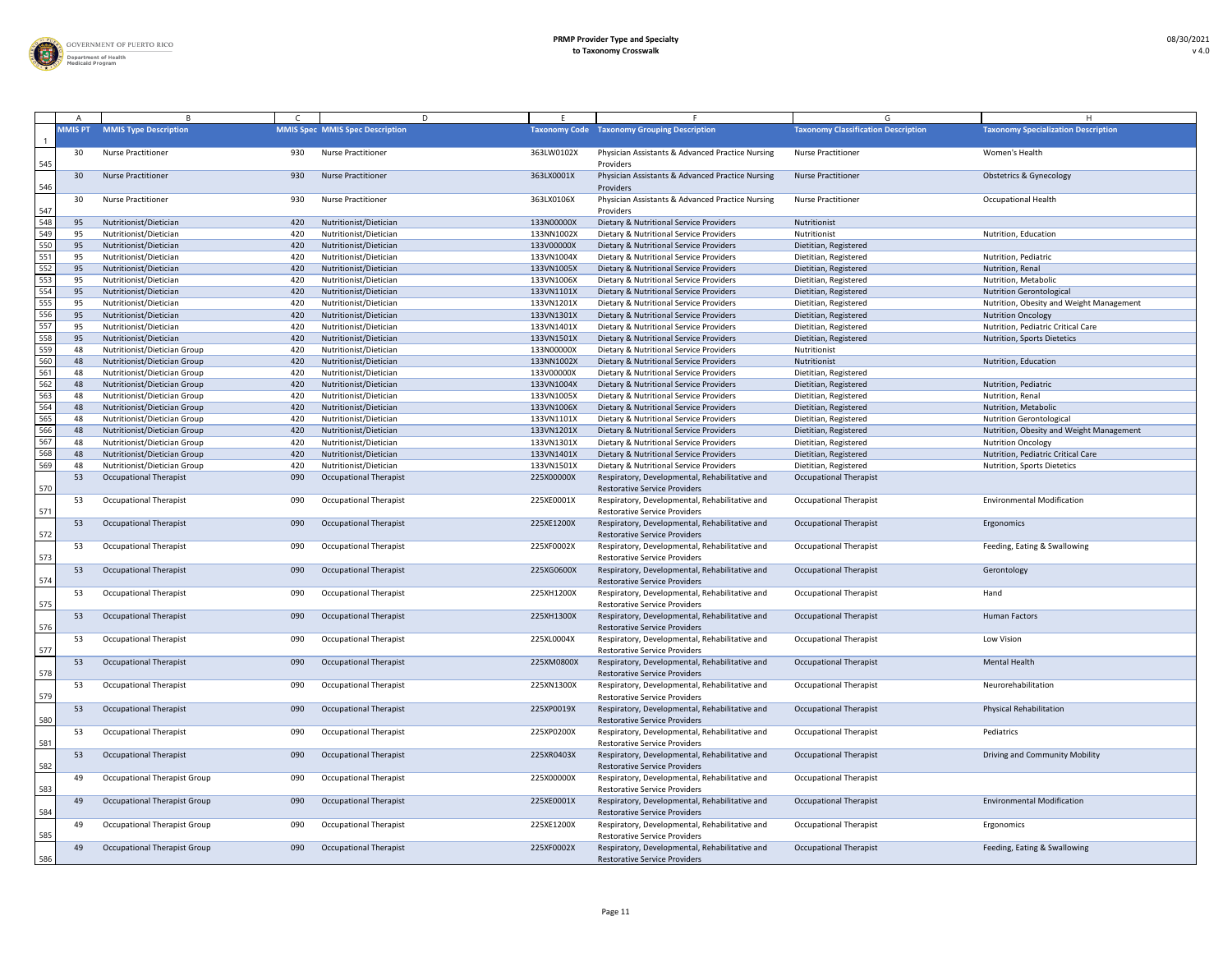| | A | B | C | D | E | F | G | H |
|---|---|---|---|---|---|---|---|---|
| 1 | MMIS PT | MMIS Type Description | MMIS Spec | MMIS Spec Description | Taxonomy Code | Taxonomy Grouping Description | Taxonomy Classification Description | Taxonomy Specialization Description |
| 545 | 30 | Nurse Practitioner | 930 | Nurse Practitioner | 363LW0102X | Physician Assistants & Advanced Practice Nursing Providers | Nurse Practitioner | Women's Health |
| 546 | 30 | Nurse Practitioner | 930 | Nurse Practitioner | 363LX0001X | Physician Assistants & Advanced Practice Nursing Providers | Nurse Practitioner | Obstetrics & Gynecology |
| 547 | 30 | Nurse Practitioner | 930 | Nurse Practitioner | 363LX0106X | Physician Assistants & Advanced Practice Nursing Providers | Nurse Practitioner | Occupational Health |
| 548 | 95 | Nutritionist/Dietician | 420 | Nutritionist/Dietician | 133N00000X | Dietary & Nutritional Service Providers | Nutritionist | |
| 549 | 95 | Nutritionist/Dietician | 420 | Nutritionist/Dietician | 133NN1002X | Dietary & Nutritional Service Providers | Nutritionist | Nutrition, Education |
| 550 | 95 | Nutritionist/Dietician | 420 | Nutritionist/Dietician | 133V00000X | Dietary & Nutritional Service Providers | Dietitian, Registered | |
| 551 | 95 | Nutritionist/Dietician | 420 | Nutritionist/Dietician | 133VN1004X | Dietary & Nutritional Service Providers | Dietitian, Registered | Nutrition, Pediatric |
| 552 | 95 | Nutritionist/Dietician | 420 | Nutritionist/Dietician | 133VN1005X | Dietary & Nutritional Service Providers | Dietitian, Registered | Nutrition, Renal |
| 553 | 95 | Nutritionist/Dietician | 420 | Nutritionist/Dietician | 133VN1006X | Dietary & Nutritional Service Providers | Dietitian, Registered | Nutrition, Metabolic |
| 554 | 95 | Nutritionist/Dietician | 420 | Nutritionist/Dietician | 133VN1101X | Dietary & Nutritional Service Providers | Dietitian, Registered | Nutrition Gerontological |
| 555 | 95 | Nutritionist/Dietician | 420 | Nutritionist/Dietician | 133VN1201X | Dietary & Nutritional Service Providers | Dietitian, Registered | Nutrition, Obesity and Weight Management |
| 556 | 95 | Nutritionist/Dietician | 420 | Nutritionist/Dietician | 133VN1301X | Dietary & Nutritional Service Providers | Dietitian, Registered | Nutrition Oncology |
| 557 | 95 | Nutritionist/Dietician | 420 | Nutritionist/Dietician | 133VN1401X | Dietary & Nutritional Service Providers | Dietitian, Registered | Nutrition, Pediatric Critical Care |
| 558 | 95 | Nutritionist/Dietician | 420 | Nutritionist/Dietician | 133VN1501X | Dietary & Nutritional Service Providers | Dietitian, Registered | Nutrition, Sports Dietetics |
| 559 | 48 | Nutritionist/Dietician Group | 420 | Nutritionist/Dietician | 133N00000X | Dietary & Nutritional Service Providers | Nutritionist | |
| 560 | 48 | Nutritionist/Dietician Group | 420 | Nutritionist/Dietician | 133NN1002X | Dietary & Nutritional Service Providers | Nutritionist | Nutrition, Education |
| 561 | 48 | Nutritionist/Dietician Group | 420 | Nutritionist/Dietician | 133V00000X | Dietary & Nutritional Service Providers | Dietitian, Registered | |
| 562 | 48 | Nutritionist/Dietician Group | 420 | Nutritionist/Dietician | 133VN1004X | Dietary & Nutritional Service Providers | Dietitian, Registered | Nutrition, Pediatric |
| 563 | 48 | Nutritionist/Dietician Group | 420 | Nutritionist/Dietician | 133VN1005X | Dietary & Nutritional Service Providers | Dietitian, Registered | Nutrition, Renal |
| 564 | 48 | Nutritionist/Dietician Group | 420 | Nutritionist/Dietician | 133VN1006X | Dietary & Nutritional Service Providers | Dietitian, Registered | Nutrition, Metabolic |
| 565 | 48 | Nutritionist/Dietician Group | 420 | Nutritionist/Dietician | 133VN1101X | Dietary & Nutritional Service Providers | Dietitian, Registered | Nutrition Gerontological |
| 566 | 48 | Nutritionist/Dietician Group | 420 | Nutritionist/Dietician | 133VN1201X | Dietary & Nutritional Service Providers | Dietitian, Registered | Nutrition, Obesity and Weight Management |
| 567 | 48 | Nutritionist/Dietician Group | 420 | Nutritionist/Dietician | 133VN1301X | Dietary & Nutritional Service Providers | Dietitian, Registered | Nutrition Oncology |
| 568 | 48 | Nutritionist/Dietician Group | 420 | Nutritionist/Dietician | 133VN1401X | Dietary & Nutritional Service Providers | Dietitian, Registered | Nutrition, Pediatric Critical Care |
| 569 | 48 | Nutritionist/Dietician Group | 420 | Nutritionist/Dietician | 133VN1501X | Dietary & Nutritional Service Providers | Dietitian, Registered | Nutrition, Sports Dietetics |
| 570 | 53 | Occupational Therapist | 090 | Occupational Therapist | 225X00000X | Respiratory, Developmental, Rehabilitative and Restorative Service Providers | Occupational Therapist | |
| 571 | 53 | Occupational Therapist | 090 | Occupational Therapist | 225XE0001X | Respiratory, Developmental, Rehabilitative and Restorative Service Providers | Occupational Therapist | Environmental Modification |
| 572 | 53 | Occupational Therapist | 090 | Occupational Therapist | 225XE1200X | Respiratory, Developmental, Rehabilitative and Restorative Service Providers | Occupational Therapist | Ergonomics |
| 573 | 53 | Occupational Therapist | 090 | Occupational Therapist | 225XF0002X | Respiratory, Developmental, Rehabilitative and Restorative Service Providers | Occupational Therapist | Feeding, Eating & Swallowing |
| 574 | 53 | Occupational Therapist | 090 | Occupational Therapist | 225XG0600X | Respiratory, Developmental, Rehabilitative and Restorative Service Providers | Occupational Therapist | Gerontology |
| 575 | 53 | Occupational Therapist | 090 | Occupational Therapist | 225XH1200X | Respiratory, Developmental, Rehabilitative and Restorative Service Providers | Occupational Therapist | Hand |
| 576 | 53 | Occupational Therapist | 090 | Occupational Therapist | 225XH1300X | Respiratory, Developmental, Rehabilitative and Restorative Service Providers | Occupational Therapist | Human Factors |
| 577 | 53 | Occupational Therapist | 090 | Occupational Therapist | 225XL0004X | Respiratory, Developmental, Rehabilitative and Restorative Service Providers | Occupational Therapist | Low Vision |
| 578 | 53 | Occupational Therapist | 090 | Occupational Therapist | 225XM0800X | Respiratory, Developmental, Rehabilitative and Restorative Service Providers | Occupational Therapist | Mental Health |
| 579 | 53 | Occupational Therapist | 090 | Occupational Therapist | 225XN1300X | Respiratory, Developmental, Rehabilitative and Restorative Service Providers | Occupational Therapist | Neurorehabilitation |
| 580 | 53 | Occupational Therapist | 090 | Occupational Therapist | 225XP0019X | Respiratory, Developmental, Rehabilitative and Restorative Service Providers | Occupational Therapist | Physical Rehabilitation |
| 581 | 53 | Occupational Therapist | 090 | Occupational Therapist | 225XP0200X | Respiratory, Developmental, Rehabilitative and Restorative Service Providers | Occupational Therapist | Pediatrics |
| 582 | 53 | Occupational Therapist | 090 | Occupational Therapist | 225XR0403X | Respiratory, Developmental, Rehabilitative and Restorative Service Providers | Occupational Therapist | Driving and Community Mobility |
| 583 | 49 | Occupational Therapist Group | 090 | Occupational Therapist | 225X00000X | Respiratory, Developmental, Rehabilitative and Restorative Service Providers | Occupational Therapist | |
| 584 | 49 | Occupational Therapist Group | 090 | Occupational Therapist | 225XE0001X | Respiratory, Developmental, Rehabilitative and Restorative Service Providers | Occupational Therapist | Environmental Modification |
| 585 | 49 | Occupational Therapist Group | 090 | Occupational Therapist | 225XE1200X | Respiratory, Developmental, Rehabilitative and Restorative Service Providers | Occupational Therapist | Ergonomics |
| 586 | 49 | Occupational Therapist Group | 090 | Occupational Therapist | 225XF0002X | Respiratory, Developmental, Rehabilitative and Restorative Service Providers | Occupational Therapist | Feeding, Eating & Swallowing |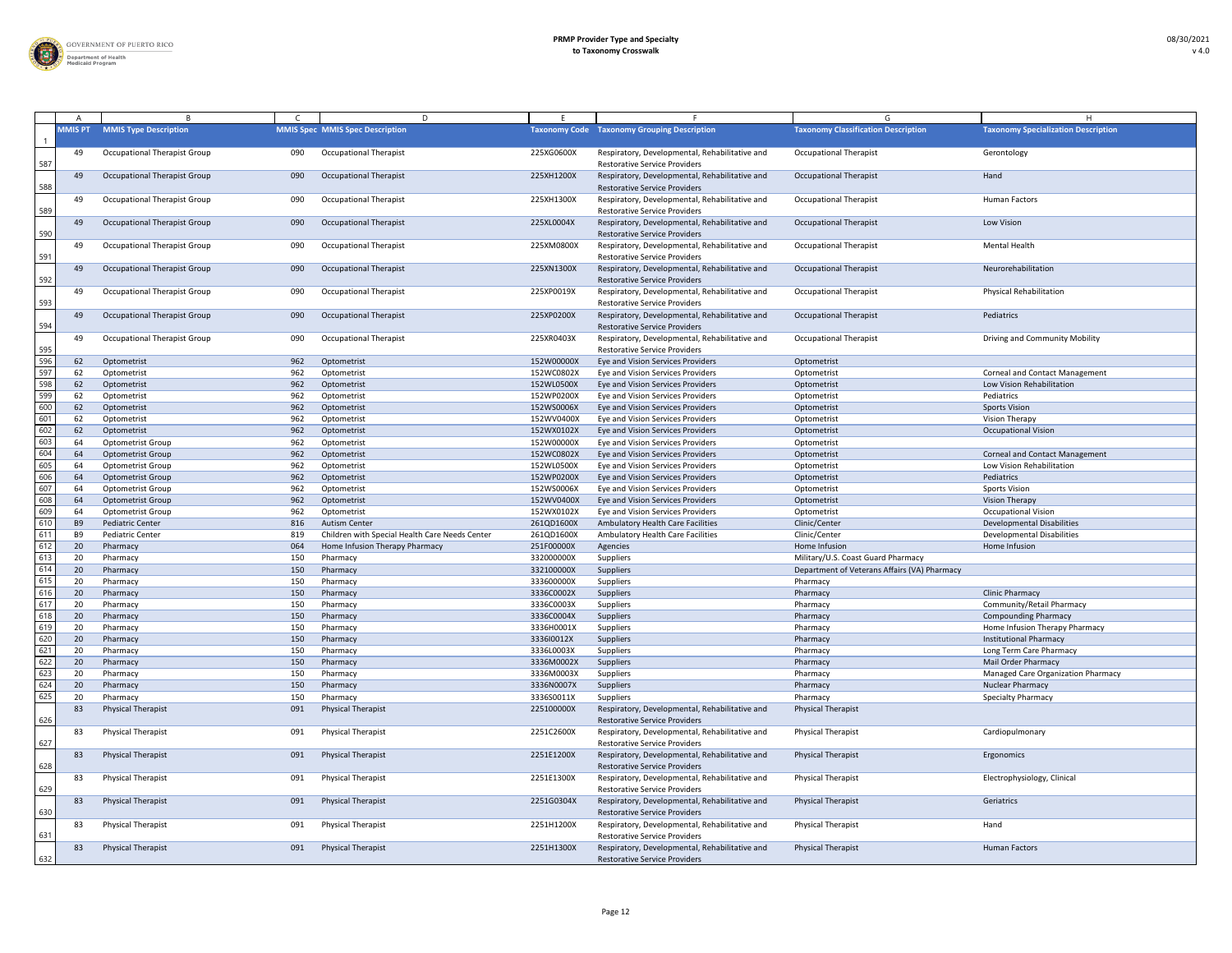| | A | B | C | D | E | F | G | H |
|---|---|---|---|---|---|---|---|---|
| 1 | MMIS PT | MMIS Type Description | MMIS Spec | MMIS Spec Description | Taxonomy Code | Taxonomy Grouping Description | Taxonomy Classification Description | Taxonomy Specialization Description |
| 587 | 49 | Occupational Therapist Group | 090 | Occupational Therapist | 225XG0600X | Respiratory, Developmental, Rehabilitative and Restorative Service Providers | Occupational Therapist | Gerontology |
| 588 | 49 | Occupational Therapist Group | 090 | Occupational Therapist | 225XH1200X | Respiratory, Developmental, Rehabilitative and Restorative Service Providers | Occupational Therapist | Hand |
| 589 | 49 | Occupational Therapist Group | 090 | Occupational Therapist | 225XH1300X | Respiratory, Developmental, Rehabilitative and Restorative Service Providers | Occupational Therapist | Human Factors |
| 590 | 49 | Occupational Therapist Group | 090 | Occupational Therapist | 225XL0004X | Respiratory, Developmental, Rehabilitative and Restorative Service Providers | Occupational Therapist | Low Vision |
| 591 | 49 | Occupational Therapist Group | 090 | Occupational Therapist | 225XM0800X | Respiratory, Developmental, Rehabilitative and Restorative Service Providers | Occupational Therapist | Mental Health |
| 592 | 49 | Occupational Therapist Group | 090 | Occupational Therapist | 225XN1300X | Respiratory, Developmental, Rehabilitative and Restorative Service Providers | Occupational Therapist | Neurorehabilitation |
| 593 | 49 | Occupational Therapist Group | 090 | Occupational Therapist | 225XP0019X | Respiratory, Developmental, Rehabilitative and Restorative Service Providers | Occupational Therapist | Physical Rehabilitation |
| 594 | 49 | Occupational Therapist Group | 090 | Occupational Therapist | 225XP0200X | Respiratory, Developmental, Rehabilitative and Restorative Service Providers | Occupational Therapist | Pediatrics |
| 595 | 49 | Occupational Therapist Group | 090 | Occupational Therapist | 225XR0403X | Respiratory, Developmental, Rehabilitative and Restorative Service Providers | Occupational Therapist | Driving and Community Mobility |
| 596 | 62 | Optometrist | 962 | Optometrist | 152W00000X | Eye and Vision Services Providers | Optometrist | |
| 597 | 62 | Optometrist | 962 | Optometrist | 152WC0802X | Eye and Vision Services Providers | Optometrist | Corneal and Contact Management |
| 598 | 62 | Optometrist | 962 | Optometrist | 152WL0500X | Eye and Vision Services Providers | Optometrist | Low Vision Rehabilitation |
| 599 | 62 | Optometrist | 962 | Optometrist | 152WP0200X | Eye and Vision Services Providers | Optometrist | Pediatrics |
| 600 | 62 | Optometrist | 962 | Optometrist | 152WS0006X | Eye and Vision Services Providers | Optometrist | Sports Vision |
| 601 | 62 | Optometrist | 962 | Optometrist | 152WV0400X | Eye and Vision Services Providers | Optometrist | Vision Therapy |
| 602 | 62 | Optometrist | 962 | Optometrist | 152WX0102X | Eye and Vision Services Providers | Optometrist | Occupational Vision |
| 603 | 64 | Optometrist Group | 962 | Optometrist | 152W00000X | Eye and Vision Services Providers | Optometrist | |
| 604 | 64 | Optometrist Group | 962 | Optometrist | 152WC0802X | Eye and Vision Services Providers | Optometrist | Corneal and Contact Management |
| 605 | 64 | Optometrist Group | 962 | Optometrist | 152WL0500X | Eye and Vision Services Providers | Optometrist | Low Vision Rehabilitation |
| 606 | 64 | Optometrist Group | 962 | Optometrist | 152WP0200X | Eye and Vision Services Providers | Optometrist | Pediatrics |
| 607 | 64 | Optometrist Group | 962 | Optometrist | 152WS0006X | Eye and Vision Services Providers | Optometrist | Sports Vision |
| 608 | 64 | Optometrist Group | 962 | Optometrist | 152WV0400X | Eye and Vision Services Providers | Optometrist | Vision Therapy |
| 609 | 64 | Optometrist Group | 962 | Optometrist | 152WX0102X | Eye and Vision Services Providers | Optometrist | Occupational Vision |
| 610 | B9 | Pediatric Center | 816 | Autism Center | 261QD1600X | Ambulatory Health Care Facilities | Clinic/Center | Developmental Disabilities |
| 611 | B9 | Pediatric Center | 819 | Children with Special Health Care Needs Center | 261QD1600X | Ambulatory Health Care Facilities | Clinic/Center | Developmental Disabilities |
| 612 | 20 | Pharmacy | 064 | Home Infusion Therapy Pharmacy | 251F00000X | Agencies | Home Infusion | Home Infusion |
| 613 | 20 | Pharmacy | 150 | Pharmacy | 332000000X | Suppliers | Military/U.S. Coast Guard Pharmacy | |
| 614 | 20 | Pharmacy | 150 | Pharmacy | 332100000X | Suppliers | Department of Veterans Affairs (VA) Pharmacy | |
| 615 | 20 | Pharmacy | 150 | Pharmacy | 333600000X | Suppliers | Pharmacy | |
| 616 | 20 | Pharmacy | 150 | Pharmacy | 3336C0002X | Suppliers | Pharmacy | Clinic Pharmacy |
| 617 | 20 | Pharmacy | 150 | Pharmacy | 3336C0003X | Suppliers | Pharmacy | Community/Retail Pharmacy |
| 618 | 20 | Pharmacy | 150 | Pharmacy | 3336C0004X | Suppliers | Pharmacy | Compounding Pharmacy |
| 619 | 20 | Pharmacy | 150 | Pharmacy | 3336H0001X | Suppliers | Pharmacy | Home Infusion Therapy Pharmacy |
| 620 | 20 | Pharmacy | 150 | Pharmacy | 3336I0012X | Suppliers | Pharmacy | Institutional Pharmacy |
| 621 | 20 | Pharmacy | 150 | Pharmacy | 3336L0003X | Suppliers | Pharmacy | Long Term Care Pharmacy |
| 622 | 20 | Pharmacy | 150 | Pharmacy | 3336M0002X | Suppliers | Pharmacy | Mail Order Pharmacy |
| 623 | 20 | Pharmacy | 150 | Pharmacy | 3336M0003X | Suppliers | Pharmacy | Managed Care Organization Pharmacy |
| 624 | 20 | Pharmacy | 150 | Pharmacy | 3336N0007X | Suppliers | Pharmacy | Nuclear Pharmacy |
| 625 | 20 | Pharmacy | 150 | Pharmacy | 3336S0011X | Suppliers | Pharmacy | Specialty Pharmacy |
| 626 | 83 | Physical Therapist | 091 | Physical Therapist | 225100000X | Respiratory, Developmental, Rehabilitative and Restorative Service Providers | Physical Therapist | |
| 627 | 83 | Physical Therapist | 091 | Physical Therapist | 2251C2600X | Respiratory, Developmental, Rehabilitative and Restorative Service Providers | Physical Therapist | Cardiopulmonary |
| 628 | 83 | Physical Therapist | 091 | Physical Therapist | 2251E1200X | Respiratory, Developmental, Rehabilitative and Restorative Service Providers | Physical Therapist | Ergonomics |
| 629 | 83 | Physical Therapist | 091 | Physical Therapist | 2251E1300X | Respiratory, Developmental, Rehabilitative and Restorative Service Providers | Physical Therapist | Electrophysiology, Clinical |
| 630 | 83 | Physical Therapist | 091 | Physical Therapist | 2251G0304X | Respiratory, Developmental, Rehabilitative and Restorative Service Providers | Physical Therapist | Geriatrics |
| 631 | 83 | Physical Therapist | 091 | Physical Therapist | 2251H1200X | Respiratory, Developmental, Rehabilitative and Restorative Service Providers | Physical Therapist | Hand |
| 632 | 83 | Physical Therapist | 091 | Physical Therapist | 2251H1300X | Respiratory, Developmental, Rehabilitative and Restorative Service Providers | Physical Therapist | Human Factors |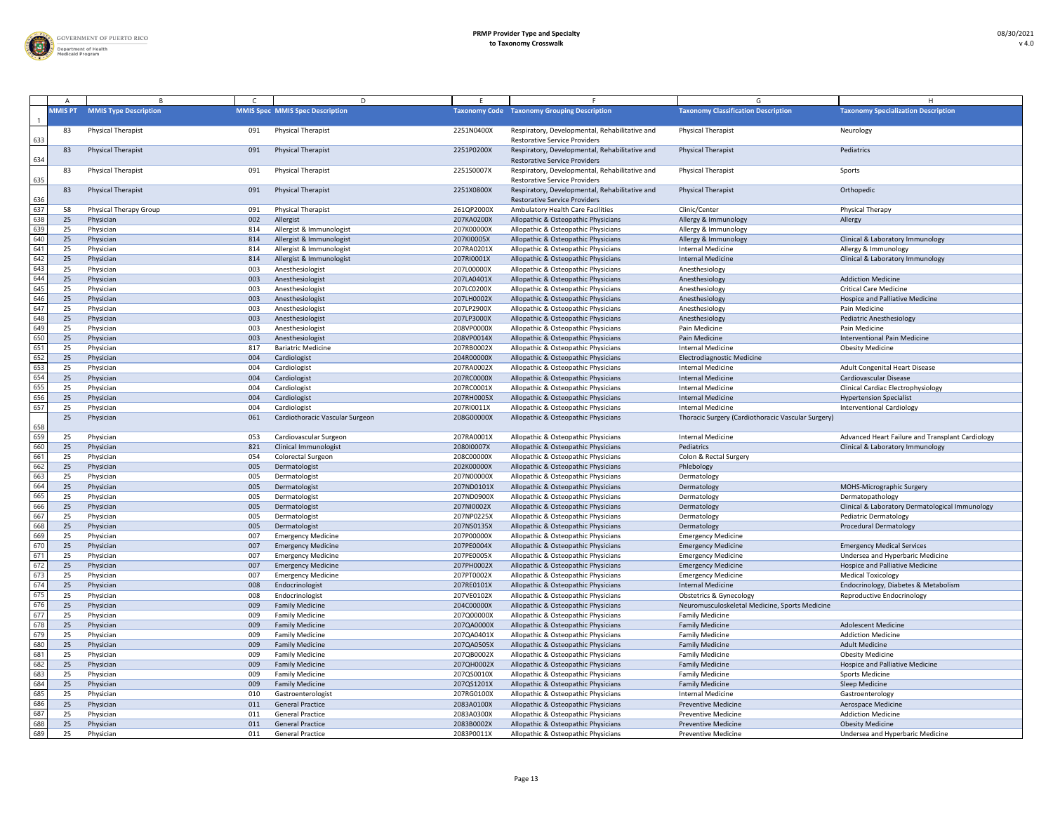| | MMIS PT | MMIS Type Description | MMIS Spec | MMIS Spec Description | Taxonomy Code | Taxonomy Grouping Description | Taxonomy Classification Description | Taxonomy Specialization Description |
|---|---|---|---|---|---|---|---|---|
| 633 | 83 | Physical Therapist | 091 | Physical Therapist | 2251N0400X | Respiratory, Developmental, Rehabilitative and Restorative Service Providers | Physical Therapist | Neurology |
| 634 | 83 | Physical Therapist | 091 | Physical Therapist | 2251P0200X | Respiratory, Developmental, Rehabilitative and Restorative Service Providers | Physical Therapist | Pediatrics |
| 635 | 83 | Physical Therapist | 091 | Physical Therapist | 2251S0007X | Respiratory, Developmental, Rehabilitative and Restorative Service Providers | Physical Therapist | Sports |
| 636 | 83 | Physical Therapist | 091 | Physical Therapist | 2251X0800X | Respiratory, Developmental, Rehabilitative and Restorative Service Providers | Physical Therapist | Orthopedic |
| 637 | 58 | Physical Therapy Group | 091 | Physical Therapist | 261QP2000X | Ambulatory Health Care Facilities | Clinic/Center | Physical Therapy |
| 638 | 25 | Physician | 002 | Allergist | 207KA0200X | Allopathic & Osteopathic Physicians | Allergy & Immunology | Allergy |
| 639 | 25 | Physician | 814 | Allergist & Immunologist | 207K00000X | Allopathic & Osteopathic Physicians | Allergy & Immunology | |
| 640 | 25 | Physician | 814 | Allergist & Immunologist | 207KI0005X | Allopathic & Osteopathic Physicians | Allergy & Immunology | Clinical & Laboratory Immunology |
| 641 | 25 | Physician | 814 | Allergist & Immunologist | 207RA0201X | Allopathic & Osteopathic Physicians | Internal Medicine | Allergy & Immunology |
| 642 | 25 | Physician | 814 | Allergist & Immunologist | 207RI0001X | Allopathic & Osteopathic Physicians | Internal Medicine | Clinical & Laboratory Immunology |
| 643 | 25 | Physician | 003 | Anesthesiologist | 207L00000X | Allopathic & Osteopathic Physicians | Anesthesiology | |
| 644 | 25 | Physician | 003 | Anesthesiologist | 207LA0401X | Allopathic & Osteopathic Physicians | Anesthesiology | Addiction Medicine |
| 645 | 25 | Physician | 003 | Anesthesiologist | 207LC0200X | Allopathic & Osteopathic Physicians | Anesthesiology | Critical Care Medicine |
| 646 | 25 | Physician | 003 | Anesthesiologist | 207LH0002X | Allopathic & Osteopathic Physicians | Anesthesiology | Hospice and Palliative Medicine |
| 647 | 25 | Physician | 003 | Anesthesiologist | 207LP2900X | Allopathic & Osteopathic Physicians | Anesthesiology | Pain Medicine |
| 648 | 25 | Physician | 003 | Anesthesiologist | 207LP3000X | Allopathic & Osteopathic Physicians | Anesthesiology | Pediatric Anesthesiology |
| 649 | 25 | Physician | 003 | Anesthesiologist | 208VP0000X | Allopathic & Osteopathic Physicians | Pain Medicine | Pain Medicine |
| 650 | 25 | Physician | 003 | Anesthesiologist | 208VP0014X | Allopathic & Osteopathic Physicians | Pain Medicine | Interventional Pain Medicine |
| 651 | 25 | Physician | 817 | Bariatric Medicine | 207RB0002X | Allopathic & Osteopathic Physicians | Internal Medicine | Obesity Medicine |
| 652 | 25 | Physician | 004 | Cardiologist | 204R00000X | Allopathic & Osteopathic Physicians | Electrodiagnostic Medicine | |
| 653 | 25 | Physician | 004 | Cardiologist | 207RA0002X | Allopathic & Osteopathic Physicians | Internal Medicine | Adult Congenital Heart Disease |
| 654 | 25 | Physician | 004 | Cardiologist | 207RC0000X | Allopathic & Osteopathic Physicians | Internal Medicine | Cardiovascular Disease |
| 655 | 25 | Physician | 004 | Cardiologist | 207RC0001X | Allopathic & Osteopathic Physicians | Internal Medicine | Clinical Cardiac Electrophysiology |
| 656 | 25 | Physician | 004 | Cardiologist | 207RH0005X | Allopathic & Osteopathic Physicians | Internal Medicine | Hypertension Specialist |
| 657 | 25 | Physician | 004 | Cardiologist | 207RI0011X | Allopathic & Osteopathic Physicians | Internal Medicine | Interventional Cardiology |
| 658 | 25 | Physician | 061 | Cardiothoracic Vascular Surgeon | 208G00000X | Allopathic & Osteopathic Physicians | Thoracic Surgery (Cardiothoracic Vascular Surgery) | |
| 659 | 25 | Physician | 053 | Cardiovascular Surgeon | 207RA0001X | Allopathic & Osteopathic Physicians | Internal Medicine | Advanced Heart Failure and Transplant Cardiology |
| 660 | 25 | Physician | 821 | Clinical Immunologist | 2080I0007X | Allopathic & Osteopathic Physicians | Pediatrics | Clinical & Laboratory Immunology |
| 661 | 25 | Physician | 054 | Colorectal Surgeon | 208C00000X | Allopathic & Osteopathic Physicians | Colon & Rectal Surgery | |
| 662 | 25 | Physician | 005 | Dermatologist | 202K00000X | Allopathic & Osteopathic Physicians | Phlebology | |
| 663 | 25 | Physician | 005 | Dermatologist | 207N00000X | Allopathic & Osteopathic Physicians | Dermatology | |
| 664 | 25 | Physician | 005 | Dermatologist | 207ND0101X | Allopathic & Osteopathic Physicians | Dermatology | MOHS-Micrographic Surgery |
| 665 | 25 | Physician | 005 | Dermatologist | 207ND0900X | Allopathic & Osteopathic Physicians | Dermatology | Dermatopathology |
| 666 | 25 | Physician | 005 | Dermatologist | 207NI0002X | Allopathic & Osteopathic Physicians | Dermatology | Clinical & Laboratory Dermatological Immunology |
| 667 | 25 | Physician | 005 | Dermatologist | 207NP0225X | Allopathic & Osteopathic Physicians | Dermatology | Pediatric Dermatology |
| 668 | 25 | Physician | 005 | Dermatologist | 207NS0135X | Allopathic & Osteopathic Physicians | Dermatology | Procedural Dermatology |
| 669 | 25 | Physician | 007 | Emergency Medicine | 207P00000X | Allopathic & Osteopathic Physicians | Emergency Medicine | |
| 670 | 25 | Physician | 007 | Emergency Medicine | 207PE0004X | Allopathic & Osteopathic Physicians | Emergency Medicine | Emergency Medical Services |
| 671 | 25 | Physician | 007 | Emergency Medicine | 207PE0005X | Allopathic & Osteopathic Physicians | Emergency Medicine | Undersea and Hyperbaric Medicine |
| 672 | 25 | Physician | 007 | Emergency Medicine | 207PH0002X | Allopathic & Osteopathic Physicians | Emergency Medicine | Hospice and Palliative Medicine |
| 673 | 25 | Physician | 007 | Emergency Medicine | 207PT0002X | Allopathic & Osteopathic Physicians | Emergency Medicine | Medical Toxicology |
| 674 | 25 | Physician | 008 | Endocrinologist | 207RE0101X | Allopathic & Osteopathic Physicians | Internal Medicine | Endocrinology, Diabetes & Metabolism |
| 675 | 25 | Physician | 008 | Endocrinologist | 207VE0102X | Allopathic & Osteopathic Physicians | Obstetrics & Gynecology | Reproductive Endocrinology |
| 676 | 25 | Physician | 009 | Family Medicine | 204C00000X | Allopathic & Osteopathic Physicians | Neuromusculoskeletal Medicine, Sports Medicine | |
| 677 | 25 | Physician | 009 | Family Medicine | 207Q00000X | Allopathic & Osteopathic Physicians | Family Medicine | |
| 678 | 25 | Physician | 009 | Family Medicine | 207QA0000X | Allopathic & Osteopathic Physicians | Family Medicine | Adolescent Medicine |
| 679 | 25 | Physician | 009 | Family Medicine | 207QA0401X | Allopathic & Osteopathic Physicians | Family Medicine | Addiction Medicine |
| 680 | 25 | Physician | 009 | Family Medicine | 207QA0505X | Allopathic & Osteopathic Physicians | Family Medicine | Adult Medicine |
| 681 | 25 | Physician | 009 | Family Medicine | 207QB0002X | Allopathic & Osteopathic Physicians | Family Medicine | Obesity Medicine |
| 682 | 25 | Physician | 009 | Family Medicine | 207QH0002X | Allopathic & Osteopathic Physicians | Family Medicine | Hospice and Palliative Medicine |
| 683 | 25 | Physician | 009 | Family Medicine | 207QS0010X | Allopathic & Osteopathic Physicians | Family Medicine | Sports Medicine |
| 684 | 25 | Physician | 009 | Family Medicine | 207QS1201X | Allopathic & Osteopathic Physicians | Family Medicine | Sleep Medicine |
| 685 | 25 | Physician | 010 | Gastroenterologist | 207RG0100X | Allopathic & Osteopathic Physicians | Internal Medicine | Gastroenterology |
| 686 | 25 | Physician | 011 | General Practice | 2083A0100X | Allopathic & Osteopathic Physicians | Preventive Medicine | Aerospace Medicine |
| 687 | 25 | Physician | 011 | General Practice | 2083A0300X | Allopathic & Osteopathic Physicians | Preventive Medicine | Addiction Medicine |
| 688 | 25 | Physician | 011 | General Practice | 2083B0002X | Allopathic & Osteopathic Physicians | Preventive Medicine | Obesity Medicine |
| 689 | 25 | Physician | 011 | General Practice | 2083P0011X | Allopathic & Osteopathic Physicians | Preventive Medicine | Undersea and Hyperbaric Medicine |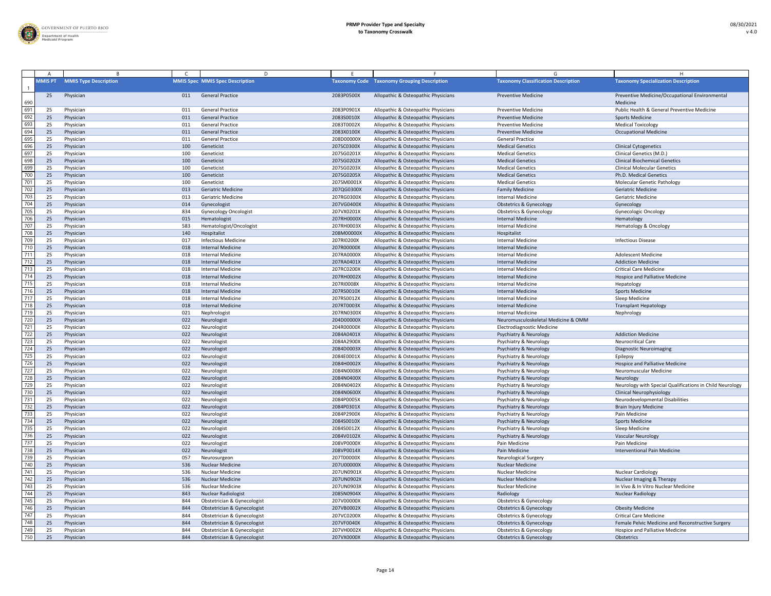| | A | B | C | D | E | F | G | H |
|---|---|---|---|---|---|---|---|---|
| 1 | MMIS PT | MMIS Type Description | MMIS Spec | MMIS Spec Description | Taxonomy Code | Taxonomy Grouping Description | Taxonomy Classification Description | Taxonomy Specialization Description |
| 690 | 25 | Physician | 011 | General Practice | 2083P0500X | Allopathic & Osteopathic Physicians | Preventive Medicine | Preventive Medicine/Occupational Environmental Medicine |
| 691 | 25 | Physician | 011 | General Practice | 2083P0901X | Allopathic & Osteopathic Physicians | Preventive Medicine | Public Health & General Preventive Medicine |
| 692 | 25 | Physician | 011 | General Practice | 2083S0010X | Allopathic & Osteopathic Physicians | Preventive Medicine | Sports Medicine |
| 693 | 25 | Physician | 011 | General Practice | 2083T0002X | Allopathic & Osteopathic Physicians | Preventive Medicine | Medical Toxicology |
| 694 | 25 | Physician | 011 | General Practice | 2083X0100X | Allopathic & Osteopathic Physicians | Preventive Medicine | Occupational Medicine |
| 695 | 25 | Physician | 011 | General Practice | 208D00000X | Allopathic & Osteopathic Physicians | General Practice | |
| 696 | 25 | Physician | 100 | Geneticist | 207SC0300X | Allopathic & Osteopathic Physicians | Medical Genetics | Clinical Cytogenetics |
| 697 | 25 | Physician | 100 | Geneticist | 207SG0201X | Allopathic & Osteopathic Physicians | Medical Genetics | Clinical Genetics (M.D.) |
| 698 | 25 | Physician | 100 | Geneticist | 207SG0202X | Allopathic & Osteopathic Physicians | Medical Genetics | Clinical Biochemical Genetics |
| 699 | 25 | Physician | 100 | Geneticist | 207SG0203X | Allopathic & Osteopathic Physicians | Medical Genetics | Clinical Molecular Genetics |
| 700 | 25 | Physician | 100 | Geneticist | 207SG0205X | Allopathic & Osteopathic Physicians | Medical Genetics | Ph.D. Medical Genetics |
| 701 | 25 | Physician | 100 | Geneticist | 207SM0001X | Allopathic & Osteopathic Physicians | Medical Genetics | Molecular Genetic Pathology |
| 702 | 25 | Physician | 013 | Geriatric Medicine | 207QG0300X | Allopathic & Osteopathic Physicians | Family Medicine | Geriatric Medicine |
| 703 | 25 | Physician | 013 | Geriatric Medicine | 207RG0300X | Allopathic & Osteopathic Physicians | Internal Medicine | Geriatric Medicine |
| 704 | 25 | Physician | 014 | Gynecologist | 207VG0400X | Allopathic & Osteopathic Physicians | Obstetrics & Gynecology | Gynecology |
| 705 | 25 | Physician | 834 | Gynecology Oncologist | 207VX0201X | Allopathic & Osteopathic Physicians | Obstetrics & Gynecology | Gynecologic Oncology |
| 706 | 25 | Physician | 015 | Hematologist | 207RH0000X | Allopathic & Osteopathic Physicians | Internal Medicine | Hematology |
| 707 | 25 | Physician | 583 | Hematologist/Oncologist | 207RH0003X | Allopathic & Osteopathic Physicians | Internal Medicine | Hematology & Oncology |
| 708 | 25 | Physician | 140 | Hospitalist | 208M00000X | Allopathic & Osteopathic Physicians | Hospitalist | |
| 709 | 25 | Physician | 017 | Infectious Medicine | 207RI0200X | Allopathic & Osteopathic Physicians | Internal Medicine | Infectious Disease |
| 710 | 25 | Physician | 018 | Internal Medicine | 207R00000X | Allopathic & Osteopathic Physicians | Internal Medicine | |
| 711 | 25 | Physician | 018 | Internal Medicine | 207RA0000X | Allopathic & Osteopathic Physicians | Internal Medicine | Adolescent Medicine |
| 712 | 25 | Physician | 018 | Internal Medicine | 207RA0401X | Allopathic & Osteopathic Physicians | Internal Medicine | Addiction Medicine |
| 713 | 25 | Physician | 018 | Internal Medicine | 207RC0200X | Allopathic & Osteopathic Physicians | Internal Medicine | Critical Care Medicine |
| 714 | 25 | Physician | 018 | Internal Medicine | 207RH0002X | Allopathic & Osteopathic Physicians | Internal Medicine | Hospice and Palliative Medicine |
| 715 | 25 | Physician | 018 | Internal Medicine | 207RI0008X | Allopathic & Osteopathic Physicians | Internal Medicine | Hepatology |
| 716 | 25 | Physician | 018 | Internal Medicine | 207RS0010X | Allopathic & Osteopathic Physicians | Internal Medicine | Sports Medicine |
| 717 | 25 | Physician | 018 | Internal Medicine | 207RS0012X | Allopathic & Osteopathic Physicians | Internal Medicine | Sleep Medicine |
| 718 | 25 | Physician | 018 | Internal Medicine | 207RT0003X | Allopathic & Osteopathic Physicians | Internal Medicine | Transplant Hepatology |
| 719 | 25 | Physician | 021 | Nephrologist | 207RN0300X | Allopathic & Osteopathic Physicians | Internal Medicine | Nephrology |
| 720 | 25 | Physician | 022 | Neurologist | 204D00000X | Allopathic & Osteopathic Physicians | Neuromusculoskeletal Medicine & OMM | |
| 721 | 25 | Physician | 022 | Neurologist | 204R00000X | Allopathic & Osteopathic Physicians | Electrodiagnostic Medicine | |
| 722 | 25 | Physician | 022 | Neurologist | 2084A0401X | Allopathic & Osteopathic Physicians | Psychiatry & Neurology | Addiction Medicine |
| 723 | 25 | Physician | 022 | Neurologist | 2084A2900X | Allopathic & Osteopathic Physicians | Psychiatry & Neurology | Neurocritical Care |
| 724 | 25 | Physician | 022 | Neurologist | 2084D0003X | Allopathic & Osteopathic Physicians | Psychiatry & Neurology | Diagnostic Neuroimaging |
| 725 | 25 | Physician | 022 | Neurologist | 2084E0001X | Allopathic & Osteopathic Physicians | Psychiatry & Neurology | Epilepsy |
| 726 | 25 | Physician | 022 | Neurologist | 2084H0002X | Allopathic & Osteopathic Physicians | Psychiatry & Neurology | Hospice and Palliative Medicine |
| 727 | 25 | Physician | 022 | Neurologist | 2084N0008X | Allopathic & Osteopathic Physicians | Psychiatry & Neurology | Neuromuscular Medicine |
| 728 | 25 | Physician | 022 | Neurologist | 2084N0400X | Allopathic & Osteopathic Physicians | Psychiatry & Neurology | Neurology |
| 729 | 25 | Physician | 022 | Neurologist | 2084N0402X | Allopathic & Osteopathic Physicians | Psychiatry & Neurology | Neurology with Special Qualifications in Child Neurology |
| 730 | 25 | Physician | 022 | Neurologist | 2084N0600X | Allopathic & Osteopathic Physicians | Psychiatry & Neurology | Clinical Neurophysiology |
| 731 | 25 | Physician | 022 | Neurologist | 2084P0005X | Allopathic & Osteopathic Physicians | Psychiatry & Neurology | Neurodevelopmental Disabilities |
| 732 | 25 | Physician | 022 | Neurologist | 2084P0301X | Allopathic & Osteopathic Physicians | Psychiatry & Neurology | Brain Injury Medicine |
| 733 | 25 | Physician | 022 | Neurologist | 2084P2900X | Allopathic & Osteopathic Physicians | Psychiatry & Neurology | Pain Medicine |
| 734 | 25 | Physician | 022 | Neurologist | 2084S0010X | Allopathic & Osteopathic Physicians | Psychiatry & Neurology | Sports Medicine |
| 735 | 25 | Physician | 022 | Neurologist | 2084S0012X | Allopathic & Osteopathic Physicians | Psychiatry & Neurology | Sleep Medicine |
| 736 | 25 | Physician | 022 | Neurologist | 2084V0102X | Allopathic & Osteopathic Physicians | Psychiatry & Neurology | Vascular Neurology |
| 737 | 25 | Physician | 022 | Neurologist | 208VP0000X | Allopathic & Osteopathic Physicians | Pain Medicine | Pain Medicine |
| 738 | 25 | Physician | 022 | Neurologist | 208VP0014X | Allopathic & Osteopathic Physicians | Pain Medicine | Interventional Pain Medicine |
| 739 | 25 | Physician | 057 | Neurosurgeon | 207T00000X | Allopathic & Osteopathic Physicians | Neurological Surgery | |
| 740 | 25 | Physician | 536 | Nuclear Medicine | 207U00000X | Allopathic & Osteopathic Physicians | Nuclear Medicine | |
| 741 | 25 | Physician | 536 | Nuclear Medicine | 207UN0901X | Allopathic & Osteopathic Physicians | Nuclear Medicine | Nuclear Cardiology |
| 742 | 25 | Physician | 536 | Nuclear Medicine | 207UN0902X | Allopathic & Osteopathic Physicians | Nuclear Medicine | Nuclear Imaging & Therapy |
| 743 | 25 | Physician | 536 | Nuclear Medicine | 207UN0903X | Allopathic & Osteopathic Physicians | Nuclear Medicine | In Vivo & In Vitro Nuclear Medicine |
| 744 | 25 | Physician | 843 | Nuclear Radiologist | 2085N0904X | Allopathic & Osteopathic Physicians | Radiology | Nuclear Radiology |
| 745 | 25 | Physician | 844 | Obstetrician & Gynecologist | 207V00000X | Allopathic & Osteopathic Physicians | Obstetrics & Gynecology | |
| 746 | 25 | Physician | 844 | Obstetrician & Gynecologist | 207VB0002X | Allopathic & Osteopathic Physicians | Obstetrics & Gynecology | Obesity Medicine |
| 747 | 25 | Physician | 844 | Obstetrician & Gynecologist | 207VC0200X | Allopathic & Osteopathic Physicians | Obstetrics & Gynecology | Critical Care Medicine |
| 748 | 25 | Physician | 844 | Obstetrician & Gynecologist | 207VF0040X | Allopathic & Osteopathic Physicians | Obstetrics & Gynecology | Female Pelvic Medicine and Reconstructive Surgery |
| 749 | 25 | Physician | 844 | Obstetrician & Gynecologist | 207VH0002X | Allopathic & Osteopathic Physicians | Obstetrics & Gynecology | Hospice and Palliative Medicine |
| 750 | 25 | Physician | 844 | Obstetrician & Gynecologist | 207VX0000X | Allopathic & Osteopathic Physicians | Obstetrics & Gynecology | Obstetrics |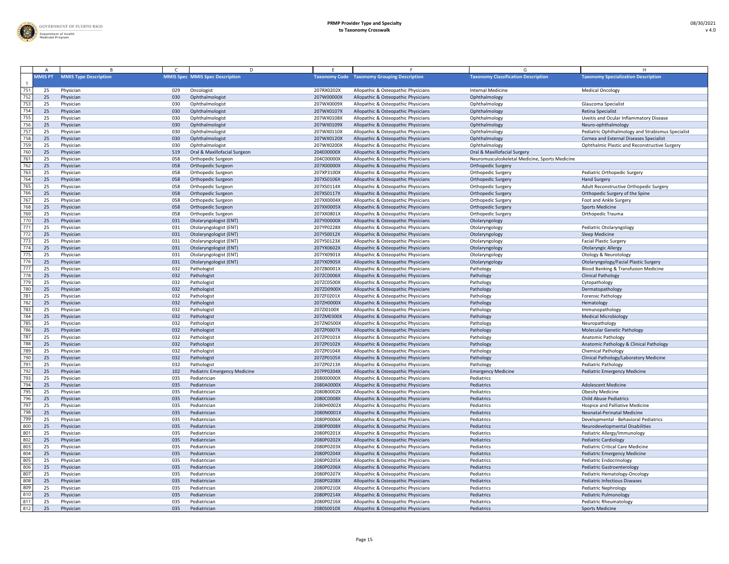| | A | B | C | D | E | F | G | H |
|---|---|---|---|---|---|---|---|---|
| 1 | MMIS PT | MMIS Type Description | MMIS Spec | MMIS Spec Description | Taxonomy Code | Taxonomy Grouping Description | Taxonomy Classification Description | Taxonomy Specialization Description |
| 751 | 25 | Physician | 029 | Oncologist | 207RX0202X | Allopathic & Osteopathic Physicians | Internal Medicine | Medical Oncology |
| 752 | 25 | Physician | 030 | Ophthalmologist | 207W00000X | Allopathic & Osteopathic Physicians | Ophthalmology | |
| 753 | 25 | Physician | 030 | Ophthalmologist | 207WX0009X | Allopathic & Osteopathic Physicians | Ophthalmology | Glaucoma Specialist |
| 754 | 25 | Physician | 030 | Ophthalmologist | 207WX0107X | Allopathic & Osteopathic Physicians | Ophthalmology | Retina Specialist |
| 755 | 25 | Physician | 030 | Ophthalmologist | 207WX0108X | Allopathic & Osteopathic Physicians | Ophthalmology | Uveitis and Ocular Inflammatory Disease |
| 756 | 25 | Physician | 030 | Ophthalmologist | 207WX0109X | Allopathic & Osteopathic Physicians | Ophthalmology | Neuro-ophthalmology |
| 757 | 25 | Physician | 030 | Ophthalmologist | 207WX0110X | Allopathic & Osteopathic Physicians | Ophthalmology | Pediatric Ophthalmology and Strabismus Specialist |
| 758 | 25 | Physician | 030 | Ophthalmologist | 207WX0120X | Allopathic & Osteopathic Physicians | Ophthalmology | Cornea and External Diseases Specialist |
| 759 | 25 | Physician | 030 | Ophthalmologist | 207WX0200X | Allopathic & Osteopathic Physicians | Ophthalmology | Ophthalmic Plastic and Reconstructive Surgery |
| 760 | 25 | Physician | 519 | Oral & Maxillofacial Surgeon | 204E00000X | Allopathic & Osteopathic Physicians | Oral & Maxillofacial Surgery | |
| 761 | 25 | Physician | 058 | Orthopedic Surgeon | 204C00000X | Allopathic & Osteopathic Physicians | Neuromusculoskeletal Medicine, Sports Medicine | |
| 762 | 25 | Physician | 058 | Orthopedic Surgeon | 207X00000X | Allopathic & Osteopathic Physicians | Orthopedic Surgery | |
| 763 | 25 | Physician | 058 | Orthopedic Surgeon | 207XP3100X | Allopathic & Osteopathic Physicians | Orthopedic Surgery | Pediatric Orthopedic Surgery |
| 764 | 25 | Physician | 058 | Orthopedic Surgeon | 207XS0106X | Allopathic & Osteopathic Physicians | Orthopedic Surgery | Hand Surgery |
| 765 | 25 | Physician | 058 | Orthopedic Surgeon | 207XS0114X | Allopathic & Osteopathic Physicians | Orthopedic Surgery | Adult Reconstructive Orthopedic Surgery |
| 766 | 25 | Physician | 058 | Orthopedic Surgeon | 207XS0117X | Allopathic & Osteopathic Physicians | Orthopedic Surgery | Orthopedic Surgery of the Spine |
| 767 | 25 | Physician | 058 | Orthopedic Surgeon | 207XX0004X | Allopathic & Osteopathic Physicians | Orthopedic Surgery | Foot and Ankle Surgery |
| 768 | 25 | Physician | 058 | Orthopedic Surgeon | 207XX0005X | Allopathic & Osteopathic Physicians | Orthopedic Surgery | Sports Medicine |
| 769 | 25 | Physician | 058 | Orthopedic Surgeon | 207XX0801X | Allopathic & Osteopathic Physicians | Orthopedic Surgery | Orthopedic Trauma |
| 770 | 25 | Physician | 031 | Otolaryngologist (ENT) | 207Y00000X | Allopathic & Osteopathic Physicians | Otolaryngology | |
| 771 | 25 | Physician | 031 | Otolaryngologist (ENT) | 207YP0228X | Allopathic & Osteopathic Physicians | Otolaryngology | Pediatric Otolaryngology |
| 772 | 25 | Physician | 031 | Otolaryngologist (ENT) | 207YS0012X | Allopathic & Osteopathic Physicians | Otolaryngology | Sleep Medicine |
| 773 | 25 | Physician | 031 | Otolaryngologist (ENT) | 207YS0123X | Allopathic & Osteopathic Physicians | Otolaryngology | Facial Plastic Surgery |
| 774 | 25 | Physician | 031 | Otolaryngologist (ENT) | 207YX0602X | Allopathic & Osteopathic Physicians | Otolaryngology | Otolaryngic Allergy |
| 775 | 25 | Physician | 031 | Otolaryngologist (ENT) | 207YX0901X | Allopathic & Osteopathic Physicians | Otolaryngology | Otology & Neurotology |
| 776 | 25 | Physician | 031 | Otolaryngologist (ENT) | 207YX0905X | Allopathic & Osteopathic Physicians | Otolaryngology | Otolaryngology/Facial Plastic Surgery |
| 777 | 25 | Physician | 032 | Pathologist | 207ZB0001X | Allopathic & Osteopathic Physicians | Pathology | Blood Banking & Transfusion Medicine |
| 778 | 25 | Physician | 032 | Pathologist | 207ZC0006X | Allopathic & Osteopathic Physicians | Pathology | Clinical Pathology |
| 779 | 25 | Physician | 032 | Pathologist | 207ZC0500X | Allopathic & Osteopathic Physicians | Pathology | Cytopathology |
| 780 | 25 | Physician | 032 | Pathologist | 207ZD0900X | Allopathic & Osteopathic Physicians | Pathology | Dermatopathology |
| 781 | 25 | Physician | 032 | Pathologist | 207ZF0201X | Allopathic & Osteopathic Physicians | Pathology | Forensic Pathology |
| 782 | 25 | Physician | 032 | Pathologist | 207ZH0000X | Allopathic & Osteopathic Physicians | Pathology | Hematology |
| 783 | 25 | Physician | 032 | Pathologist | 207ZI0100X | Allopathic & Osteopathic Physicians | Pathology | Immunopathology |
| 784 | 25 | Physician | 032 | Pathologist | 207ZM0300X | Allopathic & Osteopathic Physicians | Pathology | Medical Microbiology |
| 785 | 25 | Physician | 032 | Pathologist | 207ZN0500X | Allopathic & Osteopathic Physicians | Pathology | Neuropathology |
| 786 | 25 | Physician | 032 | Pathologist | 207ZP0007X | Allopathic & Osteopathic Physicians | Pathology | Molecular Genetic Pathology |
| 787 | 25 | Physician | 032 | Pathologist | 207ZP0101X | Allopathic & Osteopathic Physicians | Pathology | Anatomic Pathology |
| 788 | 25 | Physician | 032 | Pathologist | 207ZP0102X | Allopathic & Osteopathic Physicians | Pathology | Anatomic Pathology & Clinical Pathology |
| 789 | 25 | Physician | 032 | Pathologist | 207ZP0104X | Allopathic & Osteopathic Physicians | Pathology | Chemical Pathology |
| 790 | 25 | Physician | 032 | Pathologist | 207ZP0105X | Allopathic & Osteopathic Physicians | Pathology | Clinical Pathology/Laboratory Medicine |
| 791 | 25 | Physician | 032 | Pathologist | 207ZP0213X | Allopathic & Osteopathic Physicians | Pathology | Pediatric Pathology |
| 792 | 25 | Physician | 102 | Pediatric Emergency Medicine | 207PP0204X | Allopathic & Osteopathic Physicians | Emergency Medicine | Pediatric Emergency Medicine |
| 793 | 25 | Physician | 035 | Pediatrician | 208000000X | Allopathic & Osteopathic Physicians | Pediatrics | |
| 794 | 25 | Physician | 035 | Pediatrician | 2080A0000X | Allopathic & Osteopathic Physicians | Pediatrics | Adolescent Medicine |
| 795 | 25 | Physician | 035 | Pediatrician | 2080B0002X | Allopathic & Osteopathic Physicians | Pediatrics | Obesity Medicine |
| 796 | 25 | Physician | 035 | Pediatrician | 2080C0008X | Allopathic & Osteopathic Physicians | Pediatrics | Child Abuse Pediatrics |
| 797 | 25 | Physician | 035 | Pediatrician | 2080H0002X | Allopathic & Osteopathic Physicians | Pediatrics | Hospice and Palliative Medicine |
| 798 | 25 | Physician | 035 | Pediatrician | 2080N0001X | Allopathic & Osteopathic Physicians | Pediatrics | Neonatal-Perinatal Medicine |
| 799 | 25 | Physician | 035 | Pediatrician | 2080P0006X | Allopathic & Osteopathic Physicians | Pediatrics | Developmental - Behavioral Pediatrics |
| 800 | 25 | Physician | 035 | Pediatrician | 2080P0008X | Allopathic & Osteopathic Physicians | Pediatrics | Neurodevelopmental Disabilities |
| 801 | 25 | Physician | 035 | Pediatrician | 2080P0201X | Allopathic & Osteopathic Physicians | Pediatrics | Pediatric Allergy/Immunology |
| 802 | 25 | Physician | 035 | Pediatrician | 2080P0202X | Allopathic & Osteopathic Physicians | Pediatrics | Pediatric Cardiology |
| 803 | 25 | Physician | 035 | Pediatrician | 2080P0203X | Allopathic & Osteopathic Physicians | Pediatrics | Pediatric Critical Care Medicine |
| 804 | 25 | Physician | 035 | Pediatrician | 2080P0204X | Allopathic & Osteopathic Physicians | Pediatrics | Pediatric Emergency Medicine |
| 805 | 25 | Physician | 035 | Pediatrician | 2080P0205X | Allopathic & Osteopathic Physicians | Pediatrics | Pediatric Endocrinology |
| 806 | 25 | Physician | 035 | Pediatrician | 2080P0206X | Allopathic & Osteopathic Physicians | Pediatrics | Pediatric Gastroenterology |
| 807 | 25 | Physician | 035 | Pediatrician | 2080P0207X | Allopathic & Osteopathic Physicians | Pediatrics | Pediatric Hematology-Oncology |
| 808 | 25 | Physician | 035 | Pediatrician | 2080P0208X | Allopathic & Osteopathic Physicians | Pediatrics | Pediatric Infectious Diseases |
| 809 | 25 | Physician | 035 | Pediatrician | 2080P0210X | Allopathic & Osteopathic Physicians | Pediatrics | Pediatric Nephrology |
| 810 | 25 | Physician | 035 | Pediatrician | 2080P0214X | Allopathic & Osteopathic Physicians | Pediatrics | Pediatric Pulmonology |
| 811 | 25 | Physician | 035 | Pediatrician | 2080P0216X | Allopathic & Osteopathic Physicians | Pediatrics | Pediatric Rheumatology |
| 812 | 25 | Physician | 035 | Pediatrician | 2080S0010X | Allopathic & Osteopathic Physicians | Pediatrics | Sports Medicine |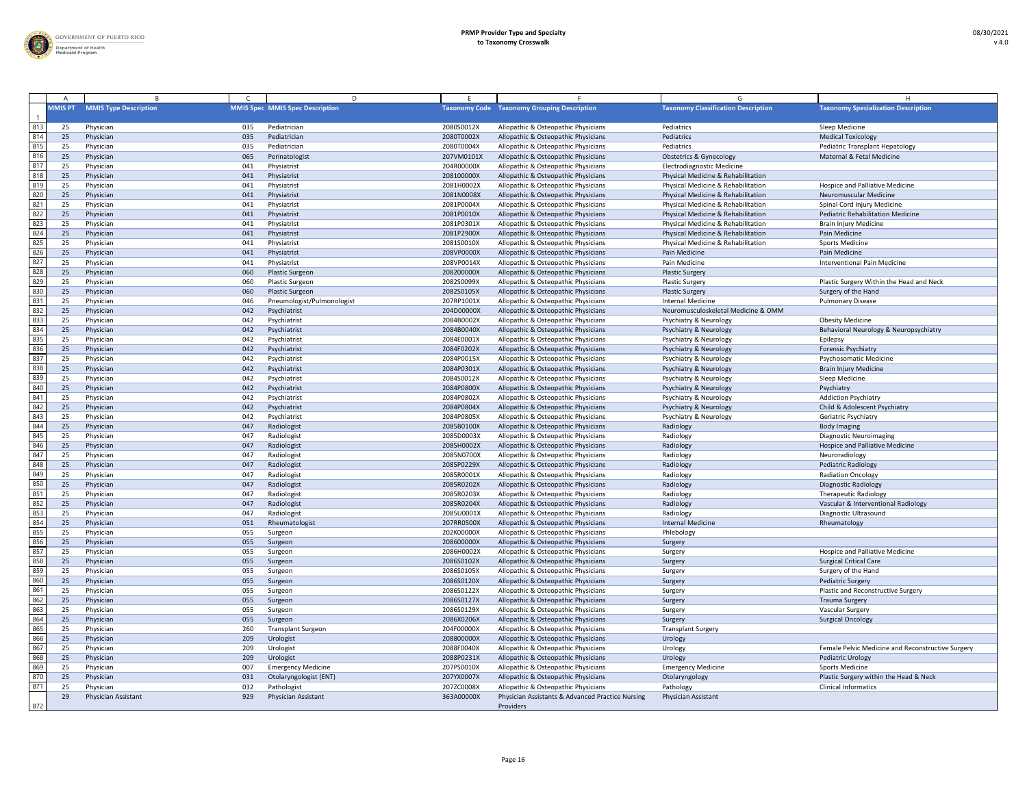| | A | B | C | D | E | F | G | H |
|---|---|---|---|---|---|---|---|---|
| 1 | MMIS PT | MMIS Type Description | MMIS Spec | MMIS Spec Description | Taxonomy Code | Taxonomy Grouping Description | Taxonomy Classification Description | Taxonomy Specialization Description |
| 813 | 25 | Physician | 035 | Pediatrician | 2080S0012X | Allopathic & Osteopathic Physicians | Pediatrics | Sleep Medicine |
| 814 | 25 | Physician | 035 | Pediatrician | 2080T0002X | Allopathic & Osteopathic Physicians | Pediatrics | Medical Toxicology |
| 815 | 25 | Physician | 035 | Pediatrician | 2080T0004X | Allopathic & Osteopathic Physicians | Pediatrics | Pediatric Transplant Hepatology |
| 816 | 25 | Physician | 065 | Perinatologist | 207VM0101X | Allopathic & Osteopathic Physicians | Obstetrics & Gynecology | Maternal & Fetal Medicine |
| 817 | 25 | Physician | 041 | Physiatrist | 204R00000X | Allopathic & Osteopathic Physicians | Electrodiagnostic Medicine | |
| 818 | 25 | Physician | 041 | Physiatrist | 208100000X | Allopathic & Osteopathic Physicians | Physical Medicine & Rehabilitation | |
| 819 | 25 | Physician | 041 | Physiatrist | 2081H0002X | Allopathic & Osteopathic Physicians | Physical Medicine & Rehabilitation | Hospice and Palliative Medicine |
| 820 | 25 | Physician | 041 | Physiatrist | 2081N0008X | Allopathic & Osteopathic Physicians | Physical Medicine & Rehabilitation | Neuromuscular Medicine |
| 821 | 25 | Physician | 041 | Physiatrist | 2081P0004X | Allopathic & Osteopathic Physicians | Physical Medicine & Rehabilitation | Spinal Cord Injury Medicine |
| 822 | 25 | Physician | 041 | Physiatrist | 2081P0010X | Allopathic & Osteopathic Physicians | Physical Medicine & Rehabilitation | Pediatric Rehabilitation Medicine |
| 823 | 25 | Physician | 041 | Physiatrist | 2081P0301X | Allopathic & Osteopathic Physicians | Physical Medicine & Rehabilitation | Brain Injury Medicine |
| 824 | 25 | Physician | 041 | Physiatrist | 2081P2900X | Allopathic & Osteopathic Physicians | Physical Medicine & Rehabilitation | Pain Medicine |
| 825 | 25 | Physician | 041 | Physiatrist | 2081S0010X | Allopathic & Osteopathic Physicians | Physical Medicine & Rehabilitation | Sports Medicine |
| 826 | 25 | Physician | 041 | Physiatrist | 208VP0000X | Allopathic & Osteopathic Physicians | Pain Medicine | Pain Medicine |
| 827 | 25 | Physician | 041 | Physiatrist | 208VP0014X | Allopathic & Osteopathic Physicians | Pain Medicine | Interventional Pain Medicine |
| 828 | 25 | Physician | 060 | Plastic Surgeon | 208200000X | Allopathic & Osteopathic Physicians | Plastic Surgery | |
| 829 | 25 | Physician | 060 | Plastic Surgeon | 2082S0099X | Allopathic & Osteopathic Physicians | Plastic Surgery | Plastic Surgery Within the Head and Neck |
| 830 | 25 | Physician | 060 | Plastic Surgeon | 2082S0105X | Allopathic & Osteopathic Physicians | Plastic Surgery | Surgery of the Hand |
| 831 | 25 | Physician | 046 | Pneumologist/Pulmonologist | 207RP1001X | Allopathic & Osteopathic Physicians | Internal Medicine | Pulmonary Disease |
| 832 | 25 | Physician | 042 | Psychiatrist | 204D00000X | Allopathic & Osteopathic Physicians | Neuromusculoskeletal Medicine & OMM | |
| 833 | 25 | Physician | 042 | Psychiatrist | 2084B0002X | Allopathic & Osteopathic Physicians | Psychiatry & Neurology | Obesity Medicine |
| 834 | 25 | Physician | 042 | Psychiatrist | 2084B0040X | Allopathic & Osteopathic Physicians | Psychiatry & Neurology | Behavioral Neurology & Neuropsychiatry |
| 835 | 25 | Physician | 042 | Psychiatrist | 2084E0001X | Allopathic & Osteopathic Physicians | Psychiatry & Neurology | Epilepsy |
| 836 | 25 | Physician | 042 | Psychiatrist | 2084F0202X | Allopathic & Osteopathic Physicians | Psychiatry & Neurology | Forensic Psychiatry |
| 837 | 25 | Physician | 042 | Psychiatrist | 2084P0015X | Allopathic & Osteopathic Physicians | Psychiatry & Neurology | Psychosomatic Medicine |
| 838 | 25 | Physician | 042 | Psychiatrist | 2084P0301X | Allopathic & Osteopathic Physicians | Psychiatry & Neurology | Brain Injury Medicine |
| 839 | 25 | Physician | 042 | Psychiatrist | 2084S0012X | Allopathic & Osteopathic Physicians | Psychiatry & Neurology | Sleep Medicine |
| 840 | 25 | Physician | 042 | Psychiatrist | 2084P0800X | Allopathic & Osteopathic Physicians | Psychiatry & Neurology | Psychiatry |
| 841 | 25 | Physician | 042 | Psychiatrist | 2084P0802X | Allopathic & Osteopathic Physicians | Psychiatry & Neurology | Addiction Psychiatry |
| 842 | 25 | Physician | 042 | Psychiatrist | 2084P0804X | Allopathic & Osteopathic Physicians | Psychiatry & Neurology | Child & Adolescent Psychiatry |
| 843 | 25 | Physician | 042 | Psychiatrist | 2084P0805X | Allopathic & Osteopathic Physicians | Psychiatry & Neurology | Geriatric Psychiatry |
| 844 | 25 | Physician | 047 | Radiologist | 2085B0100X | Allopathic & Osteopathic Physicians | Radiology | Body Imaging |
| 845 | 25 | Physician | 047 | Radiologist | 2085D0003X | Allopathic & Osteopathic Physicians | Radiology | Diagnostic Neuroimaging |
| 846 | 25 | Physician | 047 | Radiologist | 2085H0002X | Allopathic & Osteopathic Physicians | Radiology | Hospice and Palliative Medicine |
| 847 | 25 | Physician | 047 | Radiologist | 2085N0700X | Allopathic & Osteopathic Physicians | Radiology | Neuroradiology |
| 848 | 25 | Physician | 047 | Radiologist | 2085P0229X | Allopathic & Osteopathic Physicians | Radiology | Pediatric Radiology |
| 849 | 25 | Physician | 047 | Radiologist | 2085R0001X | Allopathic & Osteopathic Physicians | Radiology | Radiation Oncology |
| 850 | 25 | Physician | 047 | Radiologist | 2085R0202X | Allopathic & Osteopathic Physicians | Radiology | Diagnostic Radiology |
| 851 | 25 | Physician | 047 | Radiologist | 2085R0203X | Allopathic & Osteopathic Physicians | Radiology | Therapeutic Radiology |
| 852 | 25 | Physician | 047 | Radiologist | 2085R0204X | Allopathic & Osteopathic Physicians | Radiology | Vascular & Interventional Radiology |
| 853 | 25 | Physician | 047 | Radiologist | 2085U0001X | Allopathic & Osteopathic Physicians | Radiology | Diagnostic Ultrasound |
| 854 | 25 | Physician | 051 | Rheumatologist | 207RR0500X | Allopathic & Osteopathic Physicians | Internal Medicine | Rheumatology |
| 855 | 25 | Physician | 055 | Surgeon | 202K00000X | Allopathic & Osteopathic Physicians | Phlebology | |
| 856 | 25 | Physician | 055 | Surgeon | 208600000X | Allopathic & Osteopathic Physicians | Surgery | |
| 857 | 25 | Physician | 055 | Surgeon | 2086H0002X | Allopathic & Osteopathic Physicians | Surgery | Hospice and Palliative Medicine |
| 858 | 25 | Physician | 055 | Surgeon | 2086S0102X | Allopathic & Osteopathic Physicians | Surgery | Surgical Critical Care |
| 859 | 25 | Physician | 055 | Surgeon | 2086S0105X | Allopathic & Osteopathic Physicians | Surgery | Surgery of the Hand |
| 860 | 25 | Physician | 055 | Surgeon | 2086S0120X | Allopathic & Osteopathic Physicians | Surgery | Pediatric Surgery |
| 861 | 25 | Physician | 055 | Surgeon | 2086S0122X | Allopathic & Osteopathic Physicians | Surgery | Plastic and Reconstructive Surgery |
| 862 | 25 | Physician | 055 | Surgeon | 2086S0127X | Allopathic & Osteopathic Physicians | Surgery | Trauma Surgery |
| 863 | 25 | Physician | 055 | Surgeon | 2086S0129X | Allopathic & Osteopathic Physicians | Surgery | Vascular Surgery |
| 864 | 25 | Physician | 055 | Surgeon | 2086X0206X | Allopathic & Osteopathic Physicians | Surgery | Surgical Oncology |
| 865 | 25 | Physician | 260 | Transplant Surgeon | 204F00000X | Allopathic & Osteopathic Physicians | Transplant Surgery | |
| 866 | 25 | Physician | 209 | Urologist | 208800000X | Allopathic & Osteopathic Physicians | Urology | |
| 867 | 25 | Physician | 209 | Urologist | 2088F0040X | Allopathic & Osteopathic Physicians | Urology | Female Pelvic Medicine and Reconstructive Surgery |
| 868 | 25 | Physician | 209 | Urologist | 2088P0231X | Allopathic & Osteopathic Physicians | Urology | Pediatric Urology |
| 869 | 25 | Physician | 007 | Emergency Medicine | 207PS0010X | Allopathic & Osteopathic Physicians | Emergency Medicine | Sports Medicine |
| 870 | 25 | Physician | 031 | Otolaryngologist (ENT) | 207YX0007X | Allopathic & Osteopathic Physicians | Otolaryngology | Plastic Surgery within the Head & Neck |
| 871 | 25 | Physician | 032 | Pathologist | 207ZC0008X | Allopathic & Osteopathic Physicians | Pathology | Clinical Informatics |
| 872 | 29 | Physician Assistant | 929 | Physician Assistant | 363A00000X | Physician Assistants & Advanced Practice Nursing Providers | Physician Assistant | |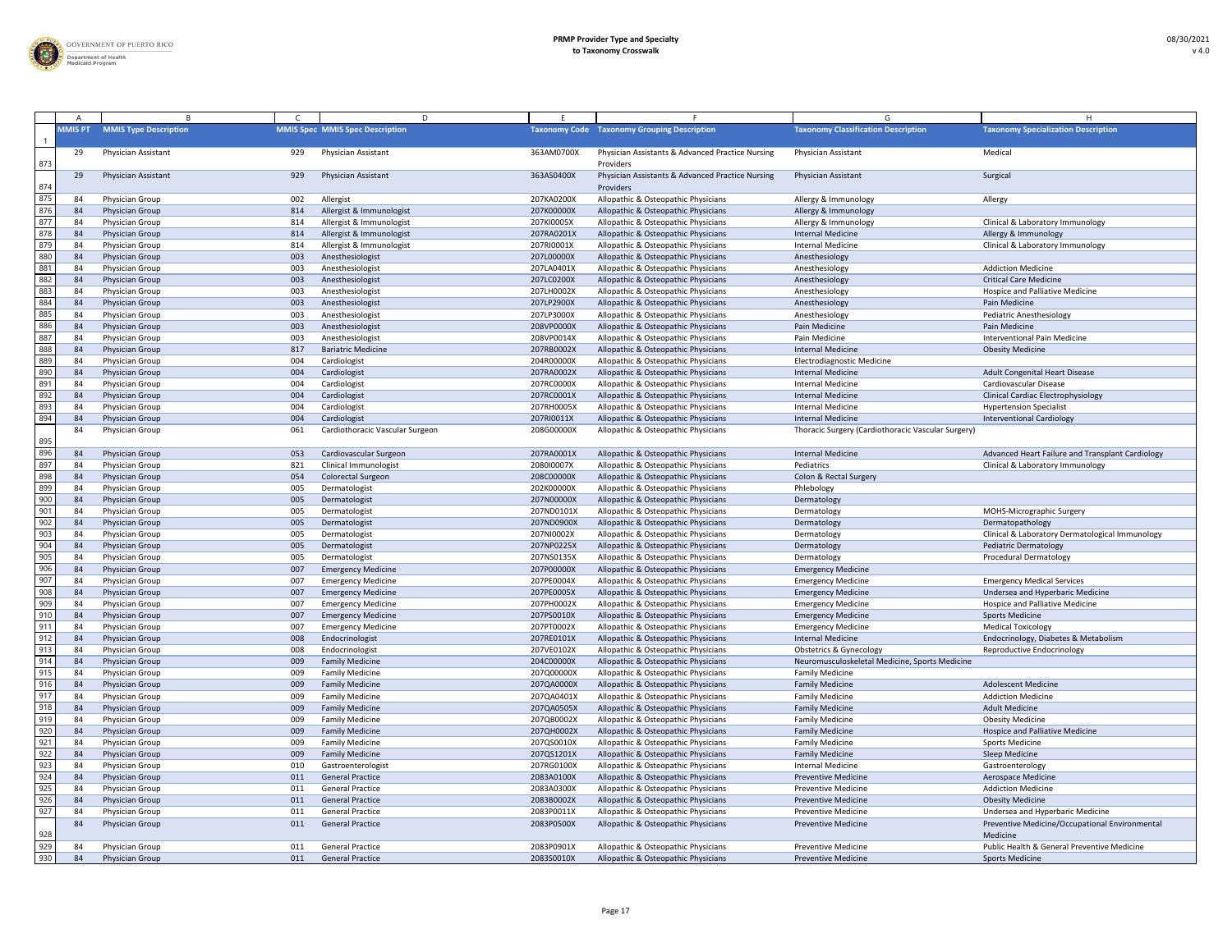| | A | B | C | D | E | F | G | H |
|---|---|---|---|---|---|---|---|---|
| 1 | MMIS PT | MMIS Type Description | MMIS Spec | MMIS Spec Description | Taxonomy Code | Taxonomy Grouping Description | Taxonomy Classification Description | Taxonomy Specialization Description |
| 873 | 29 | Physician Assistant | 929 | Physician Assistant | 363AM0700X | Physician Assistants & Advanced Practice Nursing Providers | Physician Assistant | Medical |
| 874 | 29 | Physician Assistant | 929 | Physician Assistant | 363AS0400X | Physician Assistants & Advanced Practice Nursing Providers | Physician Assistant | Surgical |
| 875 | 84 | Physician Group | 002 | Allergist | 207KA0200X | Allopathic & Osteopathic Physicians | Allergy & Immunology | Allergy |
| 876 | 84 | Physician Group | 814 | Allergist & Immunologist | 207K00000X | Allopathic & Osteopathic Physicians | Allergy & Immunology | |
| 877 | 84 | Physician Group | 814 | Allergist & Immunologist | 207KI0005X | Allopathic & Osteopathic Physicians | Allergy & Immunology | Clinical & Laboratory Immunology |
| 878 | 84 | Physician Group | 814 | Allergist & Immunologist | 207RA0201X | Allopathic & Osteopathic Physicians | Internal Medicine | Allergy & Immunology |
| 879 | 84 | Physician Group | 814 | Allergist & Immunologist | 207RI0001X | Allopathic & Osteopathic Physicians | Internal Medicine | Clinical & Laboratory Immunology |
| 880 | 84 | Physician Group | 003 | Anesthesiologist | 207L00000X | Allopathic & Osteopathic Physicians | Anesthesiology | |
| 881 | 84 | Physician Group | 003 | Anesthesiologist | 207LA0401X | Allopathic & Osteopathic Physicians | Anesthesiology | Addiction Medicine |
| 882 | 84 | Physician Group | 003 | Anesthesiologist | 207LC0200X | Allopathic & Osteopathic Physicians | Anesthesiology | Critical Care Medicine |
| 883 | 84 | Physician Group | 003 | Anesthesiologist | 207LH0002X | Allopathic & Osteopathic Physicians | Anesthesiology | Hospice and Palliative Medicine |
| 884 | 84 | Physician Group | 003 | Anesthesiologist | 207LP2900X | Allopathic & Osteopathic Physicians | Anesthesiology | Pain Medicine |
| 885 | 84 | Physician Group | 003 | Anesthesiologist | 207LP3000X | Allopathic & Osteopathic Physicians | Anesthesiology | Pediatric Anesthesiology |
| 886 | 84 | Physician Group | 003 | Anesthesiologist | 208VP0000X | Allopathic & Osteopathic Physicians | Pain Medicine | Pain Medicine |
| 887 | 84 | Physician Group | 003 | Anesthesiologist | 208VP0014X | Allopathic & Osteopathic Physicians | Pain Medicine | Interventional Pain Medicine |
| 888 | 84 | Physician Group | 817 | Bariatric Medicine | 207RB0002X | Allopathic & Osteopathic Physicians | Internal Medicine | Obesity Medicine |
| 889 | 84 | Physician Group | 004 | Cardiologist | 204R00000X | Allopathic & Osteopathic Physicians | Electrodiagnostic Medicine | |
| 890 | 84 | Physician Group | 004 | Cardiologist | 207RA0002X | Allopathic & Osteopathic Physicians | Internal Medicine | Adult Congenital Heart Disease |
| 891 | 84 | Physician Group | 004 | Cardiologist | 207RC0000X | Allopathic & Osteopathic Physicians | Internal Medicine | Cardiovascular Disease |
| 892 | 84 | Physician Group | 004 | Cardiologist | 207RC0001X | Allopathic & Osteopathic Physicians | Internal Medicine | Clinical Cardiac Electrophysiology |
| 893 | 84 | Physician Group | 004 | Cardiologist | 207RH0005X | Allopathic & Osteopathic Physicians | Internal Medicine | Hypertension Specialist |
| 894 | 84 | Physician Group | 004 | Cardiologist | 207RI0011X | Allopathic & Osteopathic Physicians | Internal Medicine | Interventional Cardiology |
| 895 | 84 | Physician Group | 061 | Cardiothoracic Vascular Surgeon | 208G00000X | Allopathic & Osteopathic Physicians | Thoracic Surgery (Cardiothoracic Vascular Surgery) | |
| 896 | 84 | Physician Group | 053 | Cardiovascular Surgeon | 207RA0001X | Allopathic & Osteopathic Physicians | Internal Medicine | Advanced Heart Failure and Transplant Cardiology |
| 897 | 84 | Physician Group | 821 | Clinical Immunologist | 2080I0007X | Allopathic & Osteopathic Physicians | Pediatrics | Clinical & Laboratory Immunology |
| 898 | 84 | Physician Group | 054 | Colorectal Surgeon | 208C00000X | Allopathic & Osteopathic Physicians | Colon & Rectal Surgery | |
| 899 | 84 | Physician Group | 005 | Dermatologist | 202K00000X | Allopathic & Osteopathic Physicians | Phlebology | |
| 900 | 84 | Physician Group | 005 | Dermatologist | 207N00000X | Allopathic & Osteopathic Physicians | Dermatology | |
| 901 | 84 | Physician Group | 005 | Dermatologist | 207ND0101X | Allopathic & Osteopathic Physicians | Dermatology | MOHS-Micrographic Surgery |
| 902 | 84 | Physician Group | 005 | Dermatologist | 207ND0900X | Allopathic & Osteopathic Physicians | Dermatology | Dermatopathology |
| 903 | 84 | Physician Group | 005 | Dermatologist | 207NI0002X | Allopathic & Osteopathic Physicians | Dermatology | Clinical & Laboratory Dermatological Immunology |
| 904 | 84 | Physician Group | 005 | Dermatologist | 207NP0225X | Allopathic & Osteopathic Physicians | Dermatology | Pediatric Dermatology |
| 905 | 84 | Physician Group | 005 | Dermatologist | 207NS0135X | Allopathic & Osteopathic Physicians | Dermatology | Procedural Dermatology |
| 906 | 84 | Physician Group | 007 | Emergency Medicine | 207P00000X | Allopathic & Osteopathic Physicians | Emergency Medicine | |
| 907 | 84 | Physician Group | 007 | Emergency Medicine | 207PE0004X | Allopathic & Osteopathic Physicians | Emergency Medicine | Emergency Medical Services |
| 908 | 84 | Physician Group | 007 | Emergency Medicine | 207PE0005X | Allopathic & Osteopathic Physicians | Emergency Medicine | Undersea and Hyperbaric Medicine |
| 909 | 84 | Physician Group | 007 | Emergency Medicine | 207PH0002X | Allopathic & Osteopathic Physicians | Emergency Medicine | Hospice and Palliative Medicine |
| 910 | 84 | Physician Group | 007 | Emergency Medicine | 207PS0010X | Allopathic & Osteopathic Physicians | Emergency Medicine | Sports Medicine |
| 911 | 84 | Physician Group | 007 | Emergency Medicine | 207PT0002X | Allopathic & Osteopathic Physicians | Emergency Medicine | Medical Toxicology |
| 912 | 84 | Physician Group | 008 | Endocrinologist | 207RE0101X | Allopathic & Osteopathic Physicians | Internal Medicine | Endocrinology, Diabetes & Metabolism |
| 913 | 84 | Physician Group | 008 | Endocrinologist | 207VE0102X | Allopathic & Osteopathic Physicians | Obstetrics & Gynecology | Reproductive Endocrinology |
| 914 | 84 | Physician Group | 009 | Family Medicine | 204C00000X | Allopathic & Osteopathic Physicians | Neuromusculoskeletal Medicine, Sports Medicine | |
| 915 | 84 | Physician Group | 009 | Family Medicine | 207Q00000X | Allopathic & Osteopathic Physicians | Family Medicine | |
| 916 | 84 | Physician Group | 009 | Family Medicine | 207QA0000X | Allopathic & Osteopathic Physicians | Family Medicine | Adolescent Medicine |
| 917 | 84 | Physician Group | 009 | Family Medicine | 207QA0401X | Allopathic & Osteopathic Physicians | Family Medicine | Addiction Medicine |
| 918 | 84 | Physician Group | 009 | Family Medicine | 207QA0505X | Allopathic & Osteopathic Physicians | Family Medicine | Adult Medicine |
| 919 | 84 | Physician Group | 009 | Family Medicine | 207QB0002X | Allopathic & Osteopathic Physicians | Family Medicine | Obesity Medicine |
| 920 | 84 | Physician Group | 009 | Family Medicine | 207QH0002X | Allopathic & Osteopathic Physicians | Family Medicine | Hospice and Palliative Medicine |
| 921 | 84 | Physician Group | 009 | Family Medicine | 207QS0010X | Allopathic & Osteopathic Physicians | Family Medicine | Sports Medicine |
| 922 | 84 | Physician Group | 009 | Family Medicine | 207QS1201X | Allopathic & Osteopathic Physicians | Family Medicine | Sleep Medicine |
| 923 | 84 | Physician Group | 010 | Gastroenterologist | 207RG0100X | Allopathic & Osteopathic Physicians | Internal Medicine | Gastroenterology |
| 924 | 84 | Physician Group | 011 | General Practice | 2083A0100X | Allopathic & Osteopathic Physicians | Preventive Medicine | Aerospace Medicine |
| 925 | 84 | Physician Group | 011 | General Practice | 2083A0300X | Allopathic & Osteopathic Physicians | Preventive Medicine | Addiction Medicine |
| 926 | 84 | Physician Group | 011 | General Practice | 2083B0002X | Allopathic & Osteopathic Physicians | Preventive Medicine | Obesity Medicine |
| 927 | 84 | Physician Group | 011 | General Practice | 2083P0011X | Allopathic & Osteopathic Physicians | Preventive Medicine | Undersea and Hyperbaric Medicine |
| 928 | 84 | Physician Group | 011 | General Practice | 2083P0500X | Allopathic & Osteopathic Physicians | Preventive Medicine | Preventive Medicine/Occupational Environmental Medicine |
| 929 | 84 | Physician Group | 011 | General Practice | 2083P0901X | Allopathic & Osteopathic Physicians | Preventive Medicine | Public Health & General Preventive Medicine |
| 930 | 84 | Physician Group | 011 | General Practice | 2083S0010X | Allopathic & Osteopathic Physicians | Preventive Medicine | Sports Medicine |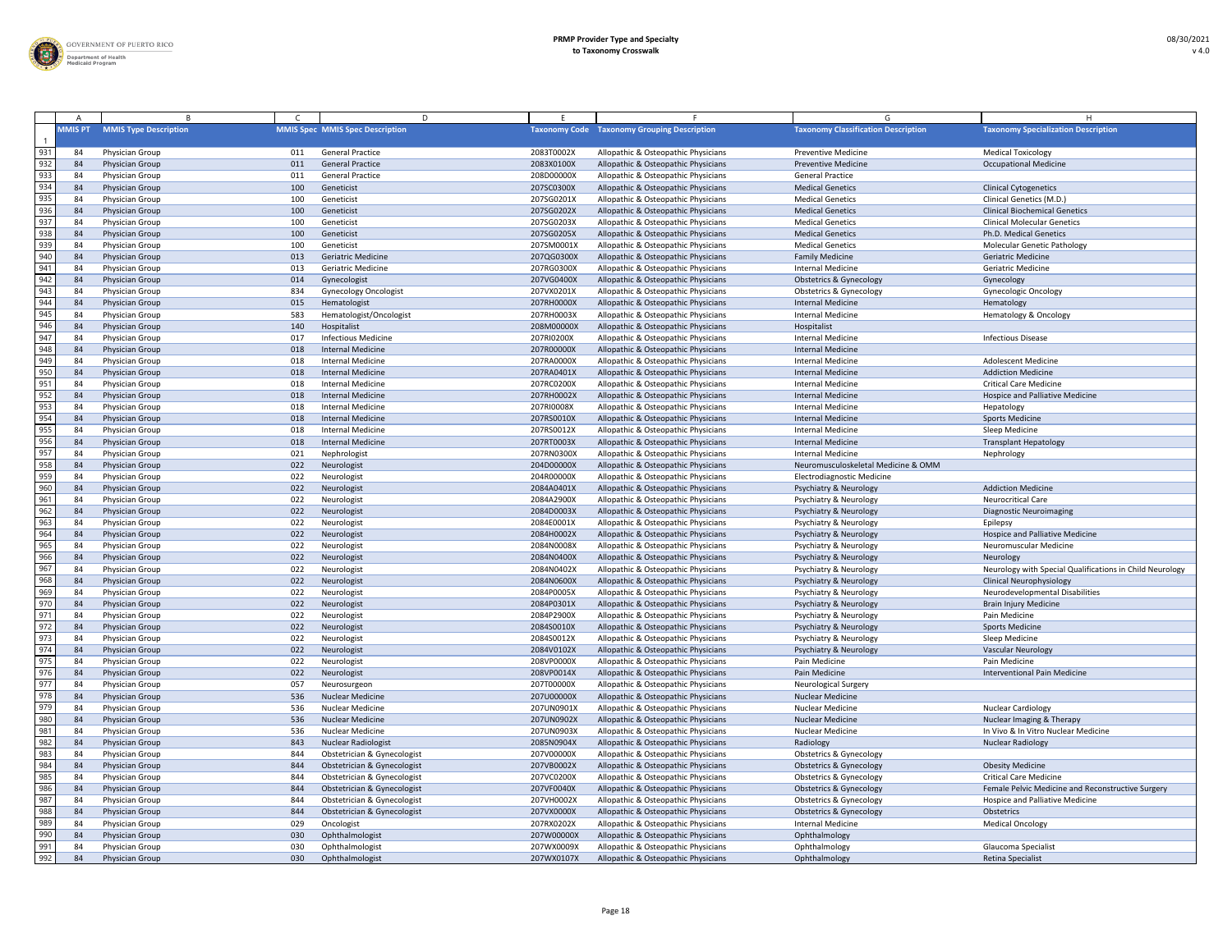| | A | B | C | D | E | F | G | H |
|---|---|---|---|---|---|---|---|---|
| 1 | MMIS PT | MMIS Type Description | MMIS Spec | MMIS Spec Description | Taxonomy Code | Taxonomy Grouping Description | Taxonomy Classification Description | Taxonomy Specialization Description |
| 931 | 84 | Physician Group | 011 | General Practice | 2083T0002X | Allopathic & Osteopathic Physicians | Preventive Medicine | Medical Toxicology |
| 932 | 84 | Physician Group | 011 | General Practice | 2083X0100X | Allopathic & Osteopathic Physicians | Preventive Medicine | Occupational Medicine |
| 933 | 84 | Physician Group | 011 | General Practice | 208D00000X | Allopathic & Osteopathic Physicians | General Practice | |
| 934 | 84 | Physician Group | 100 | Geneticist | 207SC0300X | Allopathic & Osteopathic Physicians | Medical Genetics | Clinical Cytogenetics |
| 935 | 84 | Physician Group | 100 | Geneticist | 207SG0201X | Allopathic & Osteopathic Physicians | Medical Genetics | Clinical Genetics (M.D.) |
| 936 | 84 | Physician Group | 100 | Geneticist | 207SG0202X | Allopathic & Osteopathic Physicians | Medical Genetics | Clinical Biochemical Genetics |
| 937 | 84 | Physician Group | 100 | Geneticist | 207SG0203X | Allopathic & Osteopathic Physicians | Medical Genetics | Clinical Molecular Genetics |
| 938 | 84 | Physician Group | 100 | Geneticist | 207SG0205X | Allopathic & Osteopathic Physicians | Medical Genetics | Ph.D. Medical Genetics |
| 939 | 84 | Physician Group | 100 | Geneticist | 207SM0001X | Allopathic & Osteopathic Physicians | Medical Genetics | Molecular Genetic Pathology |
| 940 | 84 | Physician Group | 013 | Geriatric Medicine | 207QG0300X | Allopathic & Osteopathic Physicians | Family Medicine | Geriatric Medicine |
| 941 | 84 | Physician Group | 013 | Geriatric Medicine | 207RG0300X | Allopathic & Osteopathic Physicians | Internal Medicine | Geriatric Medicine |
| 942 | 84 | Physician Group | 014 | Gynecologist | 207VG0400X | Allopathic & Osteopathic Physicians | Obstetrics & Gynecology | Gynecology |
| 943 | 84 | Physician Group | 834 | Gynecology Oncologist | 207VX0201X | Allopathic & Osteopathic Physicians | Obstetrics & Gynecology | Gynecologic Oncology |
| 944 | 84 | Physician Group | 015 | Hematologist | 207RH0000X | Allopathic & Osteopathic Physicians | Internal Medicine | Hematology |
| 945 | 84 | Physician Group | 583 | Hematologist/Oncologist | 207RH0003X | Allopathic & Osteopathic Physicians | Internal Medicine | Hematology & Oncology |
| 946 | 84 | Physician Group | 140 | Hospitalist | 208M00000X | Allopathic & Osteopathic Physicians | Hospitalist | |
| 947 | 84 | Physician Group | 017 | Infectious Medicine | 207RI0200X | Allopathic & Osteopathic Physicians | Internal Medicine | Infectious Disease |
| 948 | 84 | Physician Group | 018 | Internal Medicine | 207R00000X | Allopathic & Osteopathic Physicians | Internal Medicine | |
| 949 | 84 | Physician Group | 018 | Internal Medicine | 207RA0000X | Allopathic & Osteopathic Physicians | Internal Medicine | Adolescent Medicine |
| 950 | 84 | Physician Group | 018 | Internal Medicine | 207RA0401X | Allopathic & Osteopathic Physicians | Internal Medicine | Addiction Medicine |
| 951 | 84 | Physician Group | 018 | Internal Medicine | 207RC0200X | Allopathic & Osteopathic Physicians | Internal Medicine | Critical Care Medicine |
| 952 | 84 | Physician Group | 018 | Internal Medicine | 207RH0002X | Allopathic & Osteopathic Physicians | Internal Medicine | Hospice and Palliative Medicine |
| 953 | 84 | Physician Group | 018 | Internal Medicine | 207RI0008X | Allopathic & Osteopathic Physicians | Internal Medicine | Hepatology |
| 954 | 84 | Physician Group | 018 | Internal Medicine | 207RS0010X | Allopathic & Osteopathic Physicians | Internal Medicine | Sports Medicine |
| 955 | 84 | Physician Group | 018 | Internal Medicine | 207RS0012X | Allopathic & Osteopathic Physicians | Internal Medicine | Sleep Medicine |
| 956 | 84 | Physician Group | 018 | Internal Medicine | 207RT0003X | Allopathic & Osteopathic Physicians | Internal Medicine | Transplant Hepatology |
| 957 | 84 | Physician Group | 021 | Nephrologist | 207RN0300X | Allopathic & Osteopathic Physicians | Internal Medicine | Nephrology |
| 958 | 84 | Physician Group | 022 | Neurologist | 204D00000X | Allopathic & Osteopathic Physicians | Neuromusculoskeletal Medicine & OMM | |
| 959 | 84 | Physician Group | 022 | Neurologist | 204R00000X | Allopathic & Osteopathic Physicians | Electrodiagnostic Medicine | |
| 960 | 84 | Physician Group | 022 | Neurologist | 2084A0401X | Allopathic & Osteopathic Physicians | Psychiatry & Neurology | Addiction Medicine |
| 961 | 84 | Physician Group | 022 | Neurologist | 2084A2900X | Allopathic & Osteopathic Physicians | Psychiatry & Neurology | Neurocritical Care |
| 962 | 84 | Physician Group | 022 | Neurologist | 2084D0003X | Allopathic & Osteopathic Physicians | Psychiatry & Neurology | Diagnostic Neuroimaging |
| 963 | 84 | Physician Group | 022 | Neurologist | 2084E0001X | Allopathic & Osteopathic Physicians | Psychiatry & Neurology | Epilepsy |
| 964 | 84 | Physician Group | 022 | Neurologist | 2084H0002X | Allopathic & Osteopathic Physicians | Psychiatry & Neurology | Hospice and Palliative Medicine |
| 965 | 84 | Physician Group | 022 | Neurologist | 2084N0008X | Allopathic & Osteopathic Physicians | Psychiatry & Neurology | Neuromuscular Medicine |
| 966 | 84 | Physician Group | 022 | Neurologist | 2084N0400X | Allopathic & Osteopathic Physicians | Psychiatry & Neurology | Neurology |
| 967 | 84 | Physician Group | 022 | Neurologist | 2084N0402X | Allopathic & Osteopathic Physicians | Psychiatry & Neurology | Neurology with Special Qualifications in Child Neurology |
| 968 | 84 | Physician Group | 022 | Neurologist | 2084N0600X | Allopathic & Osteopathic Physicians | Psychiatry & Neurology | Clinical Neurophysiology |
| 969 | 84 | Physician Group | 022 | Neurologist | 2084P0005X | Allopathic & Osteopathic Physicians | Psychiatry & Neurology | Neurodevelopmental Disabilities |
| 970 | 84 | Physician Group | 022 | Neurologist | 2084P0301X | Allopathic & Osteopathic Physicians | Psychiatry & Neurology | Brain Injury Medicine |
| 971 | 84 | Physician Group | 022 | Neurologist | 2084P2900X | Allopathic & Osteopathic Physicians | Psychiatry & Neurology | Pain Medicine |
| 972 | 84 | Physician Group | 022 | Neurologist | 2084S0010X | Allopathic & Osteopathic Physicians | Psychiatry & Neurology | Sports Medicine |
| 973 | 84 | Physician Group | 022 | Neurologist | 2084S0012X | Allopathic & Osteopathic Physicians | Psychiatry & Neurology | Sleep Medicine |
| 974 | 84 | Physician Group | 022 | Neurologist | 2084V0102X | Allopathic & Osteopathic Physicians | Psychiatry & Neurology | Vascular Neurology |
| 975 | 84 | Physician Group | 022 | Neurologist | 208VP0000X | Allopathic & Osteopathic Physicians | Pain Medicine | Pain Medicine |
| 976 | 84 | Physician Group | 022 | Neurologist | 208VP0014X | Allopathic & Osteopathic Physicians | Pain Medicine | Interventional Pain Medicine |
| 977 | 84 | Physician Group | 057 | Neurosurgeon | 207T00000X | Allopathic & Osteopathic Physicians | Neurological Surgery | |
| 978 | 84 | Physician Group | 536 | Nuclear Medicine | 207U00000X | Allopathic & Osteopathic Physicians | Nuclear Medicine | |
| 979 | 84 | Physician Group | 536 | Nuclear Medicine | 207UN0901X | Allopathic & Osteopathic Physicians | Nuclear Medicine | Nuclear Cardiology |
| 980 | 84 | Physician Group | 536 | Nuclear Medicine | 207UN0902X | Allopathic & Osteopathic Physicians | Nuclear Medicine | Nuclear Imaging & Therapy |
| 981 | 84 | Physician Group | 536 | Nuclear Medicine | 207UN0903X | Allopathic & Osteopathic Physicians | Nuclear Medicine | In Vivo & In Vitro Nuclear Medicine |
| 982 | 84 | Physician Group | 843 | Nuclear Radiologist | 2085N0904X | Allopathic & Osteopathic Physicians | Radiology | Nuclear Radiology |
| 983 | 84 | Physician Group | 844 | Obstetrician & Gynecologist | 207V00000X | Allopathic & Osteopathic Physicians | Obstetrics & Gynecology | |
| 984 | 84 | Physician Group | 844 | Obstetrician & Gynecologist | 207VB0002X | Allopathic & Osteopathic Physicians | Obstetrics & Gynecology | Obesity Medicine |
| 985 | 84 | Physician Group | 844 | Obstetrician & Gynecologist | 207VC0200X | Allopathic & Osteopathic Physicians | Obstetrics & Gynecology | Critical Care Medicine |
| 986 | 84 | Physician Group | 844 | Obstetrician & Gynecologist | 207VF0040X | Allopathic & Osteopathic Physicians | Obstetrics & Gynecology | Female Pelvic Medicine and Reconstructive Surgery |
| 987 | 84 | Physician Group | 844 | Obstetrician & Gynecologist | 207VH0002X | Allopathic & Osteopathic Physicians | Obstetrics & Gynecology | Hospice and Palliative Medicine |
| 988 | 84 | Physician Group | 844 | Obstetrician & Gynecologist | 207VX0000X | Allopathic & Osteopathic Physicians | Obstetrics & Gynecology | Obstetrics |
| 989 | 84 | Physician Group | 029 | Oncologist | 207RX0202X | Allopathic & Osteopathic Physicians | Internal Medicine | Medical Oncology |
| 990 | 84 | Physician Group | 030 | Ophthalmologist | 207W00000X | Allopathic & Osteopathic Physicians | Ophthalmology | |
| 991 | 84 | Physician Group | 030 | Ophthalmologist | 207WX0009X | Allopathic & Osteopathic Physicians | Ophthalmology | Glaucoma Specialist |
| 992 | 84 | Physician Group | 030 | Ophthalmologist | 207WX0107X | Allopathic & Osteopathic Physicians | Ophthalmology | Retina Specialist |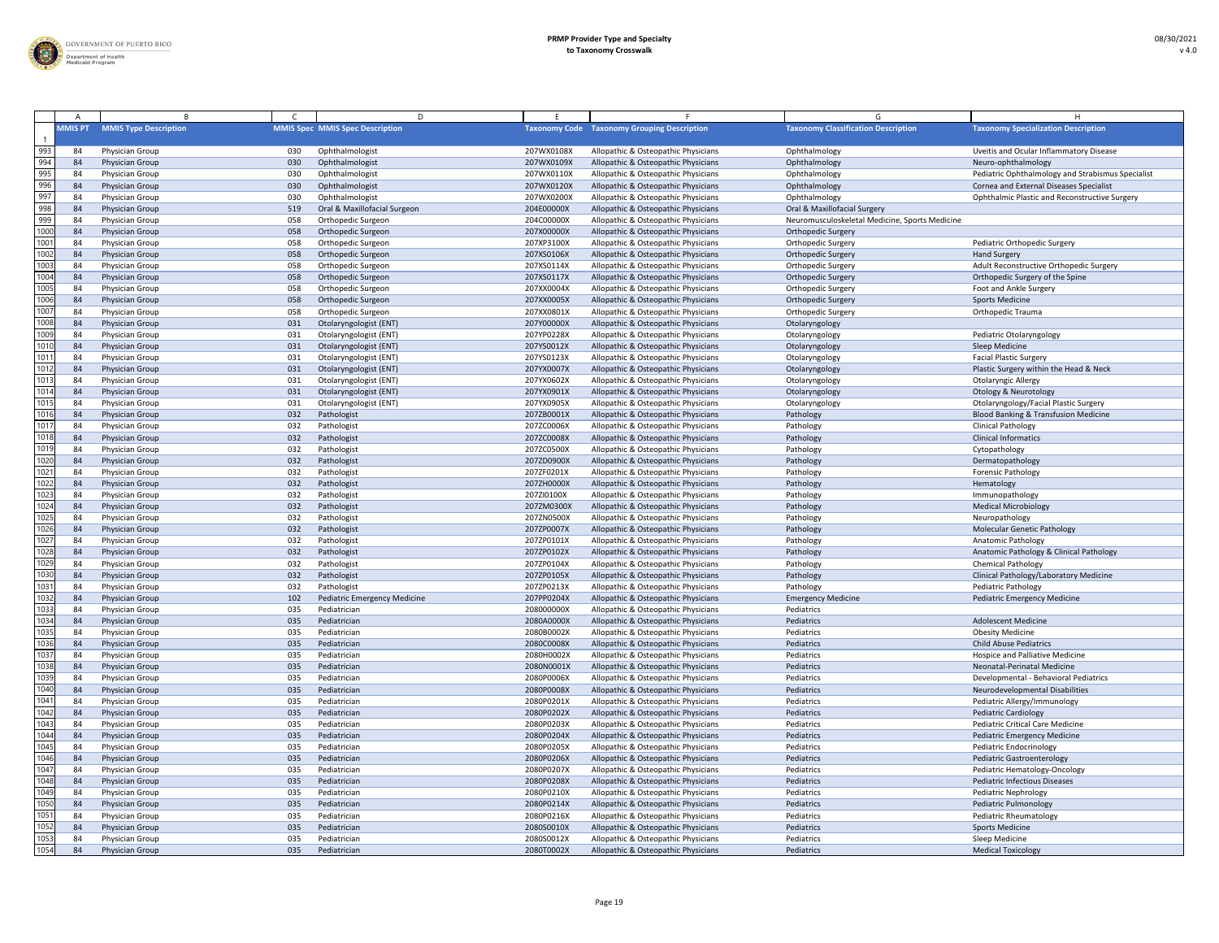| MMIS PT | MMIS Type Description | MMIS Spec | MMIS Spec Description | Taxonomy Code | Taxonomy Grouping Description | Taxonomy Classification Description | Taxonomy Specialization Description |
|---|---|---|---|---|---|---|---|
| 84 | Physician Group | 030 | Ophthalmologist | 207WX0108X | Allopathic & Osteopathic Physicians | Ophthalmology | Uveitis and Ocular Inflammatory Disease |
| 84 | Physician Group | 030 | Ophthalmologist | 207WX0109X | Allopathic & Osteopathic Physicians | Ophthalmology | Neuro-ophthalmology |
| 84 | Physician Group | 030 | Ophthalmologist | 207WX0110X | Allopathic & Osteopathic Physicians | Ophthalmology | Pediatric Ophthalmology and Strabismus Specialist |
| 84 | Physician Group | 030 | Ophthalmologist | 207WX0120X | Allopathic & Osteopathic Physicians | Ophthalmology | Cornea and External Diseases Specialist |
| 84 | Physician Group | 030 | Ophthalmologist | 207WX0200X | Allopathic & Osteopathic Physicians | Ophthalmology | Ophthalmic Plastic and Reconstructive Surgery |
| 84 | Physician Group | 519 | Oral & Maxillofacial Surgeon | 204E00000X | Allopathic & Osteopathic Physicians | Oral & Maxillofacial Surgery | |
| 84 | Physician Group | 058 | Orthopedic Surgeon | 204C00000X | Allopathic & Osteopathic Physicians | Neuromusculoskeletal Medicine, Sports Medicine | |
| 84 | Physician Group | 058 | Orthopedic Surgeon | 207X00000X | Allopathic & Osteopathic Physicians | Orthopedic Surgery | |
| 84 | Physician Group | 058 | Orthopedic Surgeon | 207XP3100X | Allopathic & Osteopathic Physicians | Orthopedic Surgery | Pediatric Orthopedic Surgery |
| 84 | Physician Group | 058 | Orthopedic Surgeon | 207XS0106X | Allopathic & Osteopathic Physicians | Orthopedic Surgery | Hand Surgery |
| 84 | Physician Group | 058 | Orthopedic Surgeon | 207XS0114X | Allopathic & Osteopathic Physicians | Orthopedic Surgery | Adult Reconstructive Orthopedic Surgery |
| 84 | Physician Group | 058 | Orthopedic Surgeon | 207XS0117X | Allopathic & Osteopathic Physicians | Orthopedic Surgery | Orthopedic Surgery of the Spine |
| 84 | Physician Group | 058 | Orthopedic Surgeon | 207XX0004X | Allopathic & Osteopathic Physicians | Orthopedic Surgery | Foot and Ankle Surgery |
| 84 | Physician Group | 058 | Orthopedic Surgeon | 207XX0005X | Allopathic & Osteopathic Physicians | Orthopedic Surgery | Sports Medicine |
| 84 | Physician Group | 058 | Orthopedic Surgeon | 207XX0801X | Allopathic & Osteopathic Physicians | Orthopedic Surgery | Orthopedic Trauma |
| 84 | Physician Group | 031 | Otolaryngologist (ENT) | 207Y00000X | Allopathic & Osteopathic Physicians | Otolaryngology | |
| 84 | Physician Group | 031 | Otolaryngologist (ENT) | 207YP0228X | Allopathic & Osteopathic Physicians | Otolaryngology | Pediatric Otolaryngology |
| 84 | Physician Group | 031 | Otolaryngologist (ENT) | 207YS0012X | Allopathic & Osteopathic Physicians | Otolaryngology | Sleep Medicine |
| 84 | Physician Group | 031 | Otolaryngologist (ENT) | 207YS0123X | Allopathic & Osteopathic Physicians | Otolaryngology | Facial Plastic Surgery |
| 84 | Physician Group | 031 | Otolaryngologist (ENT) | 207YX0007X | Allopathic & Osteopathic Physicians | Otolaryngology | Plastic Surgery within the Head & Neck |
| 84 | Physician Group | 031 | Otolaryngologist (ENT) | 207YX0602X | Allopathic & Osteopathic Physicians | Otolaryngology | Otolaryngic Allergy |
| 84 | Physician Group | 031 | Otolaryngologist (ENT) | 207YX0901X | Allopathic & Osteopathic Physicians | Otolaryngology | Otology & Neurotology |
| 84 | Physician Group | 031 | Otolaryngologist (ENT) | 207YX0905X | Allopathic & Osteopathic Physicians | Otolaryngology | Otolaryngology/Facial Plastic Surgery |
| 84 | Physician Group | 032 | Pathologist | 207ZB0001X | Allopathic & Osteopathic Physicians | Pathology | Blood Banking & Transfusion Medicine |
| 84 | Physician Group | 032 | Pathologist | 207ZC0006X | Allopathic & Osteopathic Physicians | Pathology | Clinical Pathology |
| 84 | Physician Group | 032 | Pathologist | 207ZC0008X | Allopathic & Osteopathic Physicians | Pathology | Clinical Informatics |
| 84 | Physician Group | 032 | Pathologist | 207ZC0500X | Allopathic & Osteopathic Physicians | Pathology | Cytopathology |
| 84 | Physician Group | 032 | Pathologist | 207ZD0900X | Allopathic & Osteopathic Physicians | Pathology | Dermatopathology |
| 84 | Physician Group | 032 | Pathologist | 207ZF0201X | Allopathic & Osteopathic Physicians | Pathology | Forensic Pathology |
| 84 | Physician Group | 032 | Pathologist | 207ZH0000X | Allopathic & Osteopathic Physicians | Pathology | Hematology |
| 84 | Physician Group | 032 | Pathologist | 207ZI0100X | Allopathic & Osteopathic Physicians | Pathology | Immunopathology |
| 84 | Physician Group | 032 | Pathologist | 207ZM0300X | Allopathic & Osteopathic Physicians | Pathology | Medical Microbiology |
| 84 | Physician Group | 032 | Pathologist | 207ZN0500X | Allopathic & Osteopathic Physicians | Pathology | Neuropathology |
| 84 | Physician Group | 032 | Pathologist | 207ZP0007X | Allopathic & Osteopathic Physicians | Pathology | Molecular Genetic Pathology |
| 84 | Physician Group | 032 | Pathologist | 207ZP0101X | Allopathic & Osteopathic Physicians | Pathology | Anatomic Pathology |
| 84 | Physician Group | 032 | Pathologist | 207ZP0102X | Allopathic & Osteopathic Physicians | Pathology | Anatomic Pathology & Clinical Pathology |
| 84 | Physician Group | 032 | Pathologist | 207ZP0104X | Allopathic & Osteopathic Physicians | Pathology | Chemical Pathology |
| 84 | Physician Group | 032 | Pathologist | 207ZP0105X | Allopathic & Osteopathic Physicians | Pathology | Clinical Pathology/Laboratory Medicine |
| 84 | Physician Group | 032 | Pathologist | 207ZP0213X | Allopathic & Osteopathic Physicians | Pathology | Pediatric Pathology |
| 84 | Physician Group | 102 | Pediatric Emergency Medicine | 207PP0204X | Allopathic & Osteopathic Physicians | Emergency Medicine | Pediatric Emergency Medicine |
| 84 | Physician Group | 035 | Pediatrician | 208000000X | Allopathic & Osteopathic Physicians | Pediatrics | |
| 84 | Physician Group | 035 | Pediatrician | 2080A0000X | Allopathic & Osteopathic Physicians | Pediatrics | Adolescent Medicine |
| 84 | Physician Group | 035 | Pediatrician | 2080B0002X | Allopathic & Osteopathic Physicians | Pediatrics | Obesity Medicine |
| 84 | Physician Group | 035 | Pediatrician | 2080C0008X | Allopathic & Osteopathic Physicians | Pediatrics | Child Abuse Pediatrics |
| 84 | Physician Group | 035 | Pediatrician | 2080H0002X | Allopathic & Osteopathic Physicians | Pediatrics | Hospice and Palliative Medicine |
| 84 | Physician Group | 035 | Pediatrician | 2080N0001X | Allopathic & Osteopathic Physicians | Pediatrics | Neonatal-Perinatal Medicine |
| 84 | Physician Group | 035 | Pediatrician | 2080P0006X | Allopathic & Osteopathic Physicians | Pediatrics | Developmental - Behavioral Pediatrics |
| 84 | Physician Group | 035 | Pediatrician | 2080P0008X | Allopathic & Osteopathic Physicians | Pediatrics | Neurodevelopmental Disabilities |
| 84 | Physician Group | 035 | Pediatrician | 2080P0201X | Allopathic & Osteopathic Physicians | Pediatrics | Pediatric Allergy/Immunology |
| 84 | Physician Group | 035 | Pediatrician | 2080P0202X | Allopathic & Osteopathic Physicians | Pediatrics | Pediatric Cardiology |
| 84 | Physician Group | 035 | Pediatrician | 2080P0203X | Allopathic & Osteopathic Physicians | Pediatrics | Pediatric Critical Care Medicine |
| 84 | Physician Group | 035 | Pediatrician | 2080P0204X | Allopathic & Osteopathic Physicians | Pediatrics | Pediatric Emergency Medicine |
| 84 | Physician Group | 035 | Pediatrician | 2080P0205X | Allopathic & Osteopathic Physicians | Pediatrics | Pediatric Endocrinology |
| 84 | Physician Group | 035 | Pediatrician | 2080P0206X | Allopathic & Osteopathic Physicians | Pediatrics | Pediatric Gastroenterology |
| 84 | Physician Group | 035 | Pediatrician | 2080P0207X | Allopathic & Osteopathic Physicians | Pediatrics | Pediatric Hematology-Oncology |
| 84 | Physician Group | 035 | Pediatrician | 2080P0208X | Allopathic & Osteopathic Physicians | Pediatrics | Pediatric Infectious Diseases |
| 84 | Physician Group | 035 | Pediatrician | 2080P0210X | Allopathic & Osteopathic Physicians | Pediatrics | Pediatric Nephrology |
| 84 | Physician Group | 035 | Pediatrician | 2080P0214X | Allopathic & Osteopathic Physicians | Pediatrics | Pediatric Pulmonology |
| 84 | Physician Group | 035 | Pediatrician | 2080P0216X | Allopathic & Osteopathic Physicians | Pediatrics | Pediatric Rheumatology |
| 84 | Physician Group | 035 | Pediatrician | 2080S0010X | Allopathic & Osteopathic Physicians | Pediatrics | Sports Medicine |
| 84 | Physician Group | 035 | Pediatrician | 2080S0012X | Allopathic & Osteopathic Physicians | Pediatrics | Sleep Medicine |
| 84 | Physician Group | 035 | Pediatrician | 2080T0002X | Allopathic & Osteopathic Physicians | Pediatrics | Medical Toxicology |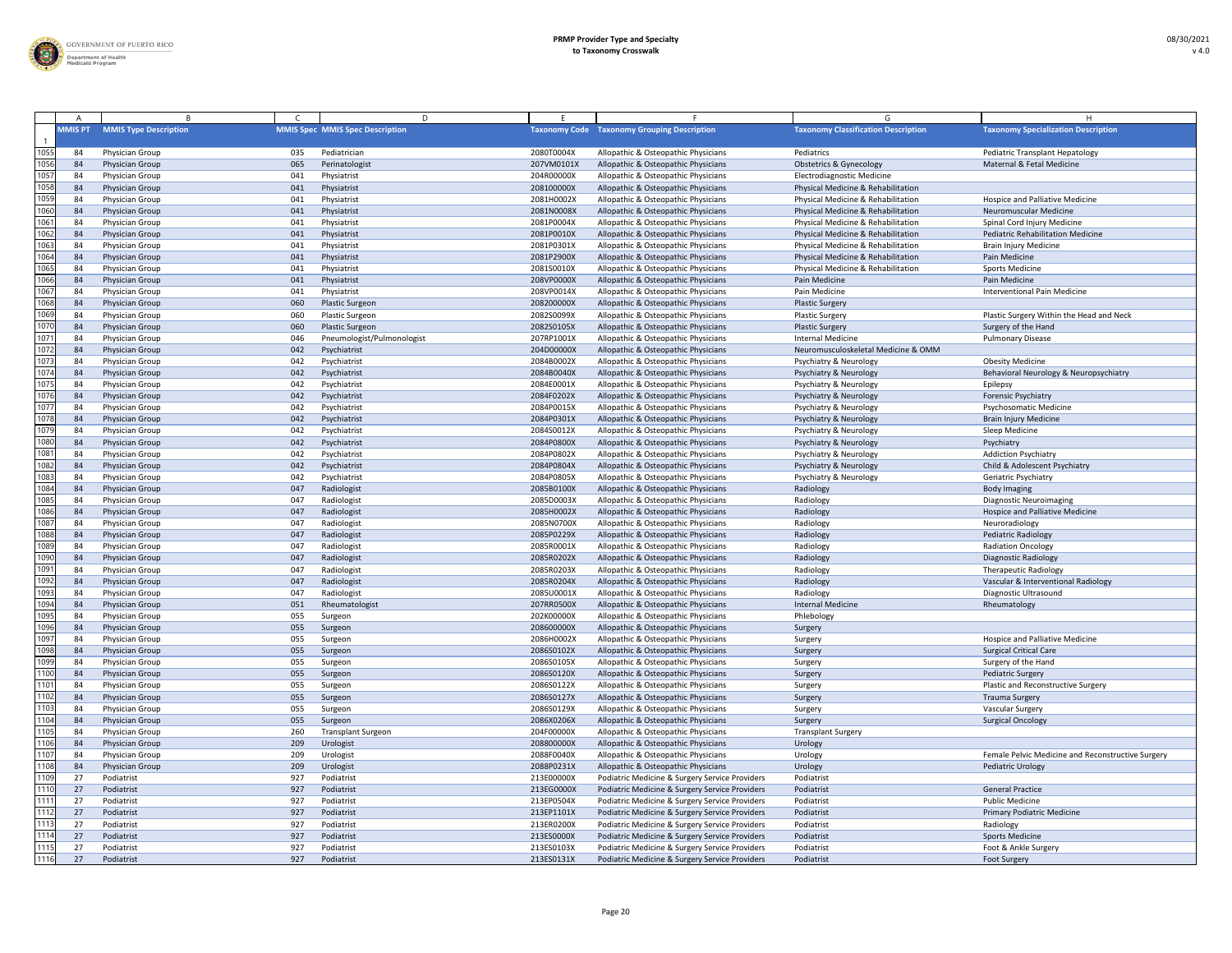| | A | B | C | D | E | F | G | H |
|---|---|---|---|---|---|---|---|---|
| 1 | MMIS PT | MMIS Type Description | MMIS Spec | MMIS Spec Description | Taxonomy Code | Taxonomy Grouping Description | Taxonomy Classification Description | Taxonomy Specialization Description |
| 1055 | 84 | Physician Group | 035 | Pediatrician | 2080T0004X | Allopathic & Osteopathic Physicians | Pediatrics | Pediatric Transplant Hepatology |
| 1056 | 84 | Physician Group | 065 | Perinatologist | 207VM0101X | Allopathic & Osteopathic Physicians | Obstetrics & Gynecology | Maternal & Fetal Medicine |
| 1057 | 84 | Physician Group | 041 | Physiatrist | 204R00000X | Allopathic & Osteopathic Physicians | Electrodiagnostic Medicine | |
| 1058 | 84 | Physician Group | 041 | Physiatrist | 208100000X | Allopathic & Osteopathic Physicians | Physical Medicine & Rehabilitation | |
| 1059 | 84 | Physician Group | 041 | Physiatrist | 2081H0002X | Allopathic & Osteopathic Physicians | Physical Medicine & Rehabilitation | Hospice and Palliative Medicine |
| 1060 | 84 | Physician Group | 041 | Physiatrist | 2081N0008X | Allopathic & Osteopathic Physicians | Physical Medicine & Rehabilitation | Neuromuscular Medicine |
| 1061 | 84 | Physician Group | 041 | Physiatrist | 2081P0004X | Allopathic & Osteopathic Physicians | Physical Medicine & Rehabilitation | Spinal Cord Injury Medicine |
| 1062 | 84 | Physician Group | 041 | Physiatrist | 2081P0010X | Allopathic & Osteopathic Physicians | Physical Medicine & Rehabilitation | Pediatric Rehabilitation Medicine |
| 1063 | 84 | Physician Group | 041 | Physiatrist | 2081P0301X | Allopathic & Osteopathic Physicians | Physical Medicine & Rehabilitation | Brain Injury Medicine |
| 1064 | 84 | Physician Group | 041 | Physiatrist | 2081P2900X | Allopathic & Osteopathic Physicians | Physical Medicine & Rehabilitation | Pain Medicine |
| 1065 | 84 | Physician Group | 041 | Physiatrist | 2081S0010X | Allopathic & Osteopathic Physicians | Physical Medicine & Rehabilitation | Sports Medicine |
| 1066 | 84 | Physician Group | 041 | Physiatrist | 208VP0000X | Allopathic & Osteopathic Physicians | Pain Medicine | Pain Medicine |
| 1067 | 84 | Physician Group | 041 | Physiatrist | 208VP0014X | Allopathic & Osteopathic Physicians | Pain Medicine | Interventional Pain Medicine |
| 1068 | 84 | Physician Group | 060 | Plastic Surgeon | 208200000X | Allopathic & Osteopathic Physicians | Plastic Surgery | |
| 1069 | 84 | Physician Group | 060 | Plastic Surgeon | 2082S0099X | Allopathic & Osteopathic Physicians | Plastic Surgery | Plastic Surgery Within the Head and Neck |
| 1070 | 84 | Physician Group | 060 | Plastic Surgeon | 2082S0105X | Allopathic & Osteopathic Physicians | Plastic Surgery | Surgery of the Hand |
| 1071 | 84 | Physician Group | 046 | Pneumologist/Pulmonologist | 207RP1001X | Allopathic & Osteopathic Physicians | Internal Medicine | Pulmonary Disease |
| 1072 | 84 | Physician Group | 042 | Psychiatrist | 204D00000X | Allopathic & Osteopathic Physicians | Neuromusculoskeletal Medicine & OMM | |
| 1073 | 84 | Physician Group | 042 | Psychiatrist | 2084B0002X | Allopathic & Osteopathic Physicians | Psychiatry & Neurology | Obesity Medicine |
| 1074 | 84 | Physician Group | 042 | Psychiatrist | 2084B0040X | Allopathic & Osteopathic Physicians | Psychiatry & Neurology | Behavioral Neurology & Neuropsychiatry |
| 1075 | 84 | Physician Group | 042 | Psychiatrist | 2084E0001X | Allopathic & Osteopathic Physicians | Psychiatry & Neurology | Epilepsy |
| 1076 | 84 | Physician Group | 042 | Psychiatrist | 2084F0202X | Allopathic & Osteopathic Physicians | Psychiatry & Neurology | Forensic Psychiatry |
| 1077 | 84 | Physician Group | 042 | Psychiatrist | 2084P0015X | Allopathic & Osteopathic Physicians | Psychiatry & Neurology | Psychosomatic Medicine |
| 1078 | 84 | Physician Group | 042 | Psychiatrist | 2084P0301X | Allopathic & Osteopathic Physicians | Psychiatry & Neurology | Brain Injury Medicine |
| 1079 | 84 | Physician Group | 042 | Psychiatrist | 2084S0012X | Allopathic & Osteopathic Physicians | Psychiatry & Neurology | Sleep Medicine |
| 1080 | 84 | Physician Group | 042 | Psychiatrist | 2084P0800X | Allopathic & Osteopathic Physicians | Psychiatry & Neurology | Psychiatry |
| 1081 | 84 | Physician Group | 042 | Psychiatrist | 2084P0802X | Allopathic & Osteopathic Physicians | Psychiatry & Neurology | Addiction Psychiatry |
| 1082 | 84 | Physician Group | 042 | Psychiatrist | 2084P0804X | Allopathic & Osteopathic Physicians | Psychiatry & Neurology | Child & Adolescent Psychiatry |
| 1083 | 84 | Physician Group | 042 | Psychiatrist | 2084P0805X | Allopathic & Osteopathic Physicians | Psychiatry & Neurology | Geriatric Psychiatry |
| 1084 | 84 | Physician Group | 047 | Radiologist | 2085B0100X | Allopathic & Osteopathic Physicians | Radiology | Body Imaging |
| 1085 | 84 | Physician Group | 047 | Radiologist | 2085D0003X | Allopathic & Osteopathic Physicians | Radiology | Diagnostic Neuroimaging |
| 1086 | 84 | Physician Group | 047 | Radiologist | 2085H0002X | Allopathic & Osteopathic Physicians | Radiology | Hospice and Palliative Medicine |
| 1087 | 84 | Physician Group | 047 | Radiologist | 2085N0700X | Allopathic & Osteopathic Physicians | Radiology | Neuroradiology |
| 1088 | 84 | Physician Group | 047 | Radiologist | 2085P0229X | Allopathic & Osteopathic Physicians | Radiology | Pediatric Radiology |
| 1089 | 84 | Physician Group | 047 | Radiologist | 2085R0001X | Allopathic & Osteopathic Physicians | Radiology | Radiation Oncology |
| 1090 | 84 | Physician Group | 047 | Radiologist | 2085R0202X | Allopathic & Osteopathic Physicians | Radiology | Diagnostic Radiology |
| 1091 | 84 | Physician Group | 047 | Radiologist | 2085R0203X | Allopathic & Osteopathic Physicians | Radiology | Therapeutic Radiology |
| 1092 | 84 | Physician Group | 047 | Radiologist | 2085R0204X | Allopathic & Osteopathic Physicians | Radiology | Vascular & Interventional Radiology |
| 1093 | 84 | Physician Group | 047 | Radiologist | 2085U0001X | Allopathic & Osteopathic Physicians | Radiology | Diagnostic Ultrasound |
| 1094 | 84 | Physician Group | 051 | Rheumatologist | 207RR0500X | Allopathic & Osteopathic Physicians | Internal Medicine | Rheumatology |
| 1095 | 84 | Physician Group | 055 | Surgeon | 202K00000X | Allopathic & Osteopathic Physicians | Phlebology | |
| 1096 | 84 | Physician Group | 055 | Surgeon | 208600000X | Allopathic & Osteopathic Physicians | Surgery | |
| 1097 | 84 | Physician Group | 055 | Surgeon | 2086H0002X | Allopathic & Osteopathic Physicians | Surgery | Hospice and Palliative Medicine |
| 1098 | 84 | Physician Group | 055 | Surgeon | 2086S0102X | Allopathic & Osteopathic Physicians | Surgery | Surgical Critical Care |
| 1099 | 84 | Physician Group | 055 | Surgeon | 2086S0105X | Allopathic & Osteopathic Physicians | Surgery | Surgery of the Hand |
| 1100 | 84 | Physician Group | 055 | Surgeon | 2086S0120X | Allopathic & Osteopathic Physicians | Surgery | Pediatric Surgery |
| 1101 | 84 | Physician Group | 055 | Surgeon | 2086S0122X | Allopathic & Osteopathic Physicians | Surgery | Plastic and Reconstructive Surgery |
| 1102 | 84 | Physician Group | 055 | Surgeon | 2086S0127X | Allopathic & Osteopathic Physicians | Surgery | Trauma Surgery |
| 1103 | 84 | Physician Group | 055 | Surgeon | 2086S0129X | Allopathic & Osteopathic Physicians | Surgery | Vascular Surgery |
| 1104 | 84 | Physician Group | 055 | Surgeon | 2086X0206X | Allopathic & Osteopathic Physicians | Surgery | Surgical Oncology |
| 1105 | 84 | Physician Group | 260 | Transplant Surgeon | 204F00000X | Allopathic & Osteopathic Physicians | Transplant Surgery | |
| 1106 | 84 | Physician Group | 209 | Urologist | 208800000X | Allopathic & Osteopathic Physicians | Urology | |
| 1107 | 84 | Physician Group | 209 | Urologist | 2088F0040X | Allopathic & Osteopathic Physicians | Urology | Female Pelvic Medicine and Reconstructive Surgery |
| 1108 | 84 | Physician Group | 209 | Urologist | 2088P0231X | Allopathic & Osteopathic Physicians | Urology | Pediatric Urology |
| 1109 | 27 | Podiatrist | 927 | Podiatrist | 213E00000X | Podiatric Medicine & Surgery Service Providers | Podiatrist | |
| 1110 | 27 | Podiatrist | 927 | Podiatrist | 213EG0000X | Podiatric Medicine & Surgery Service Providers | Podiatrist | General Practice |
| 1111 | 27 | Podiatrist | 927 | Podiatrist | 213EP0504X | Podiatric Medicine & Surgery Service Providers | Podiatrist | Public Medicine |
| 1112 | 27 | Podiatrist | 927 | Podiatrist | 213EP1101X | Podiatric Medicine & Surgery Service Providers | Podiatrist | Primary Podiatric Medicine |
| 1113 | 27 | Podiatrist | 927 | Podiatrist | 213ER0200X | Podiatric Medicine & Surgery Service Providers | Podiatrist | Radiology |
| 1114 | 27 | Podiatrist | 927 | Podiatrist | 213ES0000X | Podiatric Medicine & Surgery Service Providers | Podiatrist | Sports Medicine |
| 1115 | 27 | Podiatrist | 927 | Podiatrist | 213ES0103X | Podiatric Medicine & Surgery Service Providers | Podiatrist | Foot & Ankle Surgery |
| 1116 | 27 | Podiatrist | 927 | Podiatrist | 213ES0131X | Podiatric Medicine & Surgery Service Providers | Podiatrist | Foot Surgery |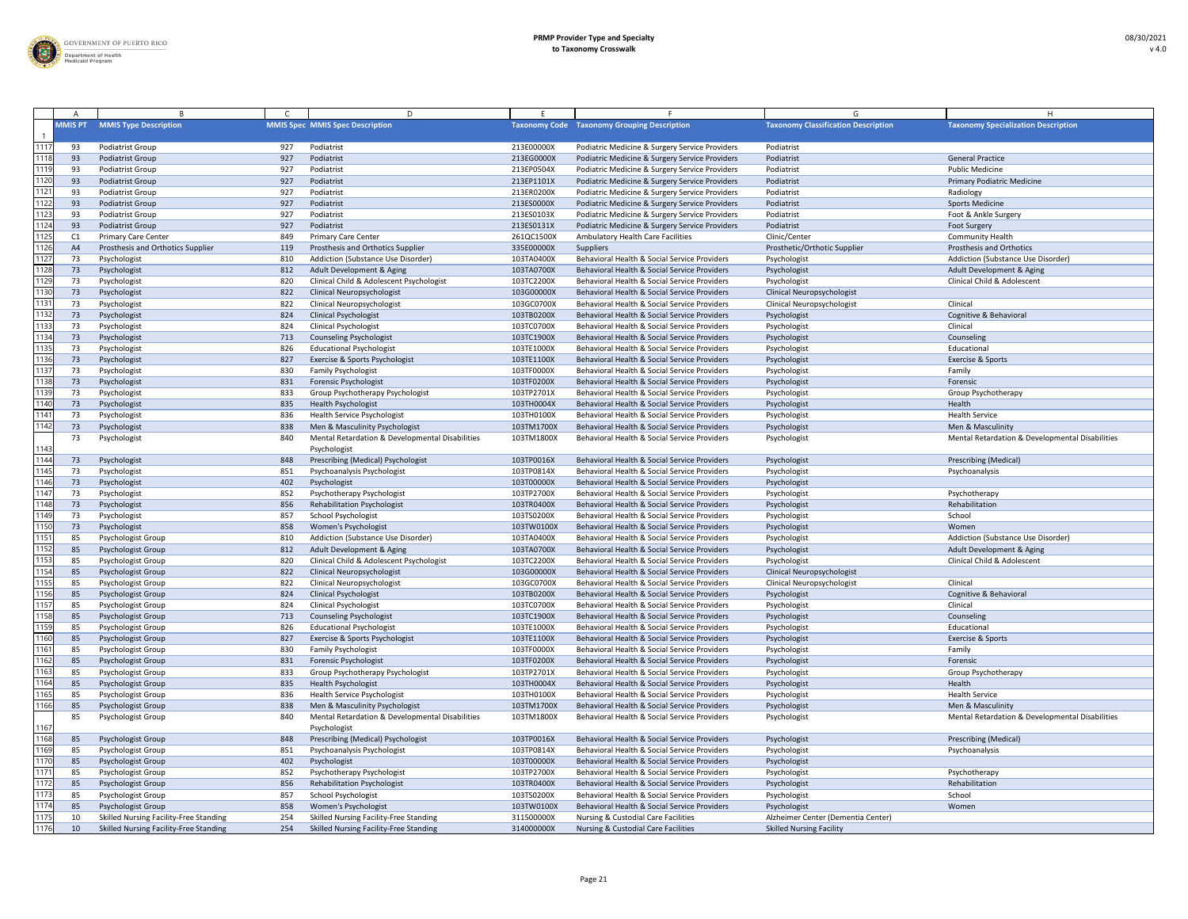| | A | B | C | D | E | F | G | H |
|---|---|---|---|---|---|---|---|---|
| 1 | MMIS PT | MMIS Type Description | MMIS Spec | MMIS Spec Description | Taxonomy Code | Taxonomy Grouping Description | Taxonomy Classification Description | Taxonomy Specialization Description |
| 1117 | 93 | Podiatrist Group | 927 | Podiatrist | 213E00000X | Podiatric Medicine & Surgery Service Providers | Podiatrist | |
| 1118 | 93 | Podiatrist Group | 927 | Podiatrist | 213EG0000X | Podiatric Medicine & Surgery Service Providers | Podiatrist | General Practice |
| 1119 | 93 | Podiatrist Group | 927 | Podiatrist | 213EP0504X | Podiatric Medicine & Surgery Service Providers | Podiatrist | Public Medicine |
| 1120 | 93 | Podiatrist Group | 927 | Podiatrist | 213EP1101X | Podiatric Medicine & Surgery Service Providers | Podiatrist | Primary Podiatric Medicine |
| 1121 | 93 | Podiatrist Group | 927 | Podiatrist | 213ER0200X | Podiatric Medicine & Surgery Service Providers | Podiatrist | Radiology |
| 1122 | 93 | Podiatrist Group | 927 | Podiatrist | 213ES0000X | Podiatric Medicine & Surgery Service Providers | Podiatrist | Sports Medicine |
| 1123 | 93 | Podiatrist Group | 927 | Podiatrist | 213ES0103X | Podiatric Medicine & Surgery Service Providers | Podiatrist | Foot & Ankle Surgery |
| 1124 | 93 | Podiatrist Group | 927 | Podiatrist | 213ES0131X | Podiatric Medicine & Surgery Service Providers | Podiatrist | Foot Surgery |
| 1125 | C1 | Primary Care Center | 849 | Primary Care Center | 261QC1500X | Ambulatory Health Care Facilities | Clinic/Center | Community Health |
| 1126 | A4 | Prosthesis and Orthotics Supplier | 119 | Prosthesis and Orthotics Supplier | 335E00000X | Suppliers | Prosthetic/Orthotic Supplier | Prosthesis and Orthotics |
| 1127 | 73 | Psychologist | 810 | Addiction (Substance Use Disorder) | 103TA0400X | Behavioral Health & Social Service Providers | Psychologist | Addiction (Substance Use Disorder) |
| 1128 | 73 | Psychologist | 812 | Adult Development & Aging | 103TA0700X | Behavioral Health & Social Service Providers | Psychologist | Adult Development & Aging |
| 1129 | 73 | Psychologist | 820 | Clinical Child & Adolescent Psychologist | 103TC2200X | Behavioral Health & Social Service Providers | Psychologist | Clinical Child & Adolescent |
| 1130 | 73 | Psychologist | 822 | Clinical Neuropsychologist | 103G00000X | Behavioral Health & Social Service Providers | Clinical Neuropsychologist | |
| 1131 | 73 | Psychologist | 822 | Clinical Neuropsychologist | 103GC0700X | Behavioral Health & Social Service Providers | Clinical Neuropsychologist | Clinical |
| 1132 | 73 | Psychologist | 824 | Clinical Psychologist | 103TB0200X | Behavioral Health & Social Service Providers | Psychologist | Cognitive & Behavioral |
| 1133 | 73 | Psychologist | 824 | Clinical Psychologist | 103TC0700X | Behavioral Health & Social Service Providers | Psychologist | Clinical |
| 1134 | 73 | Psychologist | 713 | Counseling Psychologist | 103TC1900X | Behavioral Health & Social Service Providers | Psychologist | Counseling |
| 1135 | 73 | Psychologist | 826 | Educational Psychologist | 103TE1000X | Behavioral Health & Social Service Providers | Psychologist | Educational |
| 1136 | 73 | Psychologist | 827 | Exercise & Sports Psychologist | 103TE1100X | Behavioral Health & Social Service Providers | Psychologist | Exercise & Sports |
| 1137 | 73 | Psychologist | 830 | Family Psychologist | 103TF0000X | Behavioral Health & Social Service Providers | Psychologist | Family |
| 1138 | 73 | Psychologist | 831 | Forensic Psychologist | 103TF0200X | Behavioral Health & Social Service Providers | Psychologist | Forensic |
| 1139 | 73 | Psychologist | 833 | Group Psychotherapy Psychologist | 103TP2701X | Behavioral Health & Social Service Providers | Psychologist | Group Psychotherapy |
| 1140 | 73 | Psychologist | 835 | Health Psychologist | 103TH0004X | Behavioral Health & Social Service Providers | Psychologist | Health |
| 1141 | 73 | Psychologist | 836 | Health Service Psychologist | 103TH0100X | Behavioral Health & Social Service Providers | Psychologist | Health Service |
| 1142 | 73 | Psychologist | 838 | Men & Masculinity Psychologist | 103TM1700X | Behavioral Health & Social Service Providers | Psychologist | Men & Masculinity |
| 1143 | 73 | Psychologist | 840 | Mental Retardation & Developmental Disabilities Psychologist | 103TM1800X | Behavioral Health & Social Service Providers | Psychologist | Mental Retardation & Developmental Disabilities |
| 1144 | 73 | Psychologist | 848 | Prescribing (Medical) Psychologist | 103TP0016X | Behavioral Health & Social Service Providers | Psychologist | Prescribing (Medical) |
| 1145 | 73 | Psychologist | 851 | Psychoanalysis Psychologist | 103TP0814X | Behavioral Health & Social Service Providers | Psychologist | Psychoanalysis |
| 1146 | 73 | Psychologist | 402 | Psychologist | 103T00000X | Behavioral Health & Social Service Providers | Psychologist | |
| 1147 | 73 | Psychologist | 852 | Psychotherapy Psychologist | 103TP2700X | Behavioral Health & Social Service Providers | Psychologist | Psychotherapy |
| 1148 | 73 | Psychologist | 856 | Rehabilitation Psychologist | 103TR0400X | Behavioral Health & Social Service Providers | Psychologist | Rehabilitation |
| 1149 | 73 | Psychologist | 857 | School Psychologist | 103TS0200X | Behavioral Health & Social Service Providers | Psychologist | School |
| 1150 | 73 | Psychologist | 858 | Women's Psychologist | 103TW0100X | Behavioral Health & Social Service Providers | Psychologist | Women |
| 1151 | 85 | Psychologist Group | 810 | Addiction (Substance Use Disorder) | 103TA0400X | Behavioral Health & Social Service Providers | Psychologist | Addiction (Substance Use Disorder) |
| 1152 | 85 | Psychologist Group | 812 | Adult Development & Aging | 103TA0700X | Behavioral Health & Social Service Providers | Psychologist | Adult Development & Aging |
| 1153 | 85 | Psychologist Group | 820 | Clinical Child & Adolescent Psychologist | 103TC2200X | Behavioral Health & Social Service Providers | Psychologist | Clinical Child & Adolescent |
| 1154 | 85 | Psychologist Group | 822 | Clinical Neuropsychologist | 103G00000X | Behavioral Health & Social Service Providers | Clinical Neuropsychologist | |
| 1155 | 85 | Psychologist Group | 822 | Clinical Neuropsychologist | 103GC0700X | Behavioral Health & Social Service Providers | Clinical Neuropsychologist | Clinical |
| 1156 | 85 | Psychologist Group | 824 | Clinical Psychologist | 103TB0200X | Behavioral Health & Social Service Providers | Psychologist | Cognitive & Behavioral |
| 1157 | 85 | Psychologist Group | 824 | Clinical Psychologist | 103TC0700X | Behavioral Health & Social Service Providers | Psychologist | Clinical |
| 1158 | 85 | Psychologist Group | 713 | Counseling Psychologist | 103TC1900X | Behavioral Health & Social Service Providers | Psychologist | Counseling |
| 1159 | 85 | Psychologist Group | 826 | Educational Psychologist | 103TE1000X | Behavioral Health & Social Service Providers | Psychologist | Educational |
| 1160 | 85 | Psychologist Group | 827 | Exercise & Sports Psychologist | 103TE1100X | Behavioral Health & Social Service Providers | Psychologist | Exercise & Sports |
| 1161 | 85 | Psychologist Group | 830 | Family Psychologist | 103TF0000X | Behavioral Health & Social Service Providers | Psychologist | Family |
| 1162 | 85 | Psychologist Group | 831 | Forensic Psychologist | 103TF0200X | Behavioral Health & Social Service Providers | Psychologist | Forensic |
| 1163 | 85 | Psychologist Group | 833 | Group Psychotherapy Psychologist | 103TP2701X | Behavioral Health & Social Service Providers | Psychologist | Group Psychotherapy |
| 1164 | 85 | Psychologist Group | 835 | Health Psychologist | 103TH0004X | Behavioral Health & Social Service Providers | Psychologist | Health |
| 1165 | 85 | Psychologist Group | 836 | Health Service Psychologist | 103TH0100X | Behavioral Health & Social Service Providers | Psychologist | Health Service |
| 1166 | 85 | Psychologist Group | 838 | Men & Masculinity Psychologist | 103TM1700X | Behavioral Health & Social Service Providers | Psychologist | Men & Masculinity |
| 1167 | 85 | Psychologist Group | 840 | Mental Retardation & Developmental Disabilities Psychologist | 103TM1800X | Behavioral Health & Social Service Providers | Psychologist | Mental Retardation & Developmental Disabilities |
| 1168 | 85 | Psychologist Group | 848 | Prescribing (Medical) Psychologist | 103TP0016X | Behavioral Health & Social Service Providers | Psychologist | Prescribing (Medical) |
| 1169 | 85 | Psychologist Group | 851 | Psychoanalysis Psychologist | 103TP0814X | Behavioral Health & Social Service Providers | Psychologist | Psychoanalysis |
| 1170 | 85 | Psychologist Group | 402 | Psychologist | 103T00000X | Behavioral Health & Social Service Providers | Psychologist | |
| 1171 | 85 | Psychologist Group | 852 | Psychotherapy Psychologist | 103TP2700X | Behavioral Health & Social Service Providers | Psychologist | Psychotherapy |
| 1172 | 85 | Psychologist Group | 856 | Rehabilitation Psychologist | 103TR0400X | Behavioral Health & Social Service Providers | Psychologist | Rehabilitation |
| 1173 | 85 | Psychologist Group | 857 | School Psychologist | 103TS0200X | Behavioral Health & Social Service Providers | Psychologist | School |
| 1174 | 85 | Psychologist Group | 858 | Women's Psychologist | 103TW0100X | Behavioral Health & Social Service Providers | Psychologist | Women |
| 1175 | 10 | Skilled Nursing Facility-Free Standing | 254 | Skilled Nursing Facility-Free Standing | 311500000X | Nursing & Custodial Care Facilities | Alzheimer Center (Dementia Center) | |
| 1176 | 10 | Skilled Nursing Facility-Free Standing | 254 | Skilled Nursing Facility-Free Standing | 314000000X | Nursing & Custodial Care Facilities | Skilled Nursing Facility | |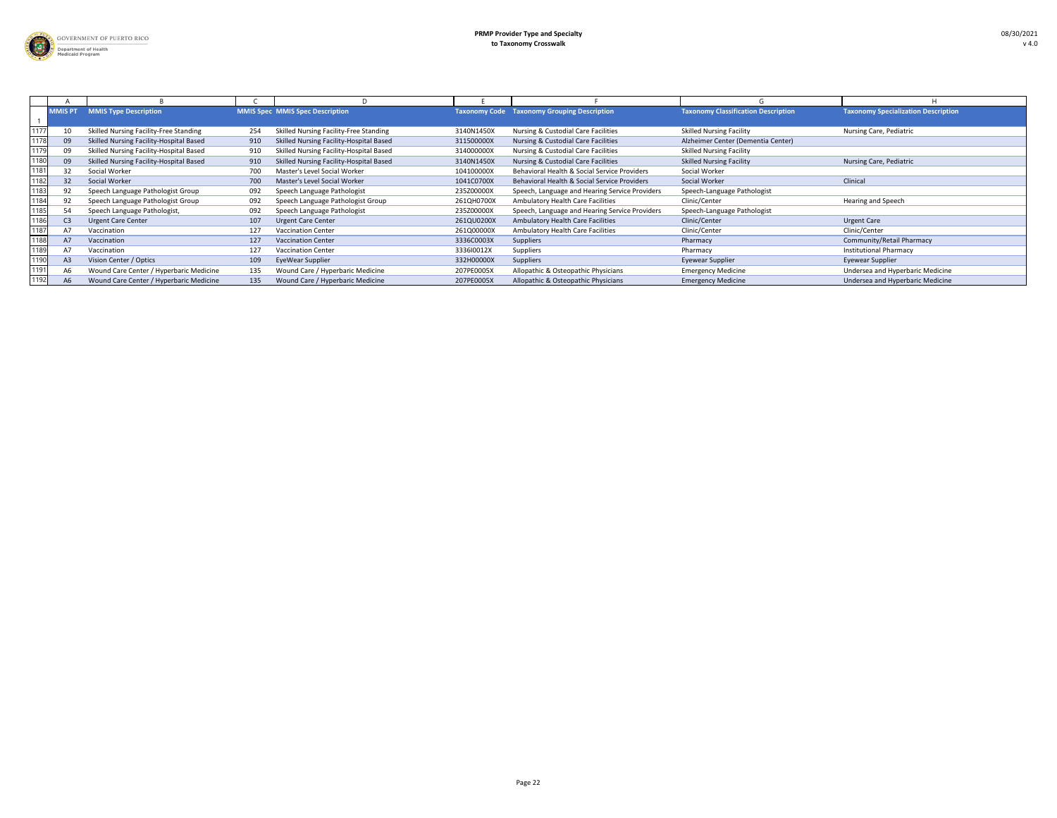| | A | B | C | D | E | F | G | H |
|---|---|---|---|---|---|---|---|---|
| 1 | MMIS PT | MMIS Type Description | MMIS Spec | MMIS Spec Description | Taxonomy Code | Taxonomy Grouping Description | Taxonomy Classification Description | Taxonomy Specialization Description |
| 1177 | 10 | Skilled Nursing Facility-Free Standing | 254 | Skilled Nursing Facility-Free Standing | 3140N1450X | Nursing & Custodial Care Facilities | Skilled Nursing Facility | Nursing Care, Pediatric |
| 1178 | 09 | Skilled Nursing Facility-Hospital Based | 910 | Skilled Nursing Facility-Hospital Based | 311500000X | Nursing & Custodial Care Facilities | Alzheimer Center (Dementia Center) | |
| 1179 | 09 | Skilled Nursing Facility-Hospital Based | 910 | Skilled Nursing Facility-Hospital Based | 314000000X | Nursing & Custodial Care Facilities | Skilled Nursing Facility | |
| 1180 | 09 | Skilled Nursing Facility-Hospital Based | 910 | Skilled Nursing Facility-Hospital Based | 3140N1450X | Nursing & Custodial Care Facilities | Skilled Nursing Facility | Nursing Care, Pediatric |
| 1181 | 32 | Social Worker | 700 | Master's Level Social Worker | 104100000X | Behavioral Health & Social Service Providers | Social Worker | |
| 1182 | 32 | Social Worker | 700 | Master's Level Social Worker | 1041C0700X | Behavioral Health & Social Service Providers | Social Worker | Clinical |
| 1183 | 92 | Speech Language Pathologist Group | 092 | Speech Language Pathologist | 235Z00000X | Speech, Language and Hearing Service Providers | Speech-Language Pathologist | |
| 1184 | 92 | Speech Language Pathologist Group | 092 | Speech Language Pathologist Group | 261QH0700X | Ambulatory Health Care Facilities | Clinic/Center | Hearing and Speech |
| 1185 | 54 | Speech Language Pathologist, | 092 | Speech Language Pathologist | 235Z00000X | Speech, Language and Hearing Service Providers | Speech-Language Pathologist | |
| 1186 | C3 | Urgent Care Center | 107 | Urgent Care Center | 261QU0200X | Ambulatory Health Care Facilities | Clinic/Center | Urgent Care |
| 1187 | A7 | Vaccination | 127 | Vaccination Center | 261Q00000X | Ambulatory Health Care Facilities | Clinic/Center | Clinic/Center |
| 1188 | A7 | Vaccination | 127 | Vaccination Center | 3336C0003X | Suppliers | Pharmacy | Community/Retail Pharmacy |
| 1189 | A7 | Vaccination | 127 | Vaccination Center | 3336I0012X | Suppliers | Pharmacy | Institutional Pharmacy |
| 1190 | A3 | Vision Center / Optics | 109 | EyeWear Supplier | 332H00000X | Suppliers | Eyewear Supplier | Eyewear Supplier |
| 1191 | A6 | Wound Care Center / Hyperbaric Medicine | 135 | Wound Care / Hyperbaric Medicine | 207PE0005X | Allopathic & Osteopathic Physicians | Emergency Medicine | Undersea and Hyperbaric Medicine |
| 1192 | A6 | Wound Care Center / Hyperbaric Medicine | 135 | Wound Care / Hyperbaric Medicine | 207PE0005X | Allopathic & Osteopathic Physicians | Emergency Medicine | Undersea and Hyperbaric Medicine |